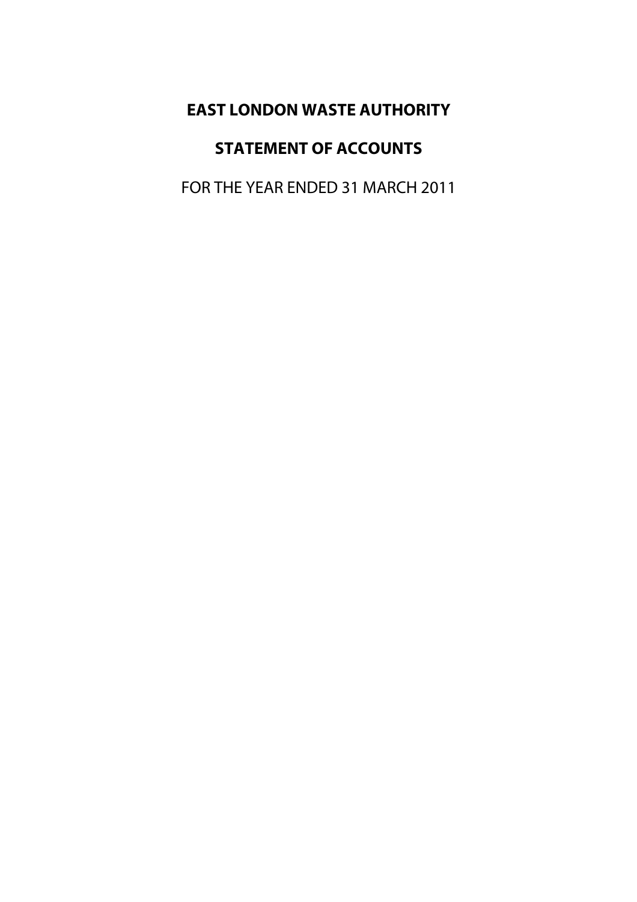# EAST LONDON WASTE AUTHORITY

## STATEMENT OF ACCOUNTS

FOR THE YEAR ENDED 31 MARCH 2011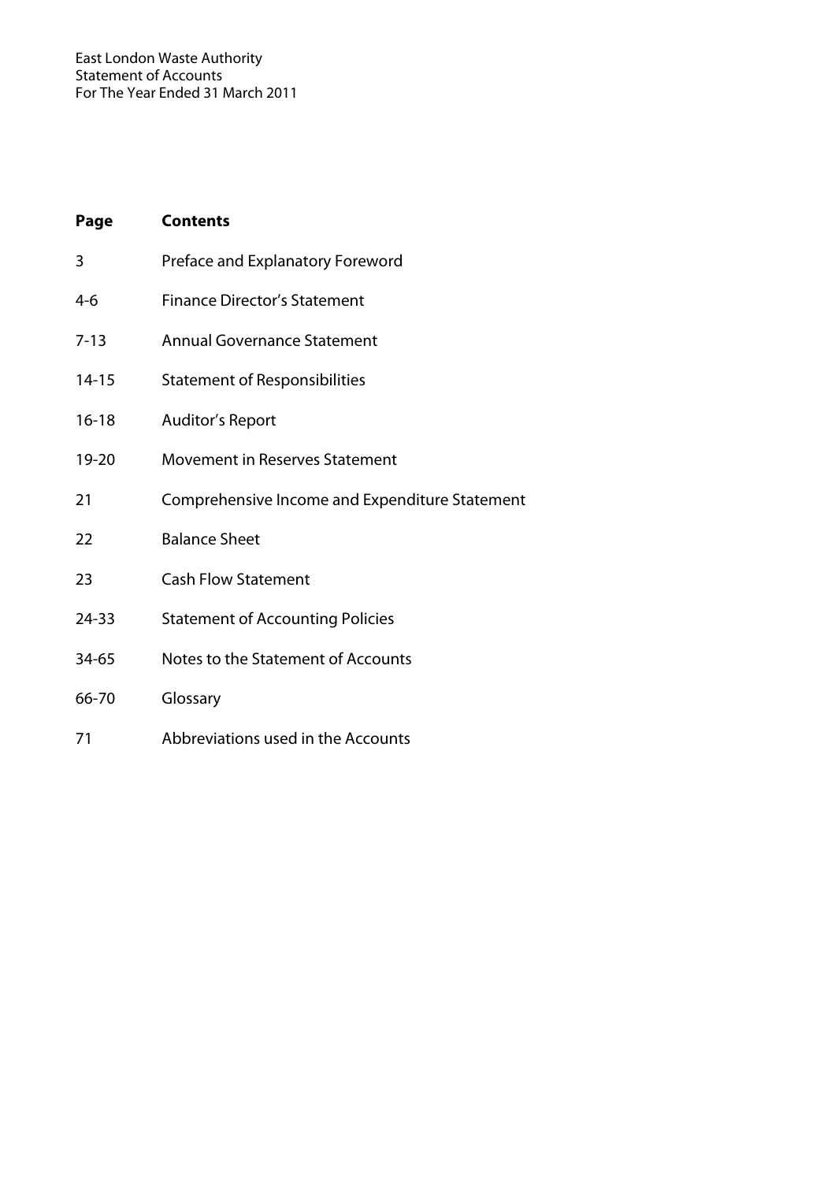East London Waste Authority
Statement of Accounts
For The Year Ended 31 March 2011

| Page | Contents |
| --- | --- |
| 3 | Preface and Explanatory Foreword |
| 4-6 | Finance Director's Statement |
| 7-13 | Annual Governance Statement |
| 14-15 | Statement of Responsibilities |
| 16-18 | Auditor's Report |
| 19-20 | Movement in Reserves Statement |
| 21 | Comprehensive Income and Expenditure Statement |
| 22 | Balance Sheet |
| 23 | Cash Flow Statement |
| 24-33 | Statement of Accounting Policies |
| 34-65 | Notes to the Statement of Accounts |
| 66-70 | Glossary |
| 71 | Abbreviations used in the Accounts |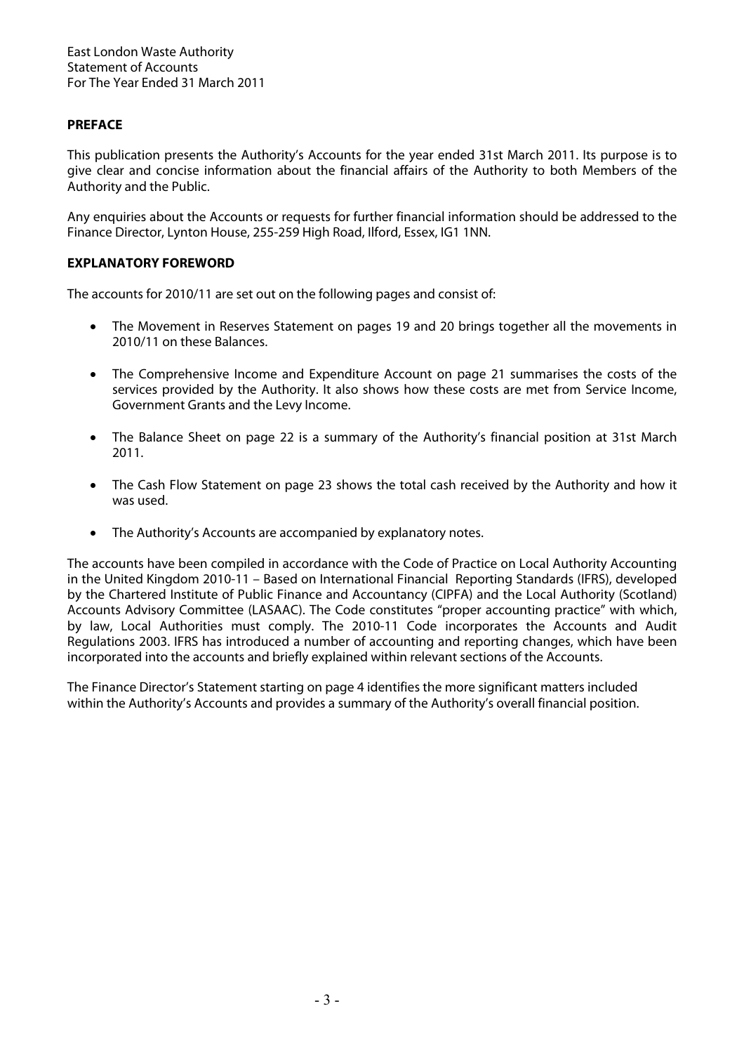## PREFACE

This publication presents the Authority's Accounts for the year ended 31st March 2011. Its purpose is to give clear and concise information about the financial affairs of the Authority to both Members of the Authority and the Public.

Any enquiries about the Accounts or requests for further financial information should be addressed to the Finance Director, Lynton House, 255-259 High Road, Ilford, Essex, IG1 1NN.

## EXPLANATORY FOREWORD

The accounts for 2010/11 are set out on the following pages and consist of:

- The Movement in Reserves Statement on pages 19 and 20 brings together all the movements in 2010/11 on these Balances.
- The Comprehensive Income and Expenditure Account on page 21 summarises the costs of the services provided by the Authority. It also shows how these costs are met from Service Income, Government Grants and the Levy Income.
- The Balance Sheet on page 22 is a summary of the Authority's financial position at 31st March 2011.
- The Cash Flow Statement on page 23 shows the total cash received by the Authority and how it was used.
- The Authority's Accounts are accompanied by explanatory notes.

The accounts have been compiled in accordance with the Code of Practice on Local Authority Accounting in the United Kingdom 2010-11 – Based on International Financial Reporting Standards (IFRS), developed by the Chartered Institute of Public Finance and Accountancy (CIPFA) and the Local Authority (Scotland) Accounts Advisory Committee (LASAAC). The Code constitutes "proper accounting practice" with which, by law, Local Authorities must comply. The 2010-11 Code incorporates the Accounts and Audit Regulations 2003. IFRS has introduced a number of accounting and reporting changes, which have been incorporated into the accounts and briefly explained within relevant sections of the Accounts.

The Finance Director's Statement starting on page 4 identifies the more significant matters included within the Authority's Accounts and provides a summary of the Authority's overall financial position.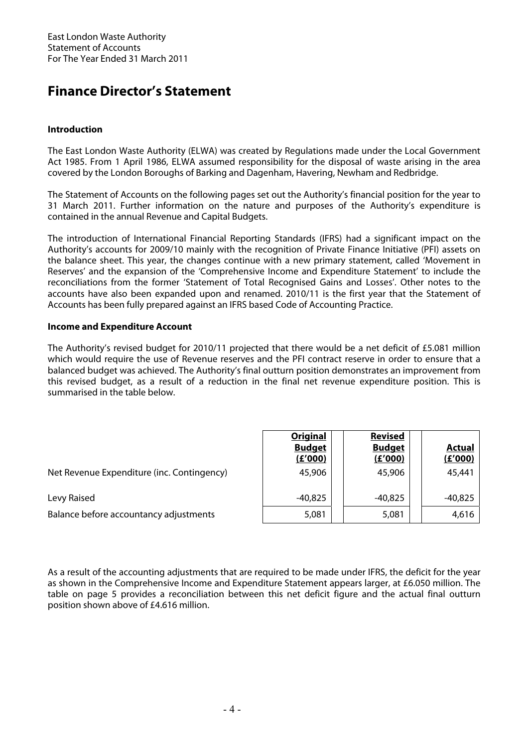# Finance Director's Statement

**Introduction**

The East London Waste Authority (ELWA) was created by Regulations made under the Local Government Act 1985. From 1 April 1986, ELWA assumed responsibility for the disposal of waste arising in the area covered by the London Boroughs of Barking and Dagenham, Havering, Newham and Redbridge.

The Statement of Accounts on the following pages set out the Authority's financial position for the year to 31 March 2011. Further information on the nature and purposes of the Authority's expenditure is contained in the annual Revenue and Capital Budgets.

The introduction of International Financial Reporting Standards (IFRS) had a significant impact on the Authority's accounts for 2009/10 mainly with the recognition of Private Finance Initiative (PFI) assets on the balance sheet. This year, the changes continue with a new primary statement, called 'Movement in Reserves' and the expansion of the 'Comprehensive Income and Expenditure Statement' to include the reconciliations from the former 'Statement of Total Recognised Gains and Losses'. Other notes to the accounts have also been expanded upon and renamed. 2010/11 is the first year that the Statement of Accounts has been fully prepared against an IFRS based Code of Accounting Practice.

**Income and Expenditure Account**

The Authority's revised budget for 2010/11 projected that there would be a net deficit of £5.081 million which would require the use of Revenue reserves and the PFI contract reserve in order to ensure that a balanced budget was achieved. The Authority's final outturn position demonstrates an improvement from this revised budget, as a result of a reduction in the final net revenue expenditure position. This is summarised in the table below.

| | Original Budget (£'000) | Revised Budget (£'000) | Actual (£'000) |
|---|---|---|---|
| Net Revenue Expenditure (inc. Contingency) | 45,906 | 45,906 | 45,441 |
| Levy Raised | -40,825 | -40,825 | -40,825 |
| Balance before accountancy adjustments | 5,081 | 5,081 | 4,616 |

As a result of the accounting adjustments that are required to be made under IFRS, the deficit for the year as shown in the Comprehensive Income and Expenditure Statement appears larger, at £6.050 million. The table on page 5 provides a reconciliation between this net deficit figure and the actual final outturn position shown above of £4.616 million.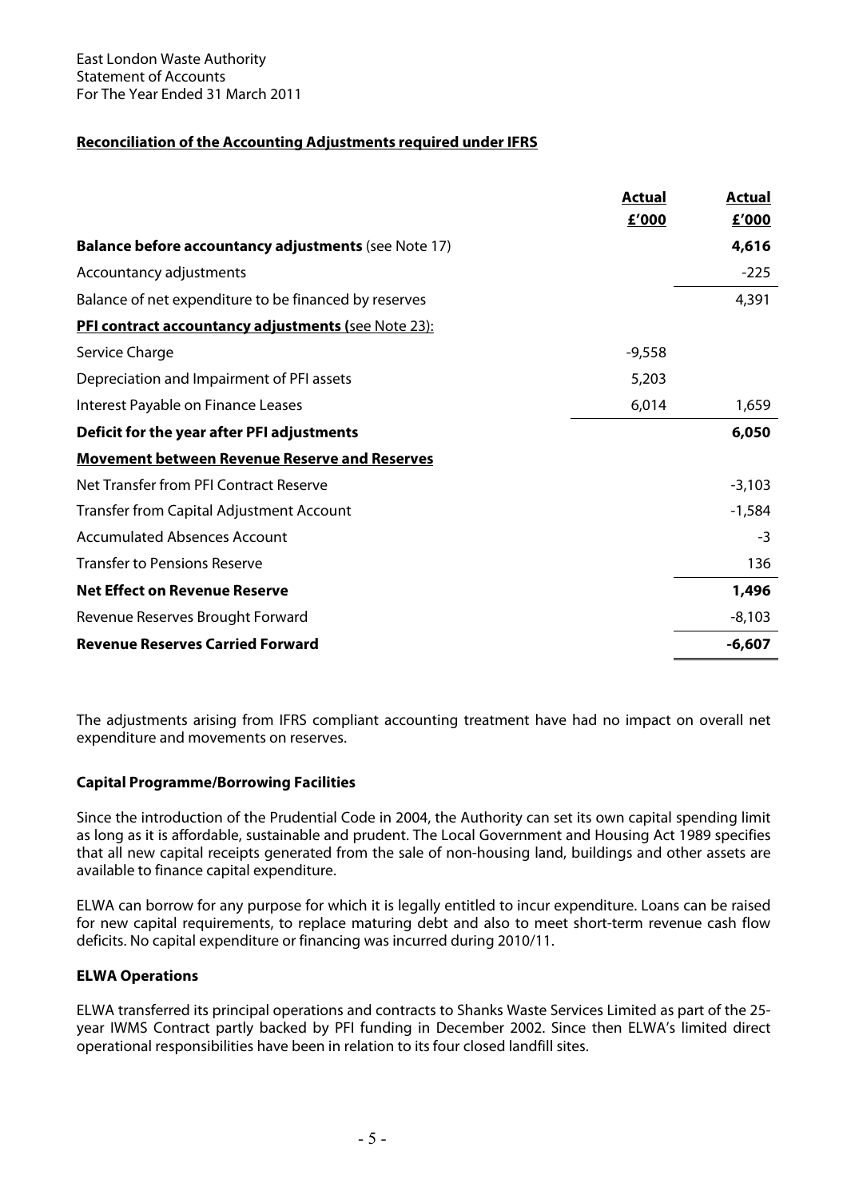## Reconciliation of the Accounting Adjustments required under IFRS

| | Actual £'000 | Actual £'000 |
|---|---|---|
| **Balance before accountancy adjustments** (see Note 17) | | **4,616** |
| Accountancy adjustments | | -225 |
| Balance of net expenditure to be financed by reserves | | 4,391 |
| **PFI contract accountancy adjustments (**see Note 23): | | |
| Service Charge | -9,558 | |
| Depreciation and Impairment of PFI assets | 5,203 | |
| Interest Payable on Finance Leases | 6,014 | 1,659 |
| **Deficit for the year after PFI adjustments** | | **6,050** |
| **Movement between Revenue Reserve and Reserves** | | |
| Net Transfer from PFI Contract Reserve | | -3,103 |
| Transfer from Capital Adjustment Account | | -1,584 |
| Accumulated Absences Account | | -3 |
| Transfer to Pensions Reserve | | 136 |
| **Net Effect on Revenue Reserve** | | **1,496** |
| Revenue Reserves Brought Forward | | -8,103 |
| **Revenue Reserves Carried Forward** | | **-6,607** |

The adjustments arising from IFRS compliant accounting treatment have had no impact on overall net expenditure and movements on reserves.

### Capital Programme/Borrowing Facilities

Since the introduction of the Prudential Code in 2004, the Authority can set its own capital spending limit as long as it is affordable, sustainable and prudent. The Local Government and Housing Act 1989 specifies that all new capital receipts generated from the sale of non-housing land, buildings and other assets are available to finance capital expenditure.

ELWA can borrow for any purpose for which it is legally entitled to incur expenditure. Loans can be raised for new capital requirements, to replace maturing debt and also to meet short-term revenue cash flow deficits. No capital expenditure or financing was incurred during 2010/11.

### ELWA Operations

ELWA transferred its principal operations and contracts to Shanks Waste Services Limited as part of the 25-year IWMS Contract partly backed by PFI funding in December 2002. Since then ELWA's limited direct operational responsibilities have been in relation to its four closed landfill sites.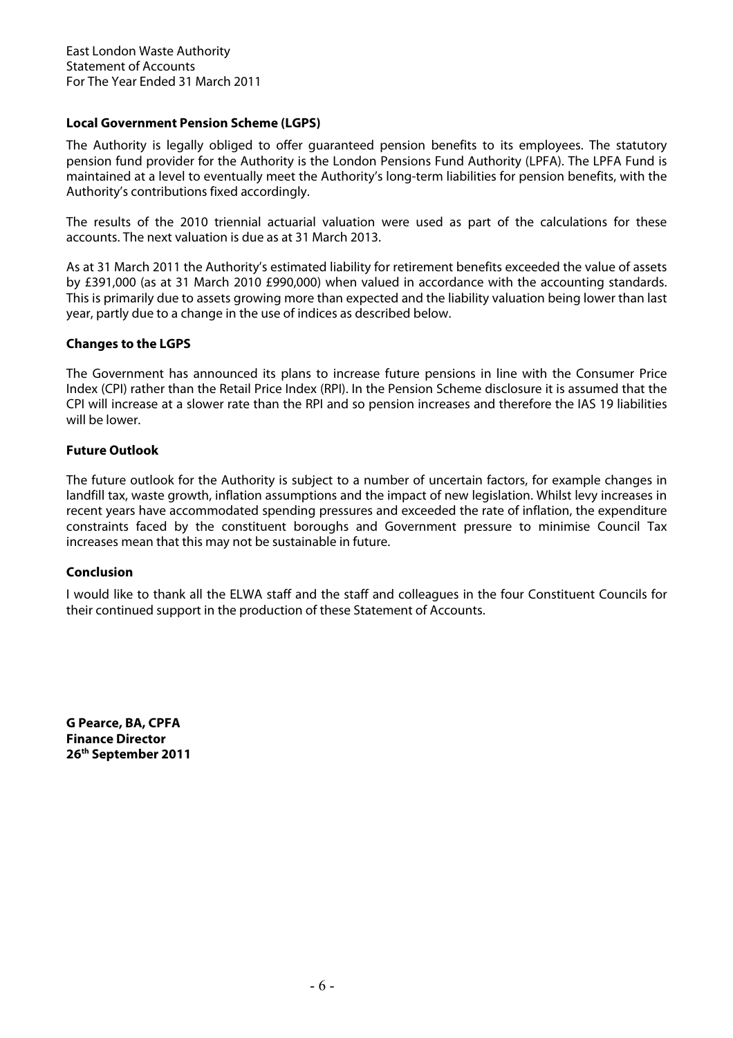**Local Government Pension Scheme (LGPS)**

The Authority is legally obliged to offer guaranteed pension benefits to its employees. The statutory pension fund provider for the Authority is the London Pensions Fund Authority (LPFA). The LPFA Fund is maintained at a level to eventually meet the Authority's long-term liabilities for pension benefits, with the Authority's contributions fixed accordingly.

The results of the 2010 triennial actuarial valuation were used as part of the calculations for these accounts. The next valuation is due as at 31 March 2013.

As at 31 March 2011 the Authority's estimated liability for retirement benefits exceeded the value of assets by £391,000 (as at 31 March 2010 £990,000) when valued in accordance with the accounting standards. This is primarily due to assets growing more than expected and the liability valuation being lower than last year, partly due to a change in the use of indices as described below.

**Changes to the LGPS**

The Government has announced its plans to increase future pensions in line with the Consumer Price Index (CPI) rather than the Retail Price Index (RPI). In the Pension Scheme disclosure it is assumed that the CPI will increase at a slower rate than the RPI and so pension increases and therefore the IAS 19 liabilities will be lower.

**Future Outlook**

The future outlook for the Authority is subject to a number of uncertain factors, for example changes in landfill tax, waste growth, inflation assumptions and the impact of new legislation. Whilst levy increases in recent years have accommodated spending pressures and exceeded the rate of inflation, the expenditure constraints faced by the constituent boroughs and Government pressure to minimise Council Tax increases mean that this may not be sustainable in future.

**Conclusion**

I would like to thank all the ELWA staff and the staff and colleagues in the four Constituent Councils for their continued support in the production of these Statement of Accounts.

**G Pearce, BA, CPFA**
**Finance Director**
**26th September 2011**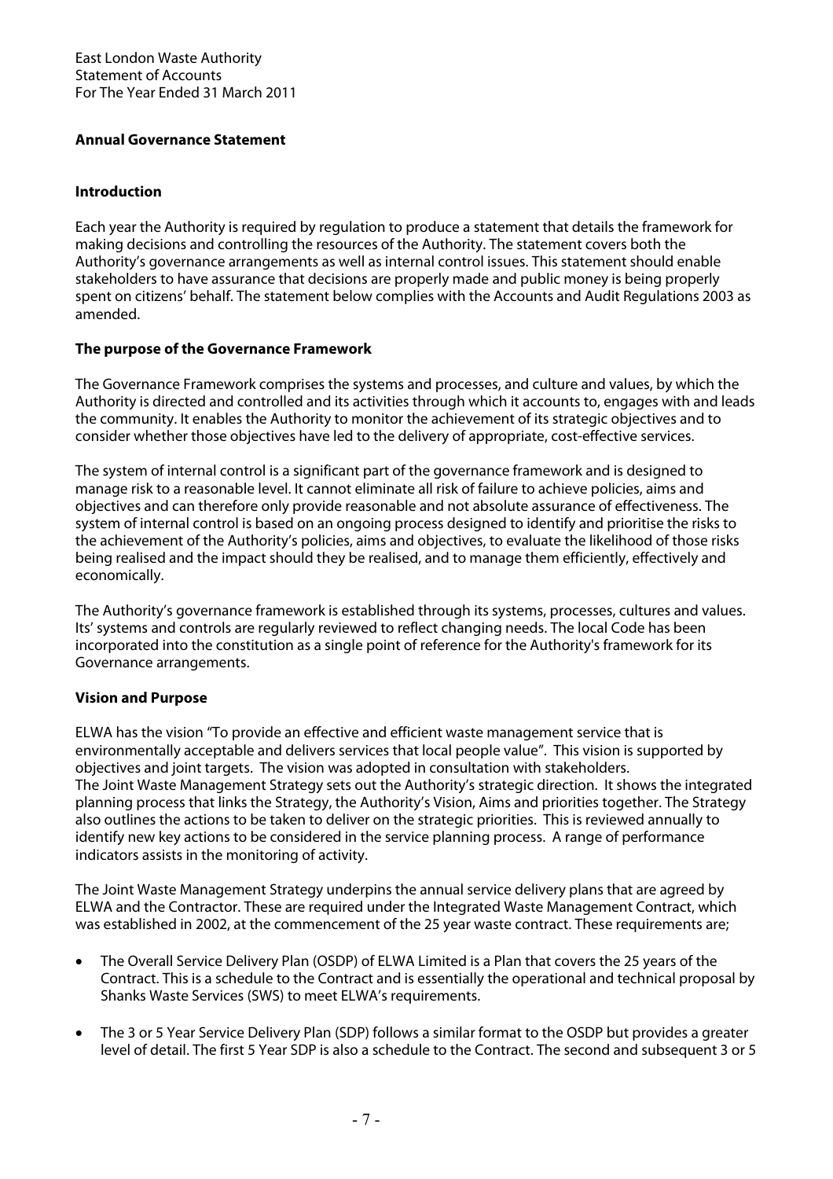## Annual Governance Statement

### Introduction

Each year the Authority is required by regulation to produce a statement that details the framework for making decisions and controlling the resources of the Authority. The statement covers both the Authority's governance arrangements as well as internal control issues. This statement should enable stakeholders to have assurance that decisions are properly made and public money is being properly spent on citizens' behalf. The statement below complies with the Accounts and Audit Regulations 2003 as amended.

### The purpose of the Governance Framework

The Governance Framework comprises the systems and processes, and culture and values, by which the Authority is directed and controlled and its activities through which it accounts to, engages with and leads the community. It enables the Authority to monitor the achievement of its strategic objectives and to consider whether those objectives have led to the delivery of appropriate, cost-effective services.

The system of internal control is a significant part of the governance framework and is designed to manage risk to a reasonable level. It cannot eliminate all risk of failure to achieve policies, aims and objectives and can therefore only provide reasonable and not absolute assurance of effectiveness. The system of internal control is based on an ongoing process designed to identify and prioritise the risks to the achievement of the Authority's policies, aims and objectives, to evaluate the likelihood of those risks being realised and the impact should they be realised, and to manage them efficiently, effectively and economically.

The Authority's governance framework is established through its systems, processes, cultures and values. Its' systems and controls are regularly reviewed to reflect changing needs. The local Code has been incorporated into the constitution as a single point of reference for the Authority's framework for its Governance arrangements.

### Vision and Purpose

ELWA has the vision "To provide an effective and efficient waste management service that is environmentally acceptable and delivers services that local people value". This vision is supported by objectives and joint targets. The vision was adopted in consultation with stakeholders.
The Joint Waste Management Strategy sets out the Authority's strategic direction. It shows the integrated planning process that links the Strategy, the Authority's Vision, Aims and priorities together. The Strategy also outlines the actions to be taken to deliver on the strategic priorities. This is reviewed annually to identify new key actions to be considered in the service planning process. A range of performance indicators assists in the monitoring of activity.

The Joint Waste Management Strategy underpins the annual service delivery plans that are agreed by ELWA and the Contractor. These are required under the Integrated Waste Management Contract, which was established in 2002, at the commencement of the 25 year waste contract. These requirements are;

- The Overall Service Delivery Plan (OSDP) of ELWA Limited is a Plan that covers the 25 years of the Contract. This is a schedule to the Contract and is essentially the operational and technical proposal by Shanks Waste Services (SWS) to meet ELWA's requirements.
- The 3 or 5 Year Service Delivery Plan (SDP) follows a similar format to the OSDP but provides a greater level of detail. The first 5 Year SDP is also a schedule to the Contract. The second and subsequent 3 or 5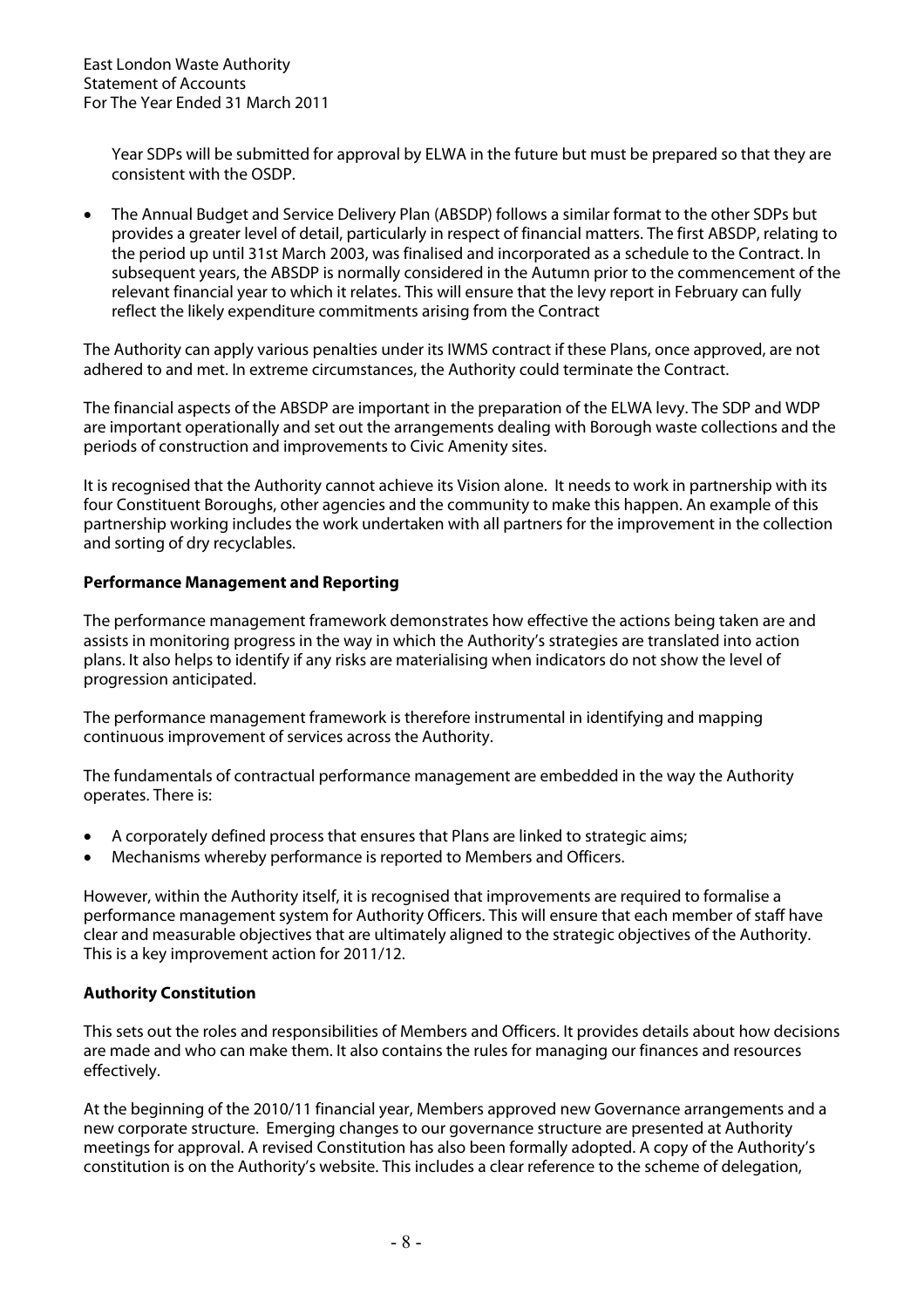Year SDPs will be submitted for approval by ELWA in the future but must be prepared so that they are consistent with the OSDP.

- The Annual Budget and Service Delivery Plan (ABSDP) follows a similar format to the other SDPs but provides a greater level of detail, particularly in respect of financial matters. The first ABSDP, relating to the period up until 31st March 2003, was finalised and incorporated as a schedule to the Contract. In subsequent years, the ABSDP is normally considered in the Autumn prior to the commencement of the relevant financial year to which it relates. This will ensure that the levy report in February can fully reflect the likely expenditure commitments arising from the Contract

The Authority can apply various penalties under its IWMS contract if these Plans, once approved, are not adhered to and met. In extreme circumstances, the Authority could terminate the Contract.

The financial aspects of the ABSDP are important in the preparation of the ELWA levy. The SDP and WDP are important operationally and set out the arrangements dealing with Borough waste collections and the periods of construction and improvements to Civic Amenity sites.

It is recognised that the Authority cannot achieve its Vision alone. It needs to work in partnership with its four Constituent Boroughs, other agencies and the community to make this happen. An example of this partnership working includes the work undertaken with all partners for the improvement in the collection and sorting of dry recyclables.

**Performance Management and Reporting**

The performance management framework demonstrates how effective the actions being taken are and assists in monitoring progress in the way in which the Authority's strategies are translated into action plans. It also helps to identify if any risks are materialising when indicators do not show the level of progression anticipated.

The performance management framework is therefore instrumental in identifying and mapping continuous improvement of services across the Authority.

The fundamentals of contractual performance management are embedded in the way the Authority operates. There is:

- A corporately defined process that ensures that Plans are linked to strategic aims;
- Mechanisms whereby performance is reported to Members and Officers.

However, within the Authority itself, it is recognised that improvements are required to formalise a performance management system for Authority Officers. This will ensure that each member of staff have clear and measurable objectives that are ultimately aligned to the strategic objectives of the Authority. This is a key improvement action for 2011/12.

**Authority Constitution**

This sets out the roles and responsibilities of Members and Officers. It provides details about how decisions are made and who can make them. It also contains the rules for managing our finances and resources effectively.

At the beginning of the 2010/11 financial year, Members approved new Governance arrangements and a new corporate structure. Emerging changes to our governance structure are presented at Authority meetings for approval. A revised Constitution has also been formally adopted. A copy of the Authority's constitution is on the Authority's website. This includes a clear reference to the scheme of delegation,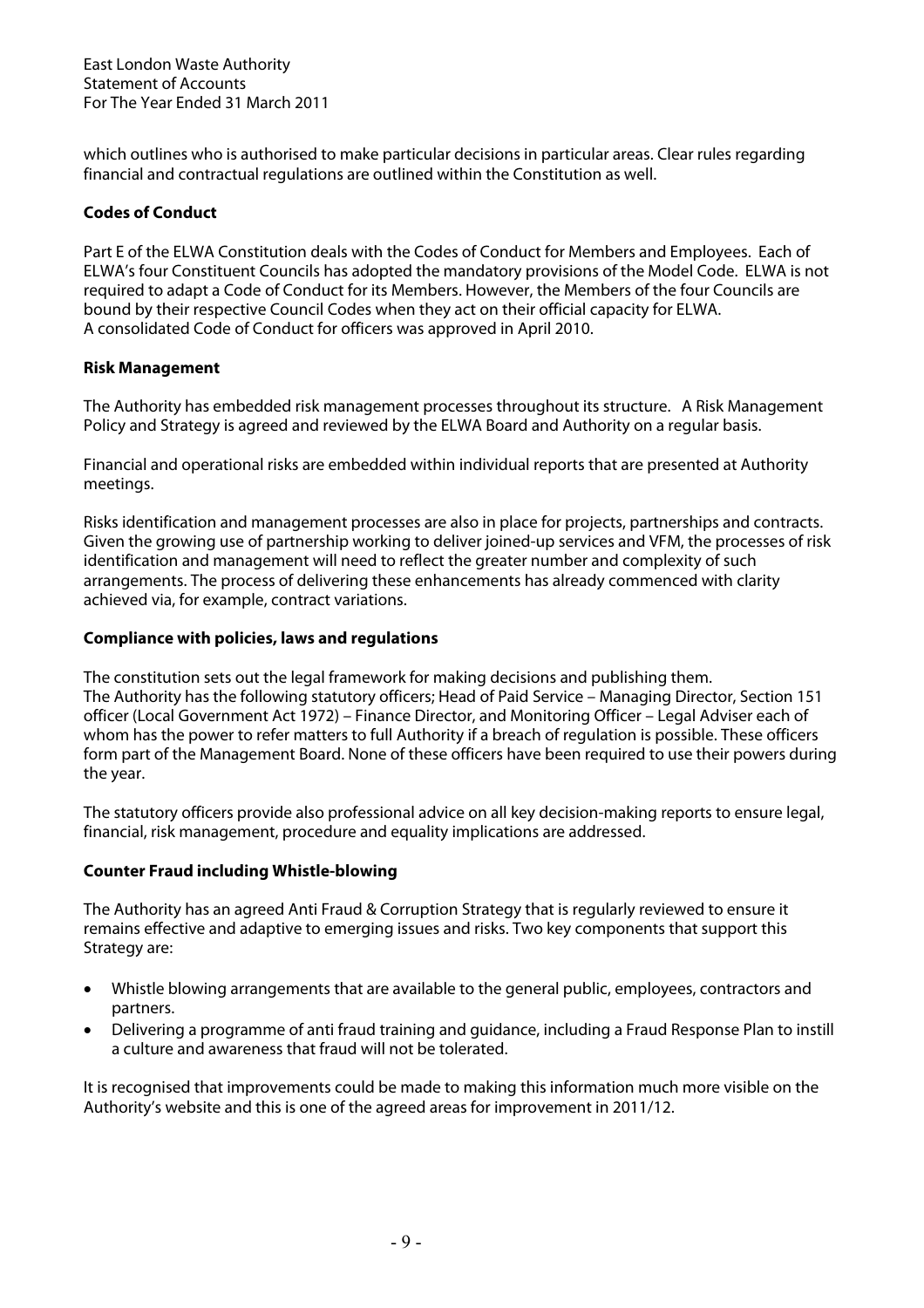which outlines who is authorised to make particular decisions in particular areas. Clear rules regarding financial and contractual regulations are outlined within the Constitution as well.

**Codes of Conduct**

Part E of the ELWA Constitution deals with the Codes of Conduct for Members and Employees. Each of ELWA's four Constituent Councils has adopted the mandatory provisions of the Model Code. ELWA is not required to adapt a Code of Conduct for its Members. However, the Members of the four Councils are bound by their respective Council Codes when they act on their official capacity for ELWA.
A consolidated Code of Conduct for officers was approved in April 2010.

**Risk Management**

The Authority has embedded risk management processes throughout its structure. A Risk Management Policy and Strategy is agreed and reviewed by the ELWA Board and Authority on a regular basis.

Financial and operational risks are embedded within individual reports that are presented at Authority meetings.

Risks identification and management processes are also in place for projects, partnerships and contracts. Given the growing use of partnership working to deliver joined-up services and VFM, the processes of risk identification and management will need to reflect the greater number and complexity of such arrangements. The process of delivering these enhancements has already commenced with clarity achieved via, for example, contract variations.

**Compliance with policies, laws and regulations**

The constitution sets out the legal framework for making decisions and publishing them.
The Authority has the following statutory officers; Head of Paid Service – Managing Director, Section 151 officer (Local Government Act 1972) – Finance Director, and Monitoring Officer – Legal Adviser each of whom has the power to refer matters to full Authority if a breach of regulation is possible. These officers form part of the Management Board. None of these officers have been required to use their powers during the year.

The statutory officers provide also professional advice on all key decision-making reports to ensure legal, financial, risk management, procedure and equality implications are addressed.

**Counter Fraud including Whistle-blowing**

The Authority has an agreed Anti Fraud & Corruption Strategy that is regularly reviewed to ensure it remains effective and adaptive to emerging issues and risks. Two key components that support this Strategy are:

- Whistle blowing arrangements that are available to the general public, employees, contractors and partners.
- Delivering a programme of anti fraud training and guidance, including a Fraud Response Plan to instill a culture and awareness that fraud will not be tolerated.

It is recognised that improvements could be made to making this information much more visible on the Authority's website and this is one of the agreed areas for improvement in 2011/12.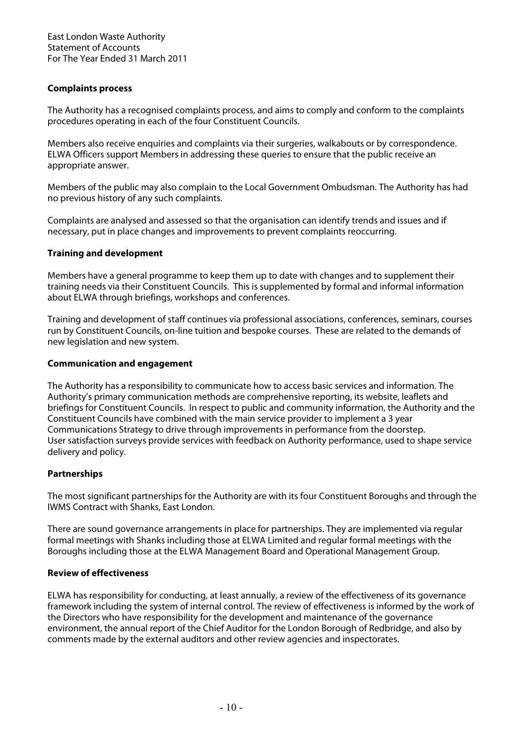### Complaints process

The Authority has a recognised complaints process, and aims to comply and conform to the complaints procedures operating in each of the four Constituent Councils.

Members also receive enquiries and complaints via their surgeries, walkabouts or by correspondence. ELWA Officers support Members in addressing these queries to ensure that the public receive an appropriate answer.

Members of the public may also complain to the Local Government Ombudsman. The Authority has had no previous history of any such complaints.

Complaints are analysed and assessed so that the organisation can identify trends and issues and if necessary, put in place changes and improvements to prevent complaints reoccurring.

### Training and development

Members have a general programme to keep them up to date with changes and to supplement their training needs via their Constituent Councils. This is supplemented by formal and informal information about ELWA through briefings, workshops and conferences.

Training and development of staff continues via professional associations, conferences, seminars, courses run by Constituent Councils, on-line tuition and bespoke courses. These are related to the demands of new legislation and new system.

### Communication and engagement

The Authority has a responsibility to communicate how to access basic services and information. The Authority's primary communication methods are comprehensive reporting, its website, leaflets and briefings for Constituent Councils. In respect to public and community information, the Authority and the Constituent Councils have combined with the main service provider to implement a 3 year Communications Strategy to drive through improvements in performance from the doorstep. User satisfaction surveys provide services with feedback on Authority performance, used to shape service delivery and policy.

### Partnerships

The most significant partnerships for the Authority are with its four Constituent Boroughs and through the IWMS Contract with Shanks, East London.

There are sound governance arrangements in place for partnerships. They are implemented via regular formal meetings with Shanks including those at ELWA Limited and regular formal meetings with the Boroughs including those at the ELWA Management Board and Operational Management Group.

### Review of effectiveness

ELWA has responsibility for conducting, at least annually, a review of the effectiveness of its governance framework including the system of internal control. The review of effectiveness is informed by the work of the Directors who have responsibility for the development and maintenance of the governance environment, the annual report of the Chief Auditor for the London Borough of Redbridge, and also by comments made by the external auditors and other review agencies and inspectorates.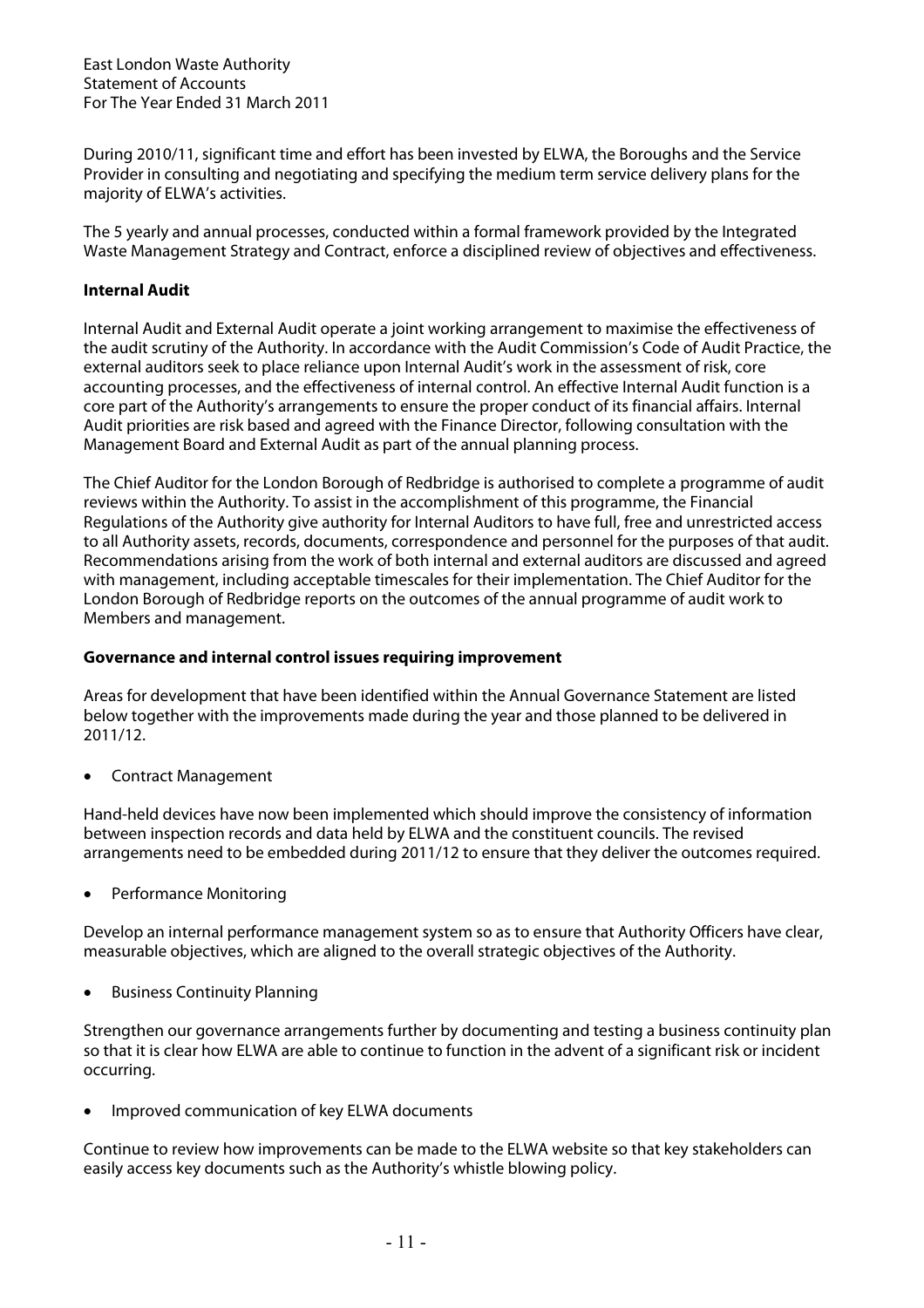During 2010/11, significant time and effort has been invested by ELWA, the Boroughs and the Service Provider in consulting and negotiating and specifying the medium term service delivery plans for the majority of ELWA's activities.

The 5 yearly and annual processes, conducted within a formal framework provided by the Integrated Waste Management Strategy and Contract, enforce a disciplined review of objectives and effectiveness.

**Internal Audit**

Internal Audit and External Audit operate a joint working arrangement to maximise the effectiveness of the audit scrutiny of the Authority. In accordance with the Audit Commission's Code of Audit Practice, the external auditors seek to place reliance upon Internal Audit's work in the assessment of risk, core accounting processes, and the effectiveness of internal control. An effective Internal Audit function is a core part of the Authority's arrangements to ensure the proper conduct of its financial affairs. Internal Audit priorities are risk based and agreed with the Finance Director, following consultation with the Management Board and External Audit as part of the annual planning process.

The Chief Auditor for the London Borough of Redbridge is authorised to complete a programme of audit reviews within the Authority. To assist in the accomplishment of this programme, the Financial Regulations of the Authority give authority for Internal Auditors to have full, free and unrestricted access to all Authority assets, records, documents, correspondence and personnel for the purposes of that audit. Recommendations arising from the work of both internal and external auditors are discussed and agreed with management, including acceptable timescales for their implementation. The Chief Auditor for the London Borough of Redbridge reports on the outcomes of the annual programme of audit work to Members and management.

**Governance and internal control issues requiring improvement**

Areas for development that have been identified within the Annual Governance Statement are listed below together with the improvements made during the year and those planned to be delivered in 2011/12.

- Contract Management

Hand-held devices have now been implemented which should improve the consistency of information between inspection records and data held by ELWA and the constituent councils. The revised arrangements need to be embedded during 2011/12 to ensure that they deliver the outcomes required.

- Performance Monitoring

Develop an internal performance management system so as to ensure that Authority Officers have clear, measurable objectives, which are aligned to the overall strategic objectives of the Authority.

- Business Continuity Planning

Strengthen our governance arrangements further by documenting and testing a business continuity plan so that it is clear how ELWA are able to continue to function in the advent of a significant risk or incident occurring.

- Improved communication of key ELWA documents

Continue to review how improvements can be made to the ELWA website so that key stakeholders can easily access key documents such as the Authority's whistle blowing policy.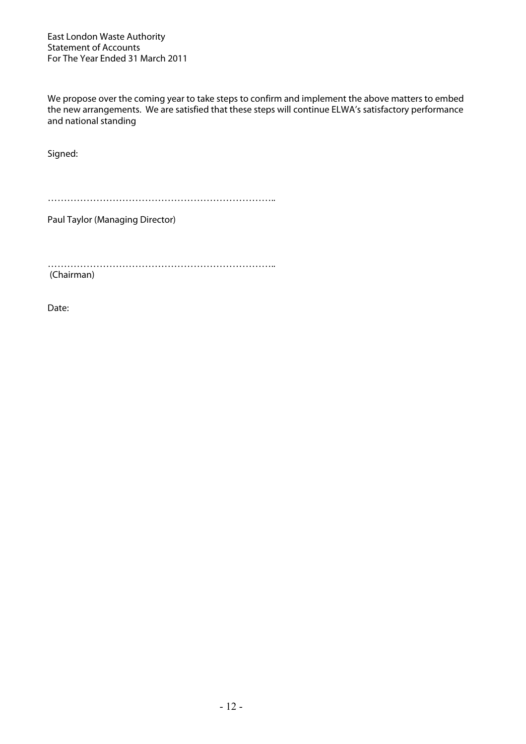We propose over the coming year to take steps to confirm and implement the above matters to embed the new arrangements. We are satisfied that these steps will continue ELWA's satisfactory performance and national standing

Signed:

……………………………………………………………..

Paul Taylor (Managing Director)

……………………………………………………………..

(Chairman)

Date: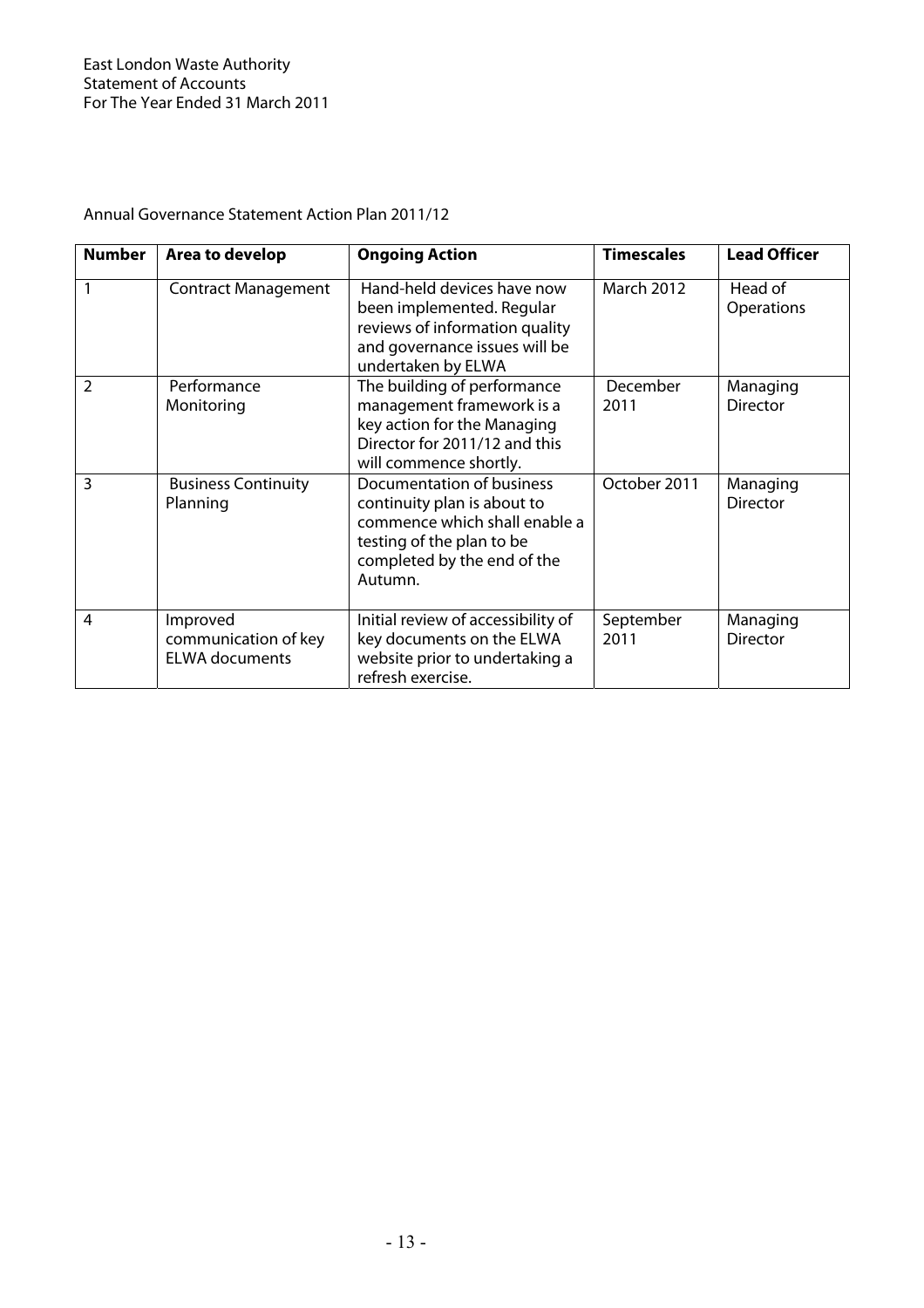Annual Governance Statement Action Plan 2011/12

| Number | Area to develop | Ongoing Action | Timescales | Lead Officer |
|---|---|---|---|---|
| 1 | Contract Management | Hand-held devices have now been implemented. Regular reviews of information quality and governance issues will be undertaken by ELWA | March 2012 | Head of Operations |
| 2 | Performance Monitoring | The building of performance management framework is a key action for the Managing Director for 2011/12 and this will commence shortly. | December 2011 | Managing Director |
| 3 | Business Continuity Planning | Documentation of business continuity plan is about to commence which shall enable a testing of the plan to be completed by the end of the Autumn. | October 2011 | Managing Director |
| 4 | Improved communication of key ELWA documents | Initial review of accessibility of key documents on the ELWA website prior to undertaking a refresh exercise. | September 2011 | Managing Director |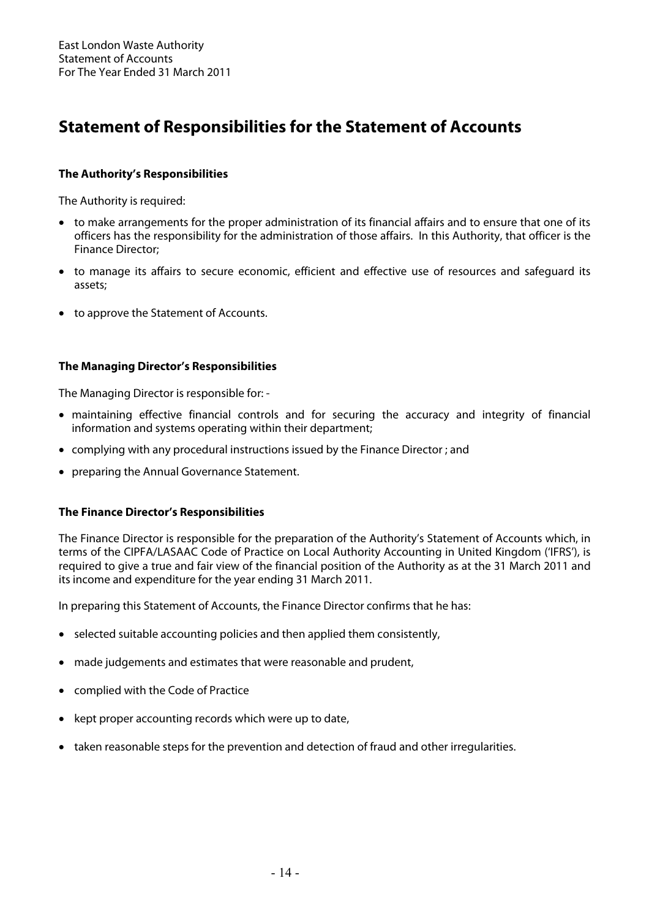# Statement of Responsibilities for the Statement of Accounts

### The Authority's Responsibilities

The Authority is required:

- to make arrangements for the proper administration of its financial affairs and to ensure that one of its officers has the responsibility for the administration of those affairs. In this Authority, that officer is the Finance Director;
- to manage its affairs to secure economic, efficient and effective use of resources and safeguard its assets;
- to approve the Statement of Accounts.

### The Managing Director's Responsibilities

The Managing Director is responsible for: -

- maintaining effective financial controls and for securing the accuracy and integrity of financial information and systems operating within their department;
- complying with any procedural instructions issued by the Finance Director ; and
- preparing the Annual Governance Statement.

### The Finance Director's Responsibilities

The Finance Director is responsible for the preparation of the Authority's Statement of Accounts which, in terms of the CIPFA/LASAAC Code of Practice on Local Authority Accounting in United Kingdom ('IFRS'), is required to give a true and fair view of the financial position of the Authority as at the 31 March 2011 and its income and expenditure for the year ending 31 March 2011.

In preparing this Statement of Accounts, the Finance Director confirms that he has:

- selected suitable accounting policies and then applied them consistently,
- made judgements and estimates that were reasonable and prudent,
- complied with the Code of Practice
- kept proper accounting records which were up to date,
- taken reasonable steps for the prevention and detection of fraud and other irregularities.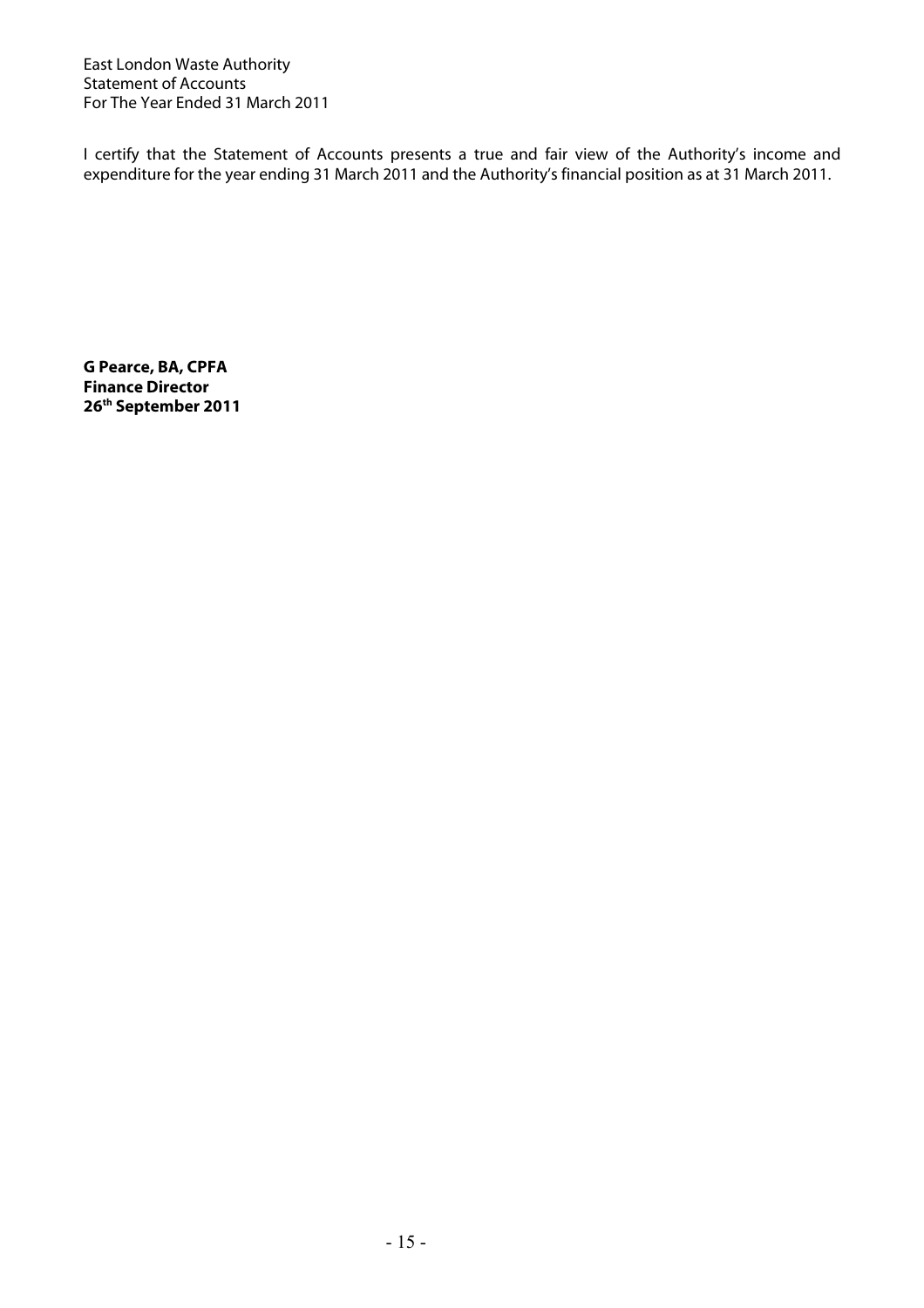I certify that the Statement of Accounts presents a true and fair view of the Authority's income and expenditure for the year ending 31 March 2011 and the Authority's financial position as at 31 March 2011.

**G Pearce, BA, CPFA**
**Finance Director**
**26th September 2011**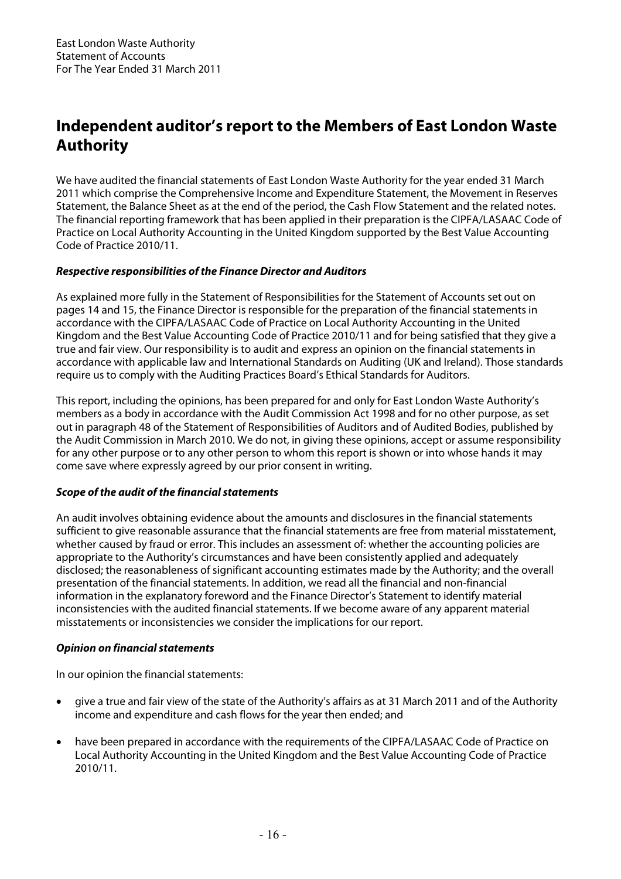# Independent auditor's report to the Members of East London Waste Authority

We have audited the financial statements of East London Waste Authority for the year ended 31 March 2011 which comprise the Comprehensive Income and Expenditure Statement, the Movement in Reserves Statement, the Balance Sheet as at the end of the period, the Cash Flow Statement and the related notes. The financial reporting framework that has been applied in their preparation is the CIPFA/LASAAC Code of Practice on Local Authority Accounting in the United Kingdom supported by the Best Value Accounting Code of Practice 2010/11.

***Respective responsibilities of the Finance Director and Auditors***

As explained more fully in the Statement of Responsibilities for the Statement of Accounts set out on pages 14 and 15, the Finance Director is responsible for the preparation of the financial statements in accordance with the CIPFA/LASAAC Code of Practice on Local Authority Accounting in the United Kingdom and the Best Value Accounting Code of Practice 2010/11 and for being satisfied that they give a true and fair view. Our responsibility is to audit and express an opinion on the financial statements in accordance with applicable law and International Standards on Auditing (UK and Ireland). Those standards require us to comply with the Auditing Practices Board's Ethical Standards for Auditors.

This report, including the opinions, has been prepared for and only for East London Waste Authority's members as a body in accordance with the Audit Commission Act 1998 and for no other purpose, as set out in paragraph 48 of the Statement of Responsibilities of Auditors and of Audited Bodies, published by the Audit Commission in March 2010. We do not, in giving these opinions, accept or assume responsibility for any other purpose or to any other person to whom this report is shown or into whose hands it may come save where expressly agreed by our prior consent in writing.

***Scope of the audit of the financial statements***

An audit involves obtaining evidence about the amounts and disclosures in the financial statements sufficient to give reasonable assurance that the financial statements are free from material misstatement, whether caused by fraud or error. This includes an assessment of: whether the accounting policies are appropriate to the Authority's circumstances and have been consistently applied and adequately disclosed; the reasonableness of significant accounting estimates made by the Authority; and the overall presentation of the financial statements. In addition, we read all the financial and non-financial information in the explanatory foreword and the Finance Director's Statement to identify material inconsistencies with the audited financial statements. If we become aware of any apparent material misstatements or inconsistencies we consider the implications for our report.

***Opinion on financial statements***

In our opinion the financial statements:

- give a true and fair view of the state of the Authority's affairs as at 31 March 2011 and of the Authority income and expenditure and cash flows for the year then ended; and
- have been prepared in accordance with the requirements of the CIPFA/LASAAC Code of Practice on Local Authority Accounting in the United Kingdom and the Best Value Accounting Code of Practice 2010/11.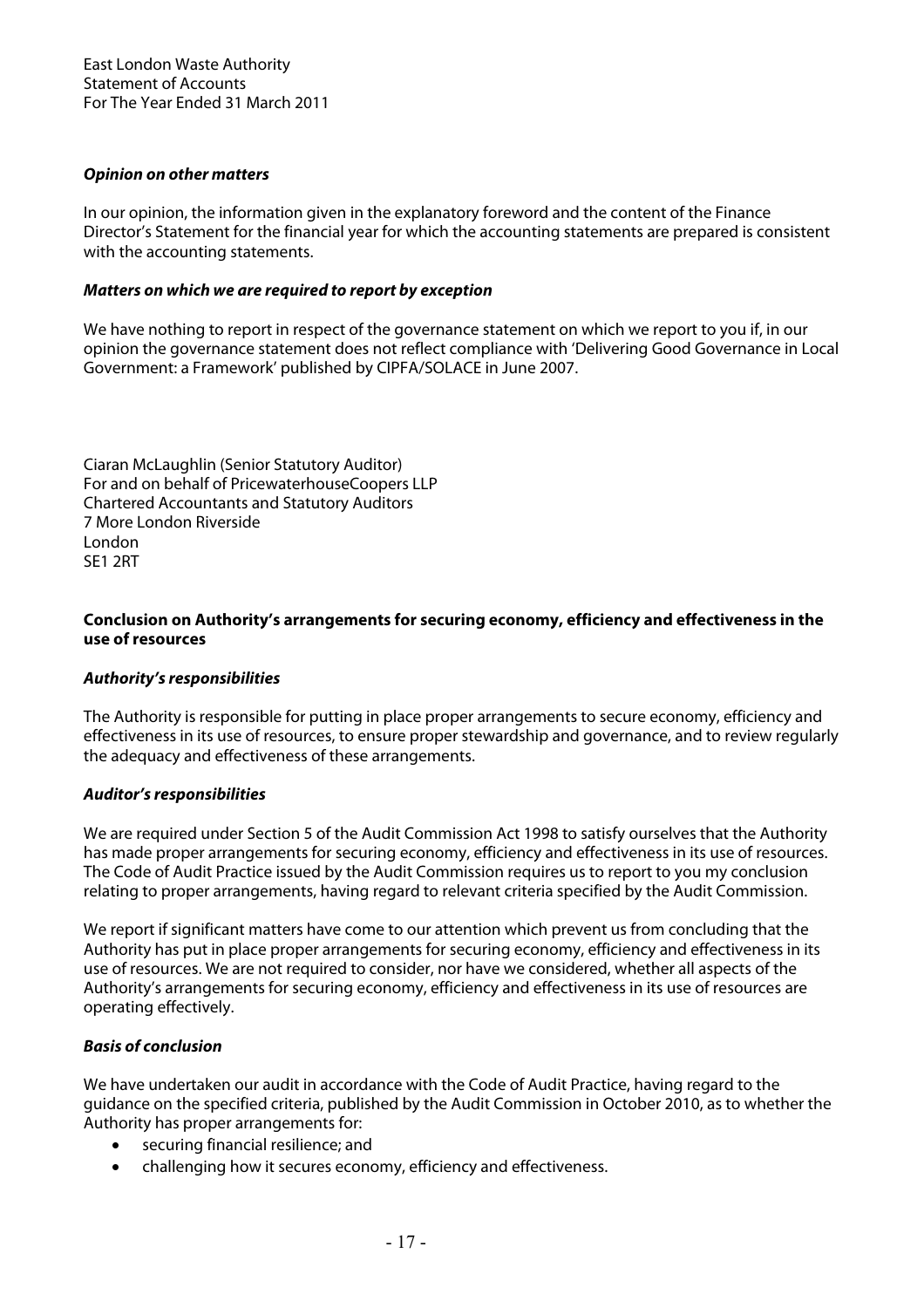***Opinion on other matters***

In our opinion, the information given in the explanatory foreword and the content of the Finance Director's Statement for the financial year for which the accounting statements are prepared is consistent with the accounting statements.

***Matters on which we are required to report by exception***

We have nothing to report in respect of the governance statement on which we report to you if, in our opinion the governance statement does not reflect compliance with 'Delivering Good Governance in Local Government: a Framework' published by CIPFA/SOLACE in June 2007.

Ciaran McLaughlin (Senior Statutory Auditor)
For and on behalf of PricewaterhouseCoopers LLP
Chartered Accountants and Statutory Auditors
7 More London Riverside
London
SE1 2RT

**Conclusion on Authority's arrangements for securing economy, efficiency and effectiveness in the use of resources**

***Authority's responsibilities***

The Authority is responsible for putting in place proper arrangements to secure economy, efficiency and effectiveness in its use of resources, to ensure proper stewardship and governance, and to review regularly the adequacy and effectiveness of these arrangements.

***Auditor's responsibilities***

We are required under Section 5 of the Audit Commission Act 1998 to satisfy ourselves that the Authority has made proper arrangements for securing economy, efficiency and effectiveness in its use of resources. The Code of Audit Practice issued by the Audit Commission requires us to report to you my conclusion relating to proper arrangements, having regard to relevant criteria specified by the Audit Commission.

We report if significant matters have come to our attention which prevent us from concluding that the Authority has put in place proper arrangements for securing economy, efficiency and effectiveness in its use of resources. We are not required to consider, nor have we considered, whether all aspects of the Authority's arrangements for securing economy, efficiency and effectiveness in its use of resources are operating effectively.

***Basis of conclusion***

We have undertaken our audit in accordance with the Code of Audit Practice, having regard to the guidance on the specified criteria, published by the Audit Commission in October 2010, as to whether the Authority has proper arrangements for:

- securing financial resilience; and
- challenging how it secures economy, efficiency and effectiveness.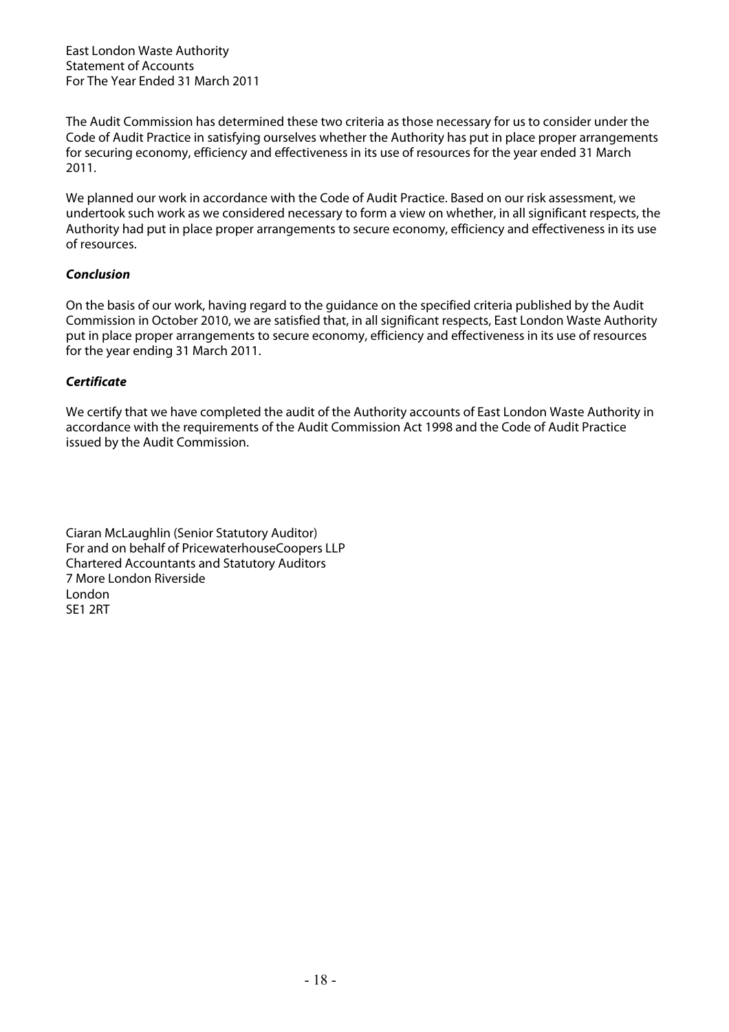The Audit Commission has determined these two criteria as those necessary for us to consider under the Code of Audit Practice in satisfying ourselves whether the Authority has put in place proper arrangements for securing economy, efficiency and effectiveness in its use of resources for the year ended 31 March 2011.

We planned our work in accordance with the Code of Audit Practice. Based on our risk assessment, we undertook such work as we considered necessary to form a view on whether, in all significant respects, the Authority had put in place proper arrangements to secure economy, efficiency and effectiveness in its use of resources.

***Conclusion***

On the basis of our work, having regard to the guidance on the specified criteria published by the Audit Commission in October 2010, we are satisfied that, in all significant respects, East London Waste Authority put in place proper arrangements to secure economy, efficiency and effectiveness in its use of resources for the year ending 31 March 2011.

***Certificate***

We certify that we have completed the audit of the Authority accounts of East London Waste Authority in accordance with the requirements of the Audit Commission Act 1998 and the Code of Audit Practice issued by the Audit Commission.

Ciaran McLaughlin (Senior Statutory Auditor)
For and on behalf of PricewaterhouseCoopers LLP
Chartered Accountants and Statutory Auditors
7 More London Riverside
London
SE1 2RT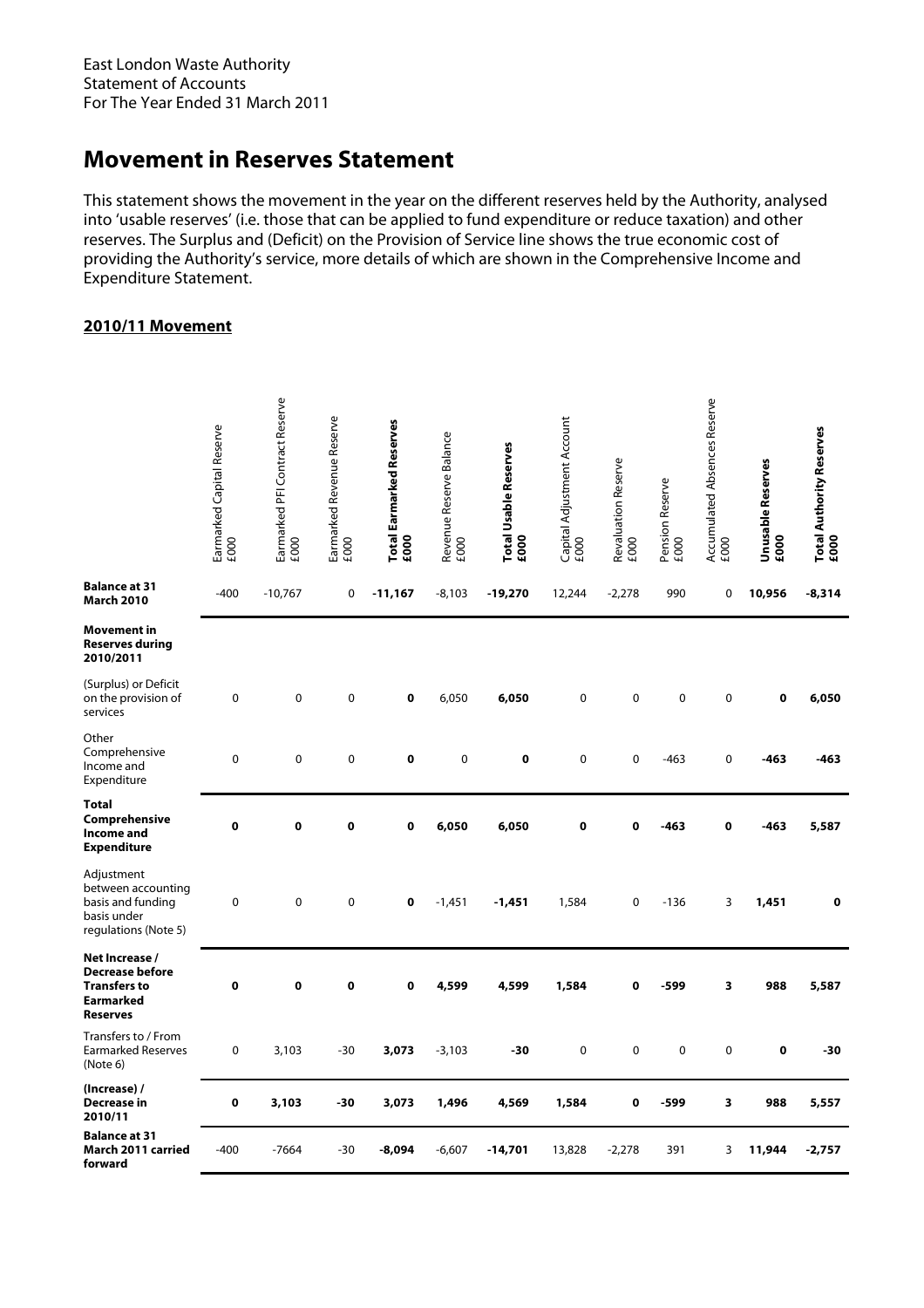East London Waste Authority
Statement of Accounts
For The Year Ended 31 March 2011

# Movement in Reserves Statement

This statement shows the movement in the year on the different reserves held by the Authority, analysed into 'usable reserves' (i.e. those that can be applied to fund expenditure or reduce taxation) and other reserves. The Surplus and (Deficit) on the Provision of Service line shows the true economic cost of providing the Authority's service, more details of which are shown in the Comprehensive Income and Expenditure Statement.

**2010/11 Movement**

| | Earmarked Capital Reserve £000 | Earmarked PFI Contract Reserve £000 | Earmarked Revenue Reserve £000 | **Total Earmarked Reserves £000** | Revenue Reserve Balance £000 | **Total Usable Reserves £000** | Capital Adjustment Account £000 | Revaluation Reserve £000 | Pension Reserve £000 | Accumulated Absences Reserve £000 | **Unusable Reserves £000** | **Total Authority Reserves £000** |
|---|---|---|---|---|---|---|---|---|---|---|---|---|
| **Balance at 31 March 2010** | -400 | -10,767 | 0 | **-11,167** | -8,103 | **-19,270** | 12,244 | -2,278 | 990 | 0 | **10,956** | **-8,314** |
| **Movement in Reserves during 2010/2011** | | | | | | | | | | | | |
| (Surplus) or Deficit on the provision of services | 0 | 0 | 0 | **0** | 6,050 | **6,050** | 0 | 0 | 0 | 0 | **0** | **6,050** |
| Other Comprehensive Income and Expenditure | 0 | 0 | 0 | **0** | 0 | **0** | 0 | 0 | -463 | 0 | **-463** | **-463** |
| **Total Comprehensive Income and Expenditure** | **0** | **0** | **0** | **0** | **6,050** | **6,050** | **0** | **0** | **-463** | **0** | **-463** | **5,587** |
| Adjustment between accounting basis and funding basis under regulations (Note 5) | 0 | 0 | 0 | **0** | -1,451 | **-1,451** | 1,584 | 0 | -136 | 3 | **1,451** | **0** |
| **Net Increase / Decrease before Transfers to Earmarked Reserves** | **0** | **0** | **0** | **0** | **4,599** | **4,599** | **1,584** | **0** | **-599** | **3** | **988** | **5,587** |
| Transfers to / From Earmarked Reserves (Note 6) | 0 | 3,103 | -30 | **3,073** | -3,103 | **-30** | 0 | 0 | 0 | 0 | **0** | **-30** |
| **(Increase) / Decrease in 2010/11** | **0** | **3,103** | **-30** | **3,073** | **1,496** | **4,569** | **1,584** | **0** | **-599** | **3** | **988** | **5,557** |
| **Balance at 31 March 2011 carried forward** | -400 | -7664 | -30 | **-8,094** | -6,607 | **-14,701** | 13,828 | -2,278 | 391 | 3 | **11,944** | **-2,757** |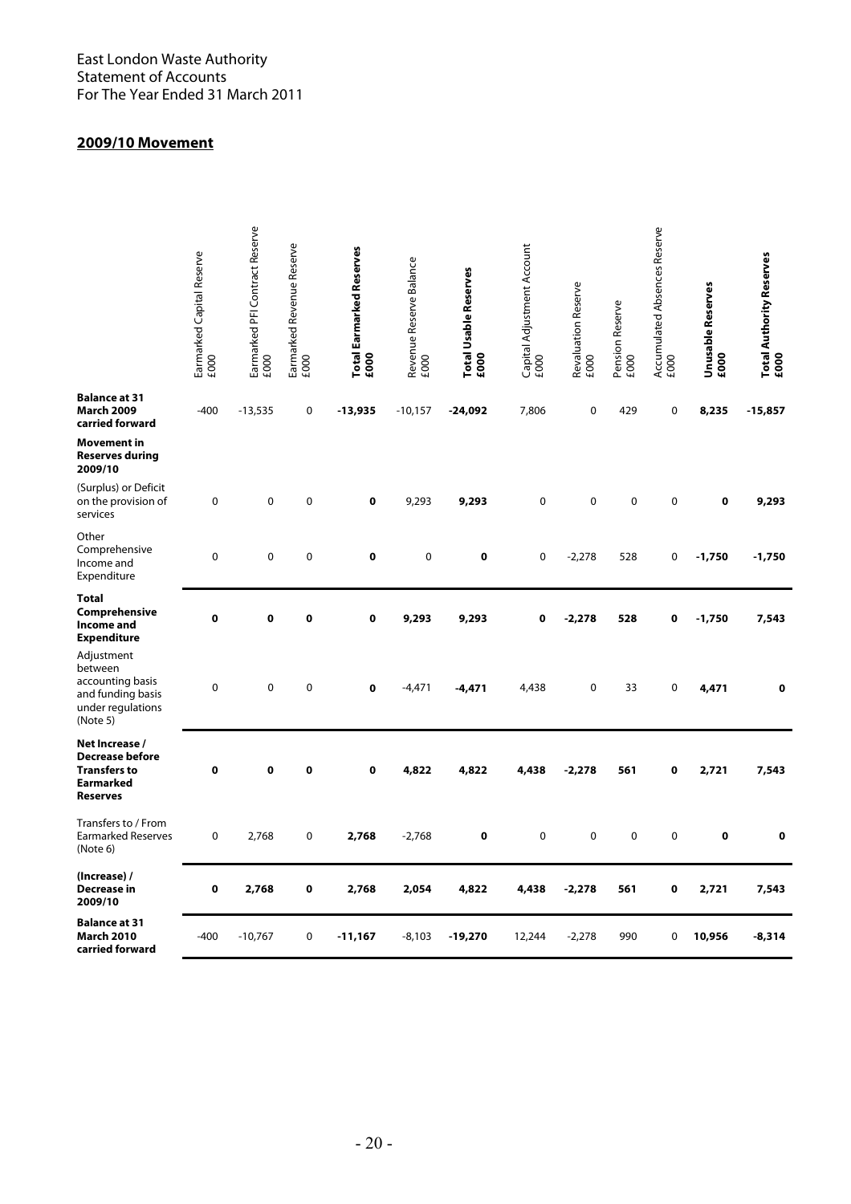East London Waste Authority
Statement of Accounts
For The Year Ended 31 March 2011

## 2009/10 Movement

| | Earmarked Capital Reserve £000 | Earmarked PFI Contract Reserve £000 | Earmarked Revenue Reserve £000 | **Total Earmarked Reserves £000** | Revenue Reserve Balance £000 | **Total Usable Reserves £000** | Capital Adjustment Account £000 | Revaluation Reserve £000 | Pension Reserve £000 | Accumulated Absences Reserve £000 | **Unusable Reserves £000** | **Total Authority Reserves £000** |
|---|---|---|---|---|---|---|---|---|---|---|---|---|
| **Balance at 31 March 2009 carried forward** | -400 | -13,535 | 0 | **-13,935** | -10,157 | **-24,092** | 7,806 | 0 | 429 | 0 | **8,235** | **-15,857** |
| **Movement in Reserves during 2009/10** | | | | | | | | | | | | |
| (Surplus) or Deficit on the provision of services | 0 | 0 | 0 | **0** | 9,293 | **9,293** | 0 | 0 | 0 | 0 | **0** | **9,293** |
| Other Comprehensive Income and Expenditure | 0 | 0 | 0 | **0** | 0 | **0** | 0 | -2,278 | 528 | 0 | **-1,750** | **-1,750** |
| **Total Comprehensive Income and Expenditure** | **0** | **0** | **0** | **0** | **9,293** | **9,293** | **0** | **-2,278** | **528** | **0** | **-1,750** | **7,543** |
| Adjustment between accounting basis and funding basis under regulations (Note 5) | 0 | 0 | 0 | **0** | -4,471 | **-4,471** | 4,438 | 0 | 33 | 0 | **4,471** | **0** |
| **Net Increase / Decrease before Transfers to Earmarked Reserves** | **0** | **0** | **0** | **0** | **4,822** | **4,822** | **4,438** | **-2,278** | **561** | **0** | **2,721** | **7,543** |
| Transfers to / From Earmarked Reserves (Note 6) | 0 | 2,768 | 0 | **2,768** | -2,768 | **0** | 0 | 0 | 0 | 0 | **0** | **0** |
| **(Increase) / Decrease in 2009/10** | **0** | **2,768** | **0** | **2,768** | **2,054** | **4,822** | **4,438** | **-2,278** | **561** | **0** | **2,721** | **7,543** |
| **Balance at 31 March 2010 carried forward** | -400 | -10,767 | 0 | **-11,167** | -8,103 | **-19,270** | 12,244 | -2,278 | 990 | 0 | **10,956** | **-8,314** |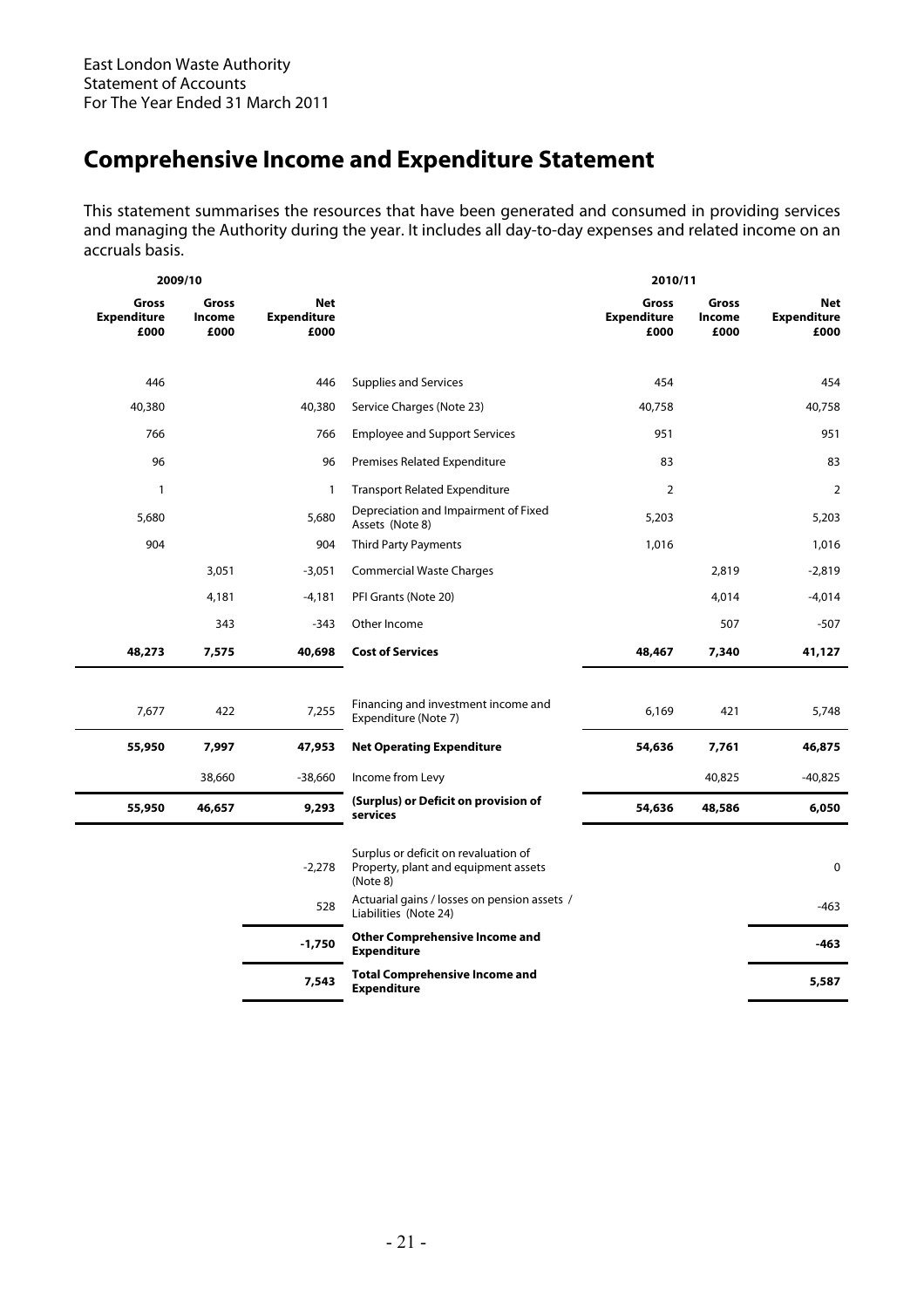East London Waste Authority
Statement of Accounts
For The Year Ended 31 March 2011

# Comprehensive Income and Expenditure Statement

This statement summarises the resources that have been generated and consumed in providing services and managing the Authority during the year. It includes all day-to-day expenses and related income on an accruals basis.

| 2009/10 | | | | 2010/11 | | |
|---|---|---|---|---|---|---|
| **Gross Expenditure £000** | **Gross Income £000** | **Net Expenditure £000** | | **Gross Expenditure £000** | **Gross Income £000** | **Net Expenditure £000** |
| 446 | | 446 | Supplies and Services | 454 | | 454 |
| 40,380 | | 40,380 | Service Charges (Note 23) | 40,758 | | 40,758 |
| 766 | | 766 | Employee and Support Services | 951 | | 951 |
| 96 | | 96 | Premises Related Expenditure | 83 | | 83 |
| 1 | | 1 | Transport Related Expenditure | 2 | | 2 |
| 5,680 | | 5,680 | Depreciation and Impairment of Fixed Assets (Note 8) | 5,203 | | 5,203 |
| 904 | | 904 | Third Party Payments | 1,016 | | 1,016 |
| | 3,051 | -3,051 | Commercial Waste Charges | | 2,819 | -2,819 |
| | 4,181 | -4,181 | PFI Grants (Note 20) | | 4,014 | -4,014 |
| | 343 | -343 | Other Income | | 507 | -507 |
| **48,273** | **7,575** | **40,698** | **Cost of Services** | **48,467** | **7,340** | **41,127** |
| 7,677 | 422 | 7,255 | Financing and investment income and Expenditure (Note 7) | 6,169 | 421 | 5,748 |
| **55,950** | **7,997** | **47,953** | **Net Operating Expenditure** | **54,636** | **7,761** | **46,875** |
| | 38,660 | -38,660 | Income from Levy | | 40,825 | -40,825 |
| **55,950** | **46,657** | **9,293** | **(Surplus) or Deficit on provision of services** | **54,636** | **48,586** | **6,050** |
| | | -2,278 | Surplus or deficit on revaluation of Property, plant and equipment assets (Note 8) | | | 0 |
| | | 528 | Actuarial gains / losses on pension assets / Liabilities (Note 24) | | | -463 |
| | | **-1,750** | **Other Comprehensive Income and Expenditure** | | | **-463** |
| | | **7,543** | **Total Comprehensive Income and Expenditure** | | | **5,587** |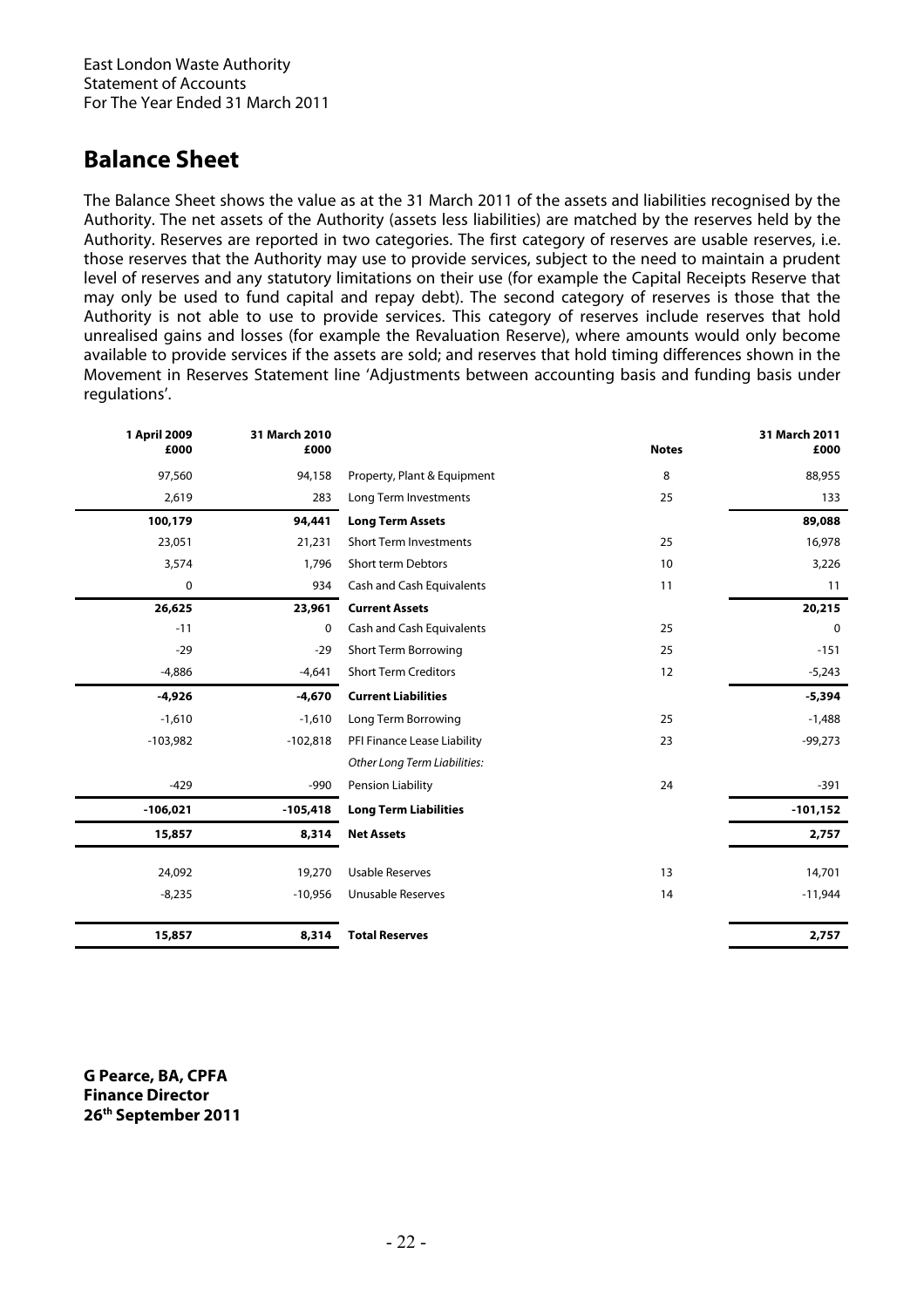East London Waste Authority
Statement of Accounts
For The Year Ended 31 March 2011

## Balance Sheet

The Balance Sheet shows the value as at the 31 March 2011 of the assets and liabilities recognised by the Authority. The net assets of the Authority (assets less liabilities) are matched by the reserves held by the Authority. Reserves are reported in two categories. The first category of reserves are usable reserves, i.e. those reserves that the Authority may use to provide services, subject to the need to maintain a prudent level of reserves and any statutory limitations on their use (for example the Capital Receipts Reserve that may only be used to fund capital and repay debt). The second category of reserves is those that the Authority is not able to use to provide services. This category of reserves include reserves that hold unrealised gains and losses (for example the Revaluation Reserve), where amounts would only become available to provide services if the assets are sold; and reserves that hold timing differences shown in the Movement in Reserves Statement line 'Adjustments between accounting basis and funding basis under regulations'.

| 1 April 2009 £000 | 31 March 2010 £000 | | Notes | 31 March 2011 £000 |
|---|---|---|---|---|
| 97,560 | 94,158 | Property, Plant & Equipment | 8 | 88,955 |
| 2,619 | 283 | Long Term Investments | 25 | 133 |
| **100,179** | **94,441** | **Long Term Assets** | | **89,088** |
| 23,051 | 21,231 | Short Term Investments | 25 | 16,978 |
| 3,574 | 1,796 | Short term Debtors | 10 | 3,226 |
| 0 | 934 | Cash and Cash Equivalents | 11 | 11 |
| **26,625** | **23,961** | **Current Assets** | | **20,215** |
| -11 | 0 | Cash and Cash Equivalents | 25 | 0 |
| -29 | -29 | Short Term Borrowing | 25 | -151 |
| -4,886 | -4,641 | Short Term Creditors | 12 | -5,243 |
| **-4,926** | **-4,670** | **Current Liabilities** | | **-5,394** |
| -1,610 | -1,610 | Long Term Borrowing | 25 | -1,488 |
| -103,982 | -102,818 | PFI Finance Lease Liability | 23 | -99,273 |
| | | *Other Long Term Liabilities:* | | |
| -429 | -990 | Pension Liability | 24 | -391 |
| **-106,021** | **-105,418** | **Long Term Liabilities** | | **-101,152** |
| **15,857** | **8,314** | **Net Assets** | | **2,757** |
| 24,092 | 19,270 | Usable Reserves | 13 | 14,701 |
| -8,235 | -10,956 | Unusable Reserves | 14 | -11,944 |
| **15,857** | **8,314** | **Total Reserves** | | **2,757** |

**G Pearce, BA, CPFA**
**Finance Director**
**26th September 2011**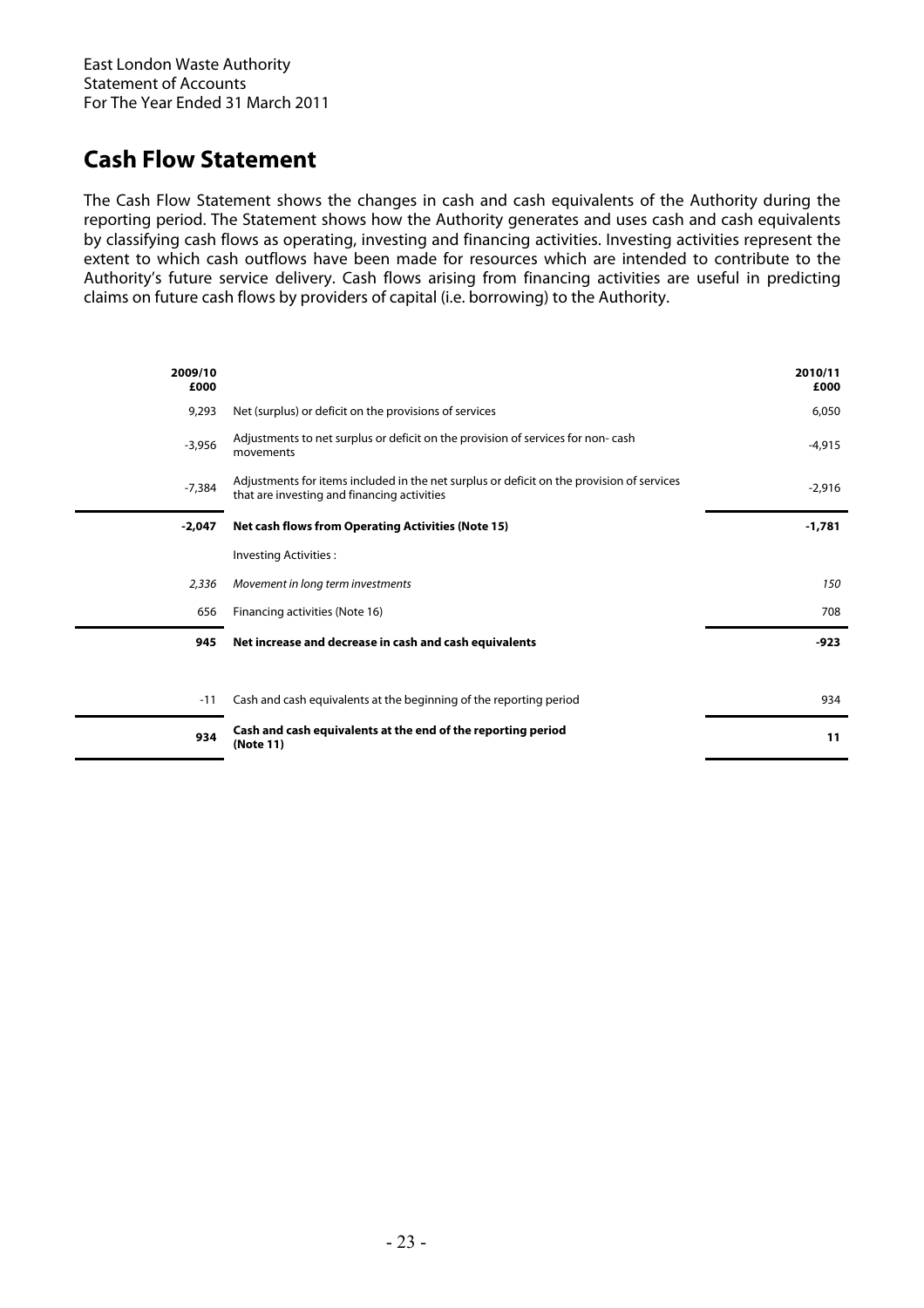East London Waste Authority
Statement of Accounts
For The Year Ended 31 March 2011

# Cash Flow Statement

The Cash Flow Statement shows the changes in cash and cash equivalents of the Authority during the reporting period. The Statement shows how the Authority generates and uses cash and cash equivalents by classifying cash flows as operating, investing and financing activities. Investing activities represent the extent to which cash outflows have been made for resources which are intended to contribute to the Authority's future service delivery. Cash flows arising from financing activities are useful in predicting claims on future cash flows by providers of capital (i.e. borrowing) to the Authority.

| 2009/10 £000 | | 2010/11 £000 |
|---|---|---|
| 9,293 | Net (surplus) or deficit on the provisions of services | 6,050 |
| -3,956 | Adjustments to net surplus or deficit on the provision of services for non- cash movements | -4,915 |
| -7,384 | Adjustments for items included in the net surplus or deficit on the provision of services that are investing and financing activities | -2,916 |
| **-2,047** | **Net cash flows from Operating Activities (Note 15)** | **-1,781** |
| | Investing Activities : | |
| *2,336* | *Movement in long term investments* | *150* |
| 656 | Financing activities (Note 16) | 708 |
| **945** | **Net increase and decrease in cash and cash equivalents** | **-923** |
| -11 | Cash and cash equivalents at the beginning of the reporting period | 934 |
| **934** | **Cash and cash equivalents at the end of the reporting period (Note 11)** | **11** |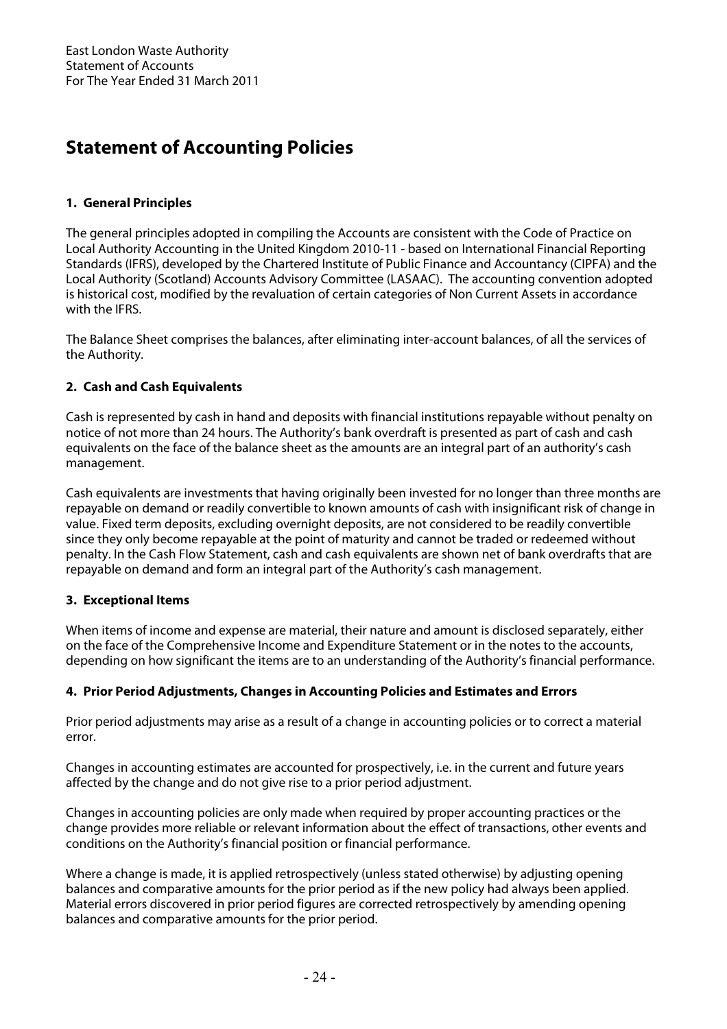# Statement of Accounting Policies

### 1. General Principles

The general principles adopted in compiling the Accounts are consistent with the Code of Practice on Local Authority Accounting in the United Kingdom 2010-11 - based on International Financial Reporting Standards (IFRS), developed by the Chartered Institute of Public Finance and Accountancy (CIPFA) and the Local Authority (Scotland) Accounts Advisory Committee (LASAAC). The accounting convention adopted is historical cost, modified by the revaluation of certain categories of Non Current Assets in accordance with the IFRS.

The Balance Sheet comprises the balances, after eliminating inter-account balances, of all the services of the Authority.

### 2. Cash and Cash Equivalents

Cash is represented by cash in hand and deposits with financial institutions repayable without penalty on notice of not more than 24 hours. The Authority's bank overdraft is presented as part of cash and cash equivalents on the face of the balance sheet as the amounts are an integral part of an authority's cash management.

Cash equivalents are investments that having originally been invested for no longer than three months are repayable on demand or readily convertible to known amounts of cash with insignificant risk of change in value. Fixed term deposits, excluding overnight deposits, are not considered to be readily convertible since they only become repayable at the point of maturity and cannot be traded or redeemed without penalty. In the Cash Flow Statement, cash and cash equivalents are shown net of bank overdrafts that are repayable on demand and form an integral part of the Authority's cash management.

### 3. Exceptional Items

When items of income and expense are material, their nature and amount is disclosed separately, either on the face of the Comprehensive Income and Expenditure Statement or in the notes to the accounts, depending on how significant the items are to an understanding of the Authority's financial performance.

### 4. Prior Period Adjustments, Changes in Accounting Policies and Estimates and Errors

Prior period adjustments may arise as a result of a change in accounting policies or to correct a material error.

Changes in accounting estimates are accounted for prospectively, i.e. in the current and future years affected by the change and do not give rise to a prior period adjustment.

Changes in accounting policies are only made when required by proper accounting practices or the change provides more reliable or relevant information about the effect of transactions, other events and conditions on the Authority's financial position or financial performance.

Where a change is made, it is applied retrospectively (unless stated otherwise) by adjusting opening balances and comparative amounts for the prior period as if the new policy had always been applied. Material errors discovered in prior period figures are corrected retrospectively by amending opening balances and comparative amounts for the prior period.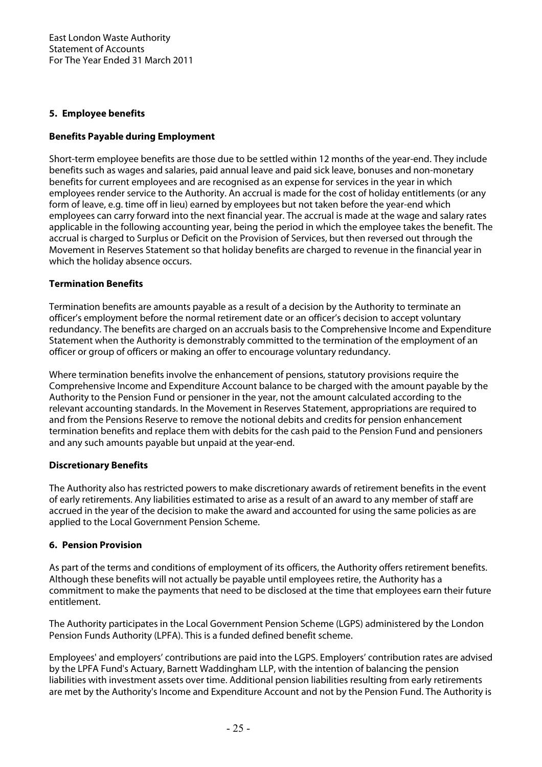## 5. Employee benefits

### Benefits Payable during Employment

Short-term employee benefits are those due to be settled within 12 months of the year-end. They include benefits such as wages and salaries, paid annual leave and paid sick leave, bonuses and non-monetary benefits for current employees and are recognised as an expense for services in the year in which employees render service to the Authority. An accrual is made for the cost of holiday entitlements (or any form of leave, e.g. time off in lieu) earned by employees but not taken before the year-end which employees can carry forward into the next financial year. The accrual is made at the wage and salary rates applicable in the following accounting year, being the period in which the employee takes the benefit. The accrual is charged to Surplus or Deficit on the Provision of Services, but then reversed out through the Movement in Reserves Statement so that holiday benefits are charged to revenue in the financial year in which the holiday absence occurs.

### Termination Benefits

Termination benefits are amounts payable as a result of a decision by the Authority to terminate an officer's employment before the normal retirement date or an officer's decision to accept voluntary redundancy. The benefits are charged on an accruals basis to the Comprehensive Income and Expenditure Statement when the Authority is demonstrably committed to the termination of the employment of an officer or group of officers or making an offer to encourage voluntary redundancy.

Where termination benefits involve the enhancement of pensions, statutory provisions require the Comprehensive Income and Expenditure Account balance to be charged with the amount payable by the Authority to the Pension Fund or pensioner in the year, not the amount calculated according to the relevant accounting standards. In the Movement in Reserves Statement, appropriations are required to and from the Pensions Reserve to remove the notional debits and credits for pension enhancement termination benefits and replace them with debits for the cash paid to the Pension Fund and pensioners and any such amounts payable but unpaid at the year-end.

### Discretionary Benefits

The Authority also has restricted powers to make discretionary awards of retirement benefits in the event of early retirements. Any liabilities estimated to arise as a result of an award to any member of staff are accrued in the year of the decision to make the award and accounted for using the same policies as are applied to the Local Government Pension Scheme.

## 6. Pension Provision

As part of the terms and conditions of employment of its officers, the Authority offers retirement benefits. Although these benefits will not actually be payable until employees retire, the Authority has a commitment to make the payments that need to be disclosed at the time that employees earn their future entitlement.

The Authority participates in the Local Government Pension Scheme (LGPS) administered by the London Pension Funds Authority (LPFA). This is a funded defined benefit scheme.

Employees' and employers' contributions are paid into the LGPS. Employers' contribution rates are advised by the LPFA Fund's Actuary, Barnett Waddingham LLP, with the intention of balancing the pension liabilities with investment assets over time. Additional pension liabilities resulting from early retirements are met by the Authority's Income and Expenditure Account and not by the Pension Fund. The Authority is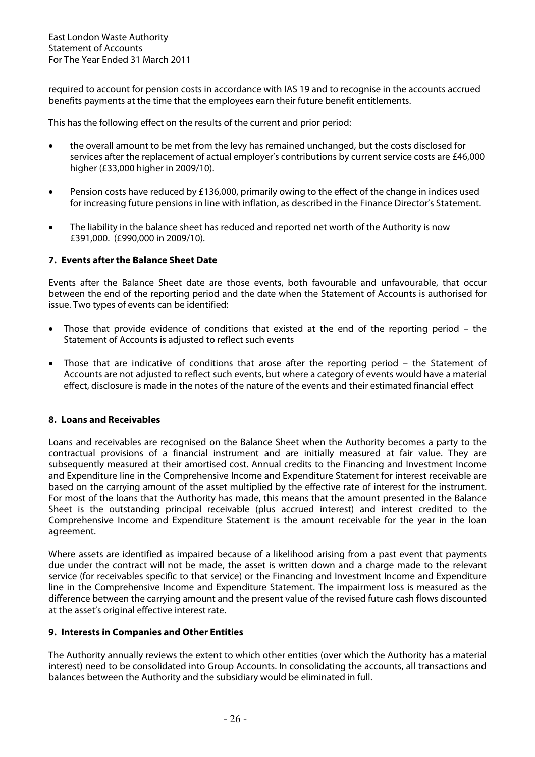required to account for pension costs in accordance with IAS 19 and to recognise in the accounts accrued benefits payments at the time that the employees earn their future benefit entitlements.

This has the following effect on the results of the current and prior period:

- the overall amount to be met from the levy has remained unchanged, but the costs disclosed for services after the replacement of actual employer's contributions by current service costs are £46,000 higher (£33,000 higher in 2009/10).
- Pension costs have reduced by £136,000, primarily owing to the effect of the change in indices used for increasing future pensions in line with inflation, as described in the Finance Director's Statement.
- The liability in the balance sheet has reduced and reported net worth of the Authority is now £391,000. (£990,000 in 2009/10).

### 7. Events after the Balance Sheet Date

Events after the Balance Sheet date are those events, both favourable and unfavourable, that occur between the end of the reporting period and the date when the Statement of Accounts is authorised for issue. Two types of events can be identified:

- Those that provide evidence of conditions that existed at the end of the reporting period – the Statement of Accounts is adjusted to reflect such events
- Those that are indicative of conditions that arose after the reporting period – the Statement of Accounts are not adjusted to reflect such events, but where a category of events would have a material effect, disclosure is made in the notes of the nature of the events and their estimated financial effect

### 8. Loans and Receivables

Loans and receivables are recognised on the Balance Sheet when the Authority becomes a party to the contractual provisions of a financial instrument and are initially measured at fair value. They are subsequently measured at their amortised cost. Annual credits to the Financing and Investment Income and Expenditure line in the Comprehensive Income and Expenditure Statement for interest receivable are based on the carrying amount of the asset multiplied by the effective rate of interest for the instrument. For most of the loans that the Authority has made, this means that the amount presented in the Balance Sheet is the outstanding principal receivable (plus accrued interest) and interest credited to the Comprehensive Income and Expenditure Statement is the amount receivable for the year in the loan agreement.

Where assets are identified as impaired because of a likelihood arising from a past event that payments due under the contract will not be made, the asset is written down and a charge made to the relevant service (for receivables specific to that service) or the Financing and Investment Income and Expenditure line in the Comprehensive Income and Expenditure Statement. The impairment loss is measured as the difference between the carrying amount and the present value of the revised future cash flows discounted at the asset's original effective interest rate.

### 9. Interests in Companies and Other Entities

The Authority annually reviews the extent to which other entities (over which the Authority has a material interest) need to be consolidated into Group Accounts. In consolidating the accounts, all transactions and balances between the Authority and the subsidiary would be eliminated in full.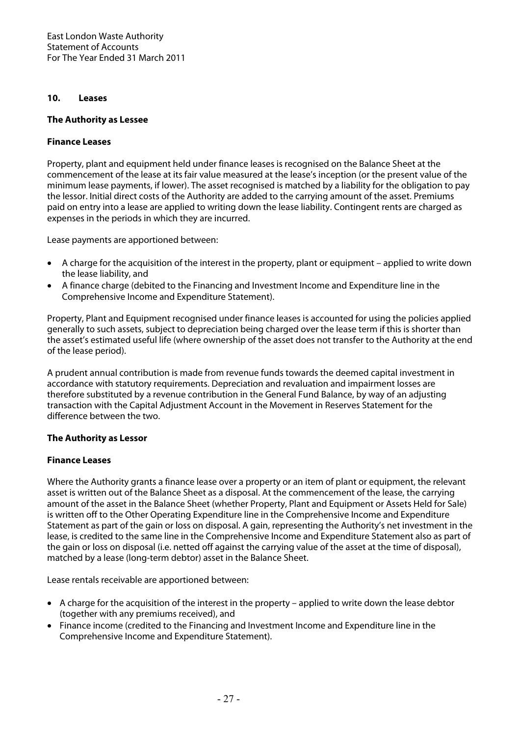## 10. Leases

### The Authority as Lessee

#### Finance Leases

Property, plant and equipment held under finance leases is recognised on the Balance Sheet at the commencement of the lease at its fair value measured at the lease's inception (or the present value of the minimum lease payments, if lower). The asset recognised is matched by a liability for the obligation to pay the lessor. Initial direct costs of the Authority are added to the carrying amount of the asset. Premiums paid on entry into a lease are applied to writing down the lease liability. Contingent rents are charged as expenses in the periods in which they are incurred.

Lease payments are apportioned between:

- A charge for the acquisition of the interest in the property, plant or equipment – applied to write down the lease liability, and
- A finance charge (debited to the Financing and Investment Income and Expenditure line in the Comprehensive Income and Expenditure Statement).

Property, Plant and Equipment recognised under finance leases is accounted for using the policies applied generally to such assets, subject to depreciation being charged over the lease term if this is shorter than the asset's estimated useful life (where ownership of the asset does not transfer to the Authority at the end of the lease period).

A prudent annual contribution is made from revenue funds towards the deemed capital investment in accordance with statutory requirements. Depreciation and revaluation and impairment losses are therefore substituted by a revenue contribution in the General Fund Balance, by way of an adjusting transaction with the Capital Adjustment Account in the Movement in Reserves Statement for the difference between the two.

### The Authority as Lessor

#### Finance Leases

Where the Authority grants a finance lease over a property or an item of plant or equipment, the relevant asset is written out of the Balance Sheet as a disposal. At the commencement of the lease, the carrying amount of the asset in the Balance Sheet (whether Property, Plant and Equipment or Assets Held for Sale) is written off to the Other Operating Expenditure line in the Comprehensive Income and Expenditure Statement as part of the gain or loss on disposal. A gain, representing the Authority's net investment in the lease, is credited to the same line in the Comprehensive Income and Expenditure Statement also as part of the gain or loss on disposal (i.e. netted off against the carrying value of the asset at the time of disposal), matched by a lease (long-term debtor) asset in the Balance Sheet.

Lease rentals receivable are apportioned between:

- A charge for the acquisition of the interest in the property – applied to write down the lease debtor (together with any premiums received), and
- Finance income (credited to the Financing and Investment Income and Expenditure line in the Comprehensive Income and Expenditure Statement).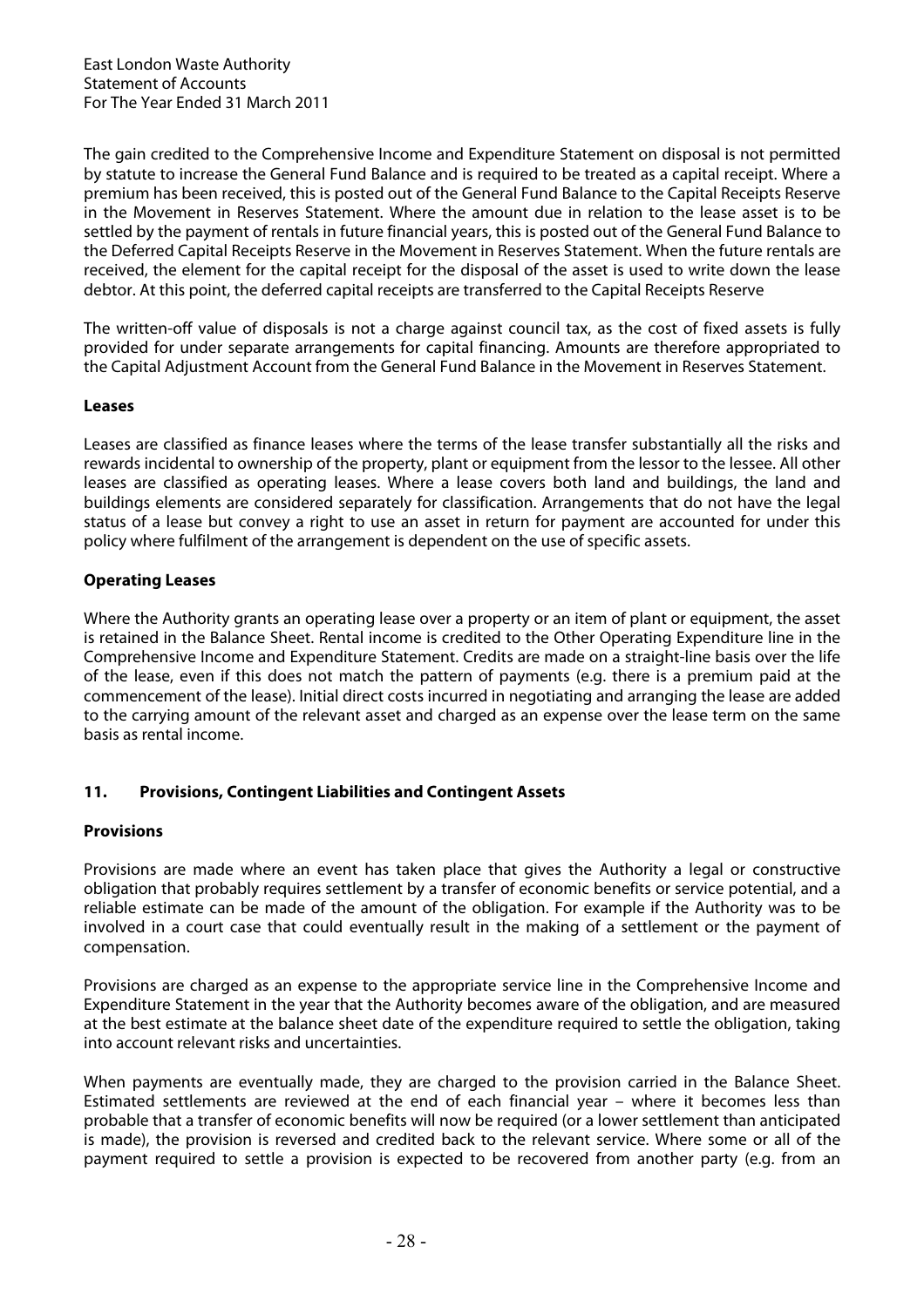The gain credited to the Comprehensive Income and Expenditure Statement on disposal is not permitted by statute to increase the General Fund Balance and is required to be treated as a capital receipt. Where a premium has been received, this is posted out of the General Fund Balance to the Capital Receipts Reserve in the Movement in Reserves Statement. Where the amount due in relation to the lease asset is to be settled by the payment of rentals in future financial years, this is posted out of the General Fund Balance to the Deferred Capital Receipts Reserve in the Movement in Reserves Statement. When the future rentals are received, the element for the capital receipt for the disposal of the asset is used to write down the lease debtor. At this point, the deferred capital receipts are transferred to the Capital Receipts Reserve

The written-off value of disposals is not a charge against council tax, as the cost of fixed assets is fully provided for under separate arrangements for capital financing. Amounts are therefore appropriated to the Capital Adjustment Account from the General Fund Balance in the Movement in Reserves Statement.

**Leases**

Leases are classified as finance leases where the terms of the lease transfer substantially all the risks and rewards incidental to ownership of the property, plant or equipment from the lessor to the lessee. All other leases are classified as operating leases. Where a lease covers both land and buildings, the land and buildings elements are considered separately for classification. Arrangements that do not have the legal status of a lease but convey a right to use an asset in return for payment are accounted for under this policy where fulfilment of the arrangement is dependent on the use of specific assets.

**Operating Leases**

Where the Authority grants an operating lease over a property or an item of plant or equipment, the asset is retained in the Balance Sheet. Rental income is credited to the Other Operating Expenditure line in the Comprehensive Income and Expenditure Statement. Credits are made on a straight-line basis over the life of the lease, even if this does not match the pattern of payments (e.g. there is a premium paid at the commencement of the lease). Initial direct costs incurred in negotiating and arranging the lease are added to the carrying amount of the relevant asset and charged as an expense over the lease term on the same basis as rental income.

## 11. Provisions, Contingent Liabilities and Contingent Assets

**Provisions**

Provisions are made where an event has taken place that gives the Authority a legal or constructive obligation that probably requires settlement by a transfer of economic benefits or service potential, and a reliable estimate can be made of the amount of the obligation. For example if the Authority was to be involved in a court case that could eventually result in the making of a settlement or the payment of compensation.

Provisions are charged as an expense to the appropriate service line in the Comprehensive Income and Expenditure Statement in the year that the Authority becomes aware of the obligation, and are measured at the best estimate at the balance sheet date of the expenditure required to settle the obligation, taking into account relevant risks and uncertainties.

When payments are eventually made, they are charged to the provision carried in the Balance Sheet. Estimated settlements are reviewed at the end of each financial year – where it becomes less than probable that a transfer of economic benefits will now be required (or a lower settlement than anticipated is made), the provision is reversed and credited back to the relevant service. Where some or all of the payment required to settle a provision is expected to be recovered from another party (e.g. from an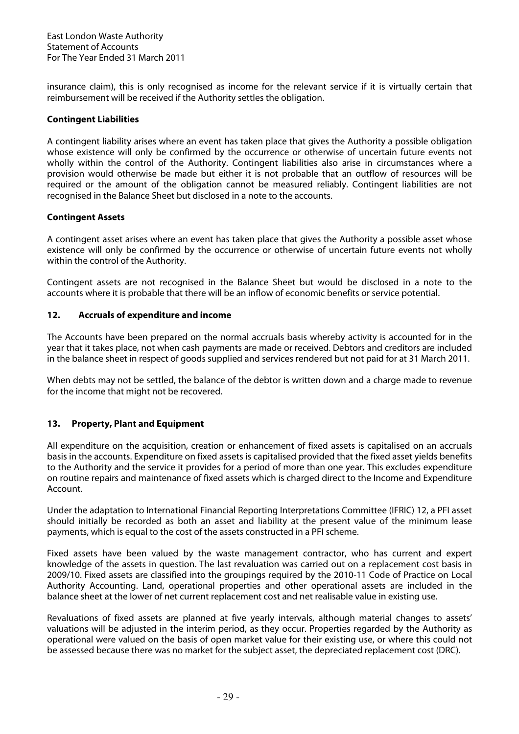insurance claim), this is only recognised as income for the relevant service if it is virtually certain that reimbursement will be received if the Authority settles the obligation.

**Contingent Liabilities**

A contingent liability arises where an event has taken place that gives the Authority a possible obligation whose existence will only be confirmed by the occurrence or otherwise of uncertain future events not wholly within the control of the Authority. Contingent liabilities also arise in circumstances where a provision would otherwise be made but either it is not probable that an outflow of resources will be required or the amount of the obligation cannot be measured reliably. Contingent liabilities are not recognised in the Balance Sheet but disclosed in a note to the accounts.

**Contingent Assets**

A contingent asset arises where an event has taken place that gives the Authority a possible asset whose existence will only be confirmed by the occurrence or otherwise of uncertain future events not wholly within the control of the Authority.

Contingent assets are not recognised in the Balance Sheet but would be disclosed in a note to the accounts where it is probable that there will be an inflow of economic benefits or service potential.

## 12. Accruals of expenditure and income

The Accounts have been prepared on the normal accruals basis whereby activity is accounted for in the year that it takes place, not when cash payments are made or received. Debtors and creditors are included in the balance sheet in respect of goods supplied and services rendered but not paid for at 31 March 2011.

When debts may not be settled, the balance of the debtor is written down and a charge made to revenue for the income that might not be recovered.

## 13. Property, Plant and Equipment

All expenditure on the acquisition, creation or enhancement of fixed assets is capitalised on an accruals basis in the accounts. Expenditure on fixed assets is capitalised provided that the fixed asset yields benefits to the Authority and the service it provides for a period of more than one year. This excludes expenditure on routine repairs and maintenance of fixed assets which is charged direct to the Income and Expenditure Account.

Under the adaptation to International Financial Reporting Interpretations Committee (IFRIC) 12, a PFI asset should initially be recorded as both an asset and liability at the present value of the minimum lease payments, which is equal to the cost of the assets constructed in a PFI scheme.

Fixed assets have been valued by the waste management contractor, who has current and expert knowledge of the assets in question. The last revaluation was carried out on a replacement cost basis in 2009/10. Fixed assets are classified into the groupings required by the 2010-11 Code of Practice on Local Authority Accounting. Land, operational properties and other operational assets are included in the balance sheet at the lower of net current replacement cost and net realisable value in existing use.

Revaluations of fixed assets are planned at five yearly intervals, although material changes to assets' valuations will be adjusted in the interim period, as they occur. Properties regarded by the Authority as operational were valued on the basis of open market value for their existing use, or where this could not be assessed because there was no market for the subject asset, the depreciated replacement cost (DRC).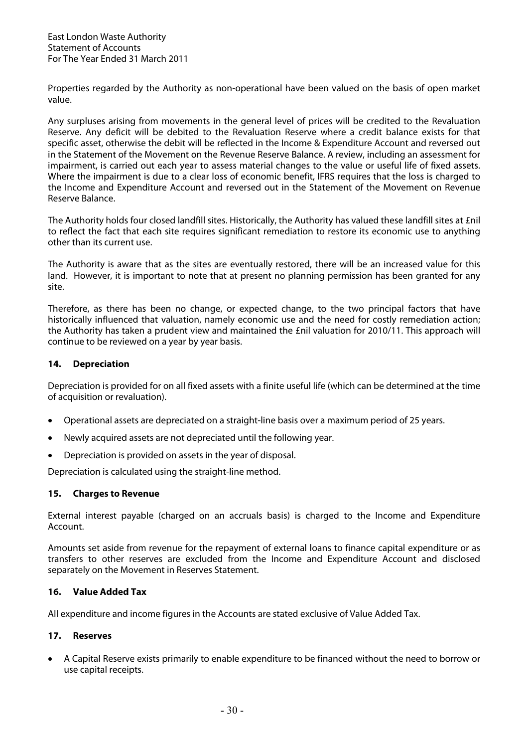Properties regarded by the Authority as non-operational have been valued on the basis of open market value.

Any surpluses arising from movements in the general level of prices will be credited to the Revaluation Reserve. Any deficit will be debited to the Revaluation Reserve where a credit balance exists for that specific asset, otherwise the debit will be reflected in the Income & Expenditure Account and reversed out in the Statement of the Movement on the Revenue Reserve Balance. A review, including an assessment for impairment, is carried out each year to assess material changes to the value or useful life of fixed assets. Where the impairment is due to a clear loss of economic benefit, IFRS requires that the loss is charged to the Income and Expenditure Account and reversed out in the Statement of the Movement on Revenue Reserve Balance.

The Authority holds four closed landfill sites. Historically, the Authority has valued these landfill sites at £nil to reflect the fact that each site requires significant remediation to restore its economic use to anything other than its current use.

The Authority is aware that as the sites are eventually restored, there will be an increased value for this land. However, it is important to note that at present no planning permission has been granted for any site.

Therefore, as there has been no change, or expected change, to the two principal factors that have historically influenced that valuation, namely economic use and the need for costly remediation action; the Authority has taken a prudent view and maintained the £nil valuation for 2010/11. This approach will continue to be reviewed on a year by year basis.

### 14. Depreciation

Depreciation is provided for on all fixed assets with a finite useful life (which can be determined at the time of acquisition or revaluation).

- Operational assets are depreciated on a straight-line basis over a maximum period of 25 years.
- Newly acquired assets are not depreciated until the following year.
- Depreciation is provided on assets in the year of disposal.

Depreciation is calculated using the straight-line method.

### 15. Charges to Revenue

External interest payable (charged on an accruals basis) is charged to the Income and Expenditure Account.

Amounts set aside from revenue for the repayment of external loans to finance capital expenditure or as transfers to other reserves are excluded from the Income and Expenditure Account and disclosed separately on the Movement in Reserves Statement.

### 16. Value Added Tax

All expenditure and income figures in the Accounts are stated exclusive of Value Added Tax.

### 17. Reserves

- A Capital Reserve exists primarily to enable expenditure to be financed without the need to borrow or use capital receipts.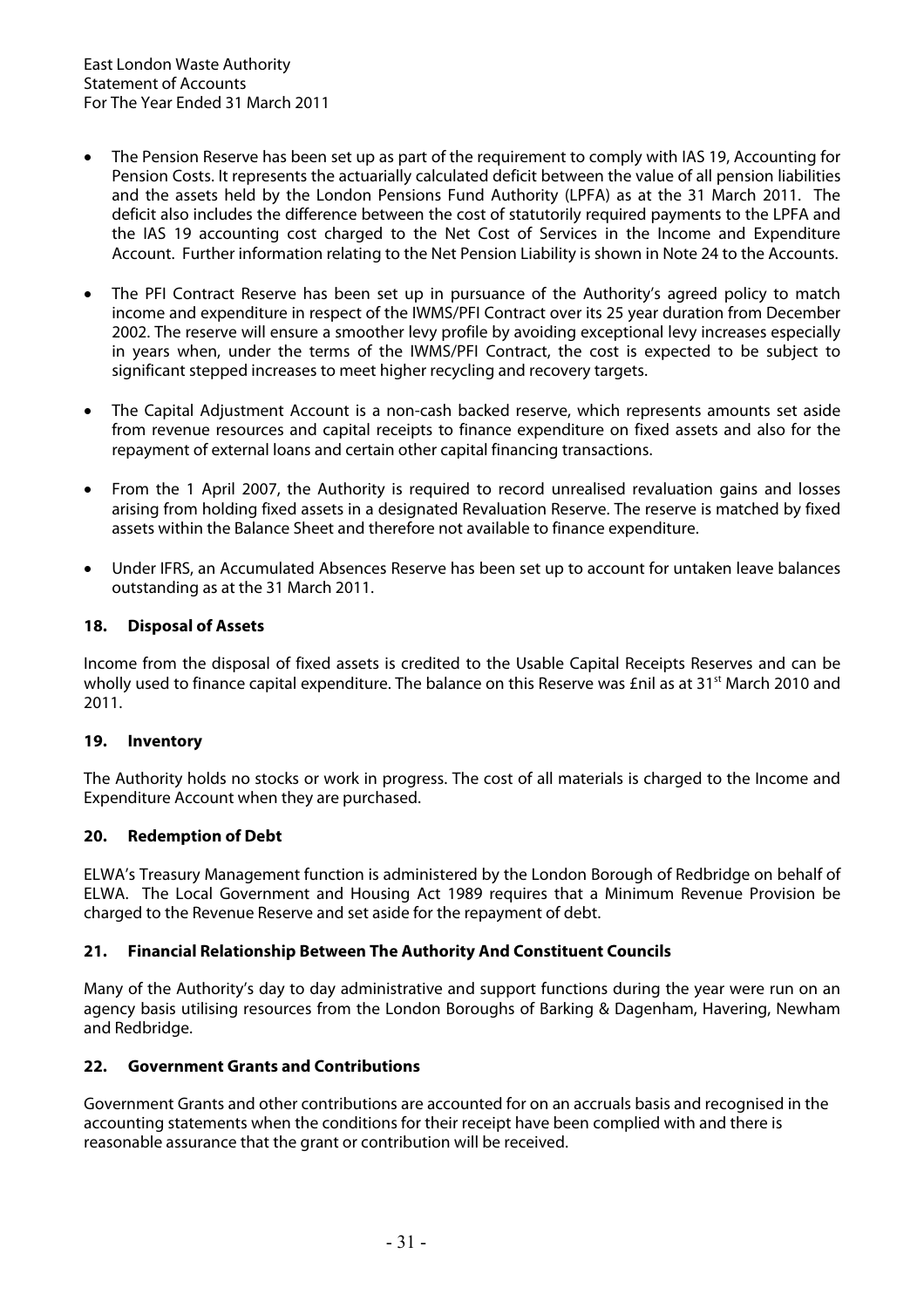- The Pension Reserve has been set up as part of the requirement to comply with IAS 19, Accounting for Pension Costs. It represents the actuarially calculated deficit between the value of all pension liabilities and the assets held by the London Pensions Fund Authority (LPFA) as at the 31 March 2011. The deficit also includes the difference between the cost of statutorily required payments to the LPFA and the IAS 19 accounting cost charged to the Net Cost of Services in the Income and Expenditure Account. Further information relating to the Net Pension Liability is shown in Note 24 to the Accounts.

- The PFI Contract Reserve has been set up in pursuance of the Authority's agreed policy to match income and expenditure in respect of the IWMS/PFI Contract over its 25 year duration from December 2002. The reserve will ensure a smoother levy profile by avoiding exceptional levy increases especially in years when, under the terms of the IWMS/PFI Contract, the cost is expected to be subject to significant stepped increases to meet higher recycling and recovery targets.

- The Capital Adjustment Account is a non-cash backed reserve, which represents amounts set aside from revenue resources and capital receipts to finance expenditure on fixed assets and also for the repayment of external loans and certain other capital financing transactions.

- From the 1 April 2007, the Authority is required to record unrealised revaluation gains and losses arising from holding fixed assets in a designated Revaluation Reserve. The reserve is matched by fixed assets within the Balance Sheet and therefore not available to finance expenditure.

- Under IFRS, an Accumulated Absences Reserve has been set up to account for untaken leave balances outstanding as at the 31 March 2011.

### 18. Disposal of Assets

Income from the disposal of fixed assets is credited to the Usable Capital Receipts Reserves and can be wholly used to finance capital expenditure. The balance on this Reserve was £nil as at 31st March 2010 and 2011.

### 19. Inventory

The Authority holds no stocks or work in progress. The cost of all materials is charged to the Income and Expenditure Account when they are purchased.

### 20. Redemption of Debt

ELWA's Treasury Management function is administered by the London Borough of Redbridge on behalf of ELWA. The Local Government and Housing Act 1989 requires that a Minimum Revenue Provision be charged to the Revenue Reserve and set aside for the repayment of debt.

### 21. Financial Relationship Between The Authority And Constituent Councils

Many of the Authority's day to day administrative and support functions during the year were run on an agency basis utilising resources from the London Boroughs of Barking & Dagenham, Havering, Newham and Redbridge.

### 22. Government Grants and Contributions

Government Grants and other contributions are accounted for on an accruals basis and recognised in the accounting statements when the conditions for their receipt have been complied with and there is reasonable assurance that the grant or contribution will be received.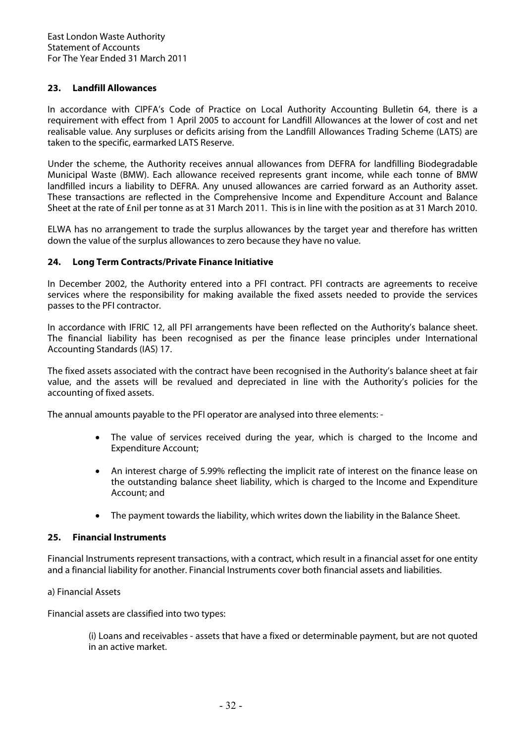## 23. Landfill Allowances

In accordance with CIPFA's Code of Practice on Local Authority Accounting Bulletin 64, there is a requirement with effect from 1 April 2005 to account for Landfill Allowances at the lower of cost and net realisable value. Any surpluses or deficits arising from the Landfill Allowances Trading Scheme (LATS) are taken to the specific, earmarked LATS Reserve.

Under the scheme, the Authority receives annual allowances from DEFRA for landfilling Biodegradable Municipal Waste (BMW). Each allowance received represents grant income, while each tonne of BMW landfilled incurs a liability to DEFRA. Any unused allowances are carried forward as an Authority asset. These transactions are reflected in the Comprehensive Income and Expenditure Account and Balance Sheet at the rate of £nil per tonne as at 31 March 2011. This is in line with the position as at 31 March 2010.

ELWA has no arrangement to trade the surplus allowances by the target year and therefore has written down the value of the surplus allowances to zero because they have no value.

## 24. Long Term Contracts/Private Finance Initiative

In December 2002, the Authority entered into a PFI contract. PFI contracts are agreements to receive services where the responsibility for making available the fixed assets needed to provide the services passes to the PFI contractor.

In accordance with IFRIC 12, all PFI arrangements have been reflected on the Authority's balance sheet. The financial liability has been recognised as per the finance lease principles under International Accounting Standards (IAS) 17.

The fixed assets associated with the contract have been recognised in the Authority's balance sheet at fair value, and the assets will be revalued and depreciated in line with the Authority's policies for the accounting of fixed assets.

The annual amounts payable to the PFI operator are analysed into three elements: -

- The value of services received during the year, which is charged to the Income and Expenditure Account;
- An interest charge of 5.99% reflecting the implicit rate of interest on the finance lease on the outstanding balance sheet liability, which is charged to the Income and Expenditure Account; and
- The payment towards the liability, which writes down the liability in the Balance Sheet.

## 25. Financial Instruments

Financial Instruments represent transactions, with a contract, which result in a financial asset for one entity and a financial liability for another. Financial Instruments cover both financial assets and liabilities.

a) Financial Assets

Financial assets are classified into two types:

(i) Loans and receivables - assets that have a fixed or determinable payment, but are not quoted in an active market.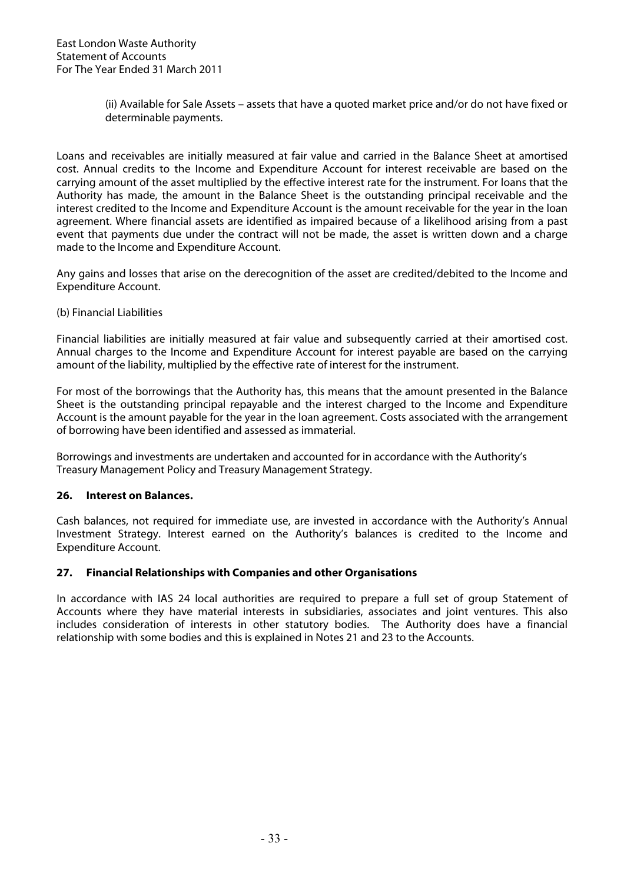(ii) Available for Sale Assets – assets that have a quoted market price and/or do not have fixed or determinable payments.

Loans and receivables are initially measured at fair value and carried in the Balance Sheet at amortised cost. Annual credits to the Income and Expenditure Account for interest receivable are based on the carrying amount of the asset multiplied by the effective interest rate for the instrument. For loans that the Authority has made, the amount in the Balance Sheet is the outstanding principal receivable and the interest credited to the Income and Expenditure Account is the amount receivable for the year in the loan agreement. Where financial assets are identified as impaired because of a likelihood arising from a past event that payments due under the contract will not be made, the asset is written down and a charge made to the Income and Expenditure Account.

Any gains and losses that arise on the derecognition of the asset are credited/debited to the Income and Expenditure Account.

(b) Financial Liabilities

Financial liabilities are initially measured at fair value and subsequently carried at their amortised cost. Annual charges to the Income and Expenditure Account for interest payable are based on the carrying amount of the liability, multiplied by the effective rate of interest for the instrument.

For most of the borrowings that the Authority has, this means that the amount presented in the Balance Sheet is the outstanding principal repayable and the interest charged to the Income and Expenditure Account is the amount payable for the year in the loan agreement. Costs associated with the arrangement of borrowing have been identified and assessed as immaterial.

Borrowings and investments are undertaken and accounted for in accordance with the Authority's Treasury Management Policy and Treasury Management Strategy.

**26. Interest on Balances.**

Cash balances, not required for immediate use, are invested in accordance with the Authority's Annual Investment Strategy. Interest earned on the Authority's balances is credited to the Income and Expenditure Account.

**27. Financial Relationships with Companies and other Organisations**

In accordance with IAS 24 local authorities are required to prepare a full set of group Statement of Accounts where they have material interests in subsidiaries, associates and joint ventures. This also includes consideration of interests in other statutory bodies. The Authority does have a financial relationship with some bodies and this is explained in Notes 21 and 23 to the Accounts.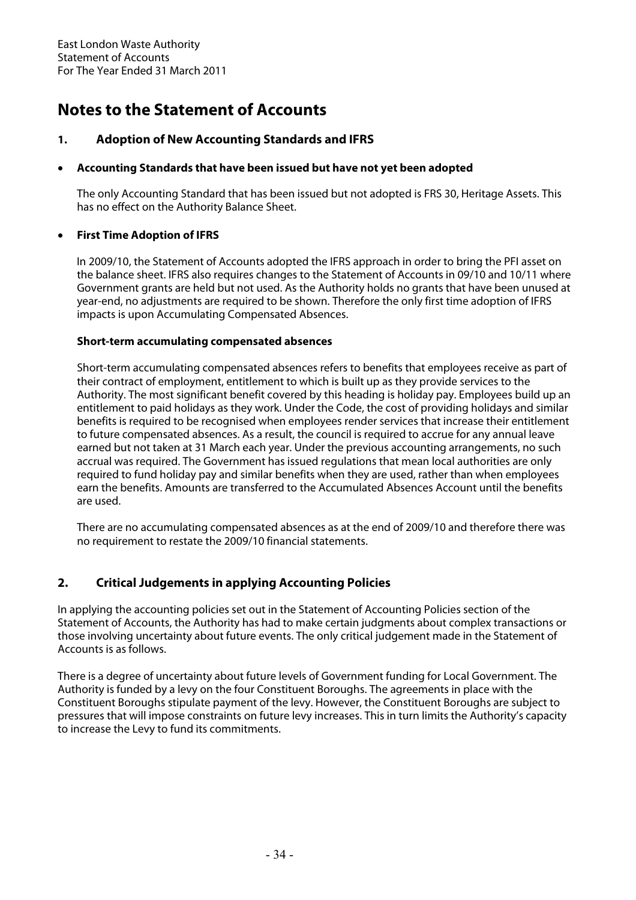# Notes to the Statement of Accounts

## 1. Adoption of New Accounting Standards and IFRS

- **Accounting Standards that have been issued but have not yet been adopted**

The only Accounting Standard that has been issued but not adopted is FRS 30, Heritage Assets. This has no effect on the Authority Balance Sheet.

- **First Time Adoption of IFRS**

In 2009/10, the Statement of Accounts adopted the IFRS approach in order to bring the PFI asset on the balance sheet. IFRS also requires changes to the Statement of Accounts in 09/10 and 10/11 where Government grants are held but not used. As the Authority holds no grants that have been unused at year-end, no adjustments are required to be shown. Therefore the only first time adoption of IFRS impacts is upon Accumulating Compensated Absences.

**Short-term accumulating compensated absences**

Short-term accumulating compensated absences refers to benefits that employees receive as part of their contract of employment, entitlement to which is built up as they provide services to the Authority. The most significant benefit covered by this heading is holiday pay. Employees build up an entitlement to paid holidays as they work. Under the Code, the cost of providing holidays and similar benefits is required to be recognised when employees render services that increase their entitlement to future compensated absences. As a result, the council is required to accrue for any annual leave earned but not taken at 31 March each year. Under the previous accounting arrangements, no such accrual was required. The Government has issued regulations that mean local authorities are only required to fund holiday pay and similar benefits when they are used, rather than when employees earn the benefits. Amounts are transferred to the Accumulated Absences Account until the benefits are used.

There are no accumulating compensated absences as at the end of 2009/10 and therefore there was no requirement to restate the 2009/10 financial statements.

## 2. Critical Judgements in applying Accounting Policies

In applying the accounting policies set out in the Statement of Accounting Policies section of the Statement of Accounts, the Authority has had to make certain judgments about complex transactions or those involving uncertainty about future events. The only critical judgement made in the Statement of Accounts is as follows.

There is a degree of uncertainty about future levels of Government funding for Local Government. The Authority is funded by a levy on the four Constituent Boroughs. The agreements in place with the Constituent Boroughs stipulate payment of the levy. However, the Constituent Boroughs are subject to pressures that will impose constraints on future levy increases. This in turn limits the Authority's capacity to increase the Levy to fund its commitments.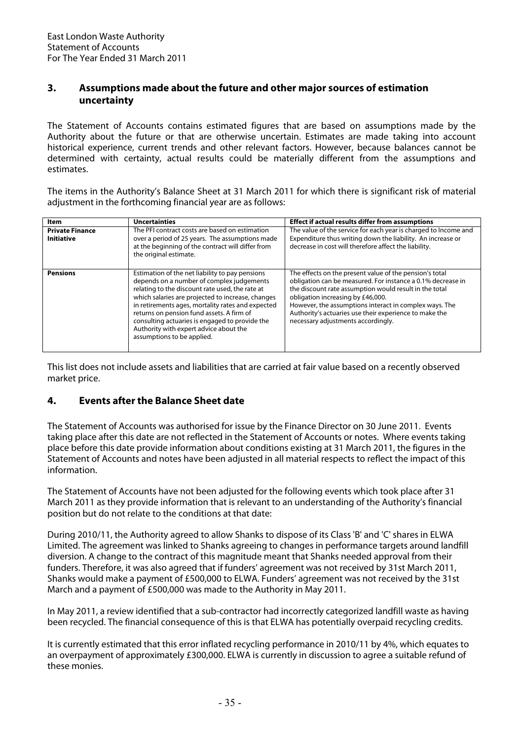East London Waste Authority
Statement of Accounts
For The Year Ended 31 March 2011

## 3. Assumptions made about the future and other major sources of estimation uncertainty

The Statement of Accounts contains estimated figures that are based on assumptions made by the Authority about the future or that are otherwise uncertain. Estimates are made taking into account historical experience, current trends and other relevant factors. However, because balances cannot be determined with certainty, actual results could be materially different from the assumptions and estimates.

The items in the Authority's Balance Sheet at 31 March 2011 for which there is significant risk of material adjustment in the forthcoming financial year are as follows:

| Item | Uncertainties | Effect if actual results differ from assumptions |
|---|---|---|
| **Private Finance Initiative** | The PFI contract costs are based on estimation over a period of 25 years. The assumptions made at the beginning of the contract will differ from the original estimate. | The value of the service for each year is charged to Income and Expenditure thus writing down the liability. An increase or decrease in cost will therefore affect the liability. |
| **Pensions** | Estimation of the net liability to pay pensions depends on a number of complex judgements relating to the discount rate used, the rate at which salaries are projected to increase, changes in retirements ages, mortality rates and expected returns on pension fund assets. A firm of consulting actuaries is engaged to provide the Authority with expert advice about the assumptions to be applied. | The effects on the present value of the pension's total obligation can be measured. For instance a 0.1% decrease in the discount rate assumption would result in the total obligation increasing by £46,000. However, the assumptions interact in complex ways. The Authority's actuaries use their experience to make the necessary adjustments accordingly. |

This list does not include assets and liabilities that are carried at fair value based on a recently observed market price.

## 4. Events after the Balance Sheet date

The Statement of Accounts was authorised for issue by the Finance Director on 30 June 2011. Events taking place after this date are not reflected in the Statement of Accounts or notes. Where events taking place before this date provide information about conditions existing at 31 March 2011, the figures in the Statement of Accounts and notes have been adjusted in all material respects to reflect the impact of this information.

The Statement of Accounts have not been adjusted for the following events which took place after 31 March 2011 as they provide information that is relevant to an understanding of the Authority's financial position but do not relate to the conditions at that date:

During 2010/11, the Authority agreed to allow Shanks to dispose of its Class 'B' and 'C' shares in ELWA Limited. The agreement was linked to Shanks agreeing to changes in performance targets around landfill diversion. A change to the contract of this magnitude meant that Shanks needed approval from their funders. Therefore, it was also agreed that if funders' agreement was not received by 31st March 2011, Shanks would make a payment of £500,000 to ELWA. Funders' agreement was not received by the 31st March and a payment of £500,000 was made to the Authority in May 2011.

In May 2011, a review identified that a sub-contractor had incorrectly categorized landfill waste as having been recycled. The financial consequence of this is that ELWA has potentially overpaid recycling credits.

It is currently estimated that this error inflated recycling performance in 2010/11 by 4%, which equates to an overpayment of approximately £300,000. ELWA is currently in discussion to agree a suitable refund of these monies.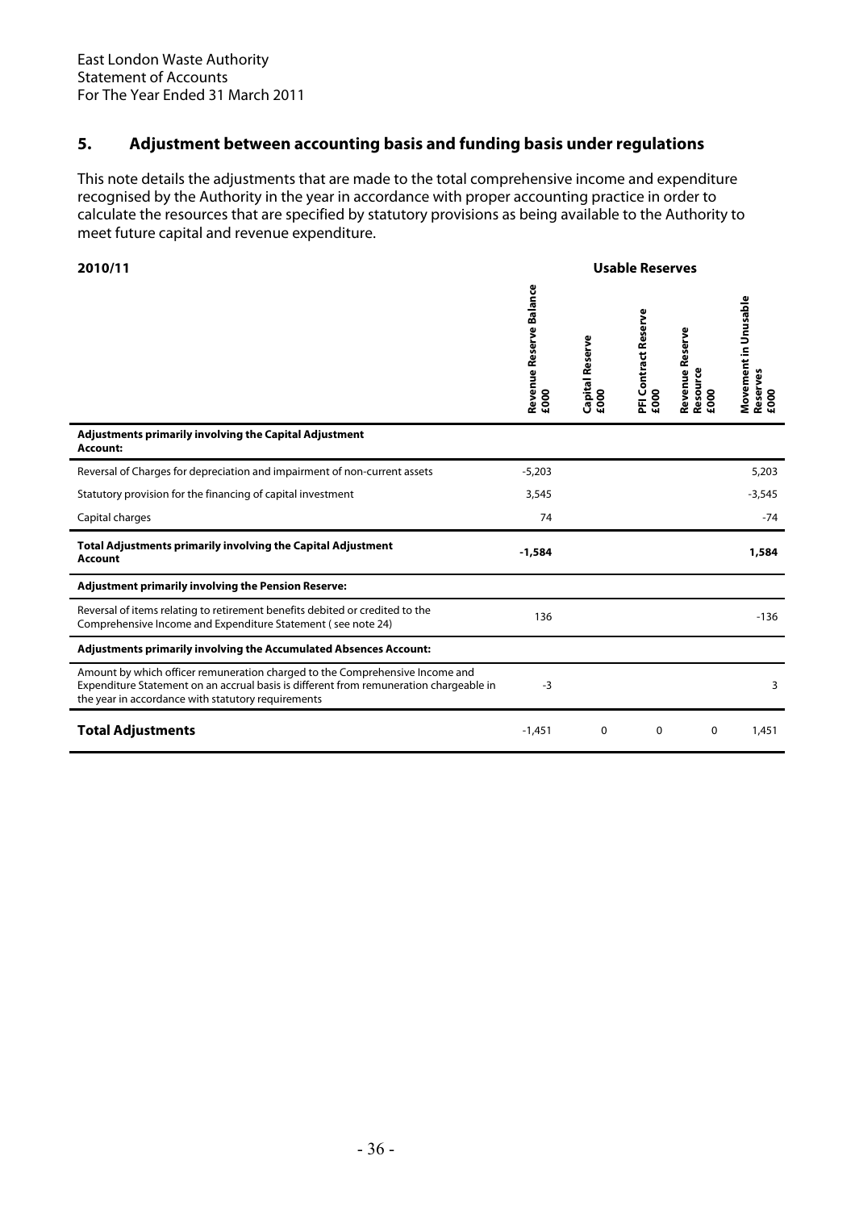## 5. Adjustment between accounting basis and funding basis under regulations

This note details the adjustments that are made to the total comprehensive income and expenditure recognised by the Authority in the year in accordance with proper accounting practice in order to calculate the resources that are specified by statutory provisions as being available to the Authority to meet future capital and revenue expenditure.

| **2010/11** | **Usable Reserves** | | | | |
|---|---|---|---|---|---|
| | **Revenue Reserve Balance £000** | **Capital Reserve £000** | **PFI Contract Reserve £000** | **Revenue Reserve Resource £000** | **Movement in Unusable Reserves £000** |
| **Adjustments primarily involving the Capital Adjustment Account:** | | | | | |
| Reversal of Charges for depreciation and impairment of non-current assets | -5,203 | | | | 5,203 |
| Statutory provision for the financing of capital investment | 3,545 | | | | -3,545 |
| Capital charges | 74 | | | | -74 |
| **Total Adjustments primarily involving the Capital Adjustment Account** | **-1,584** | | | | **1,584** |
| **Adjustment primarily involving the Pension Reserve:** | | | | | |
| Reversal of items relating to retirement benefits debited or credited to the Comprehensive Income and Expenditure Statement ( see note 24) | 136 | | | | -136 |
| **Adjustments primarily involving the Accumulated Absences Account:** | | | | | |
| Amount by which officer remuneration charged to the Comprehensive Income and Expenditure Statement on an accrual basis is different from remuneration chargeable in the year in accordance with statutory requirements | -3 | | | | 3 |
| **Total Adjustments** | -1,451 | 0 | 0 | 0 | 1,451 |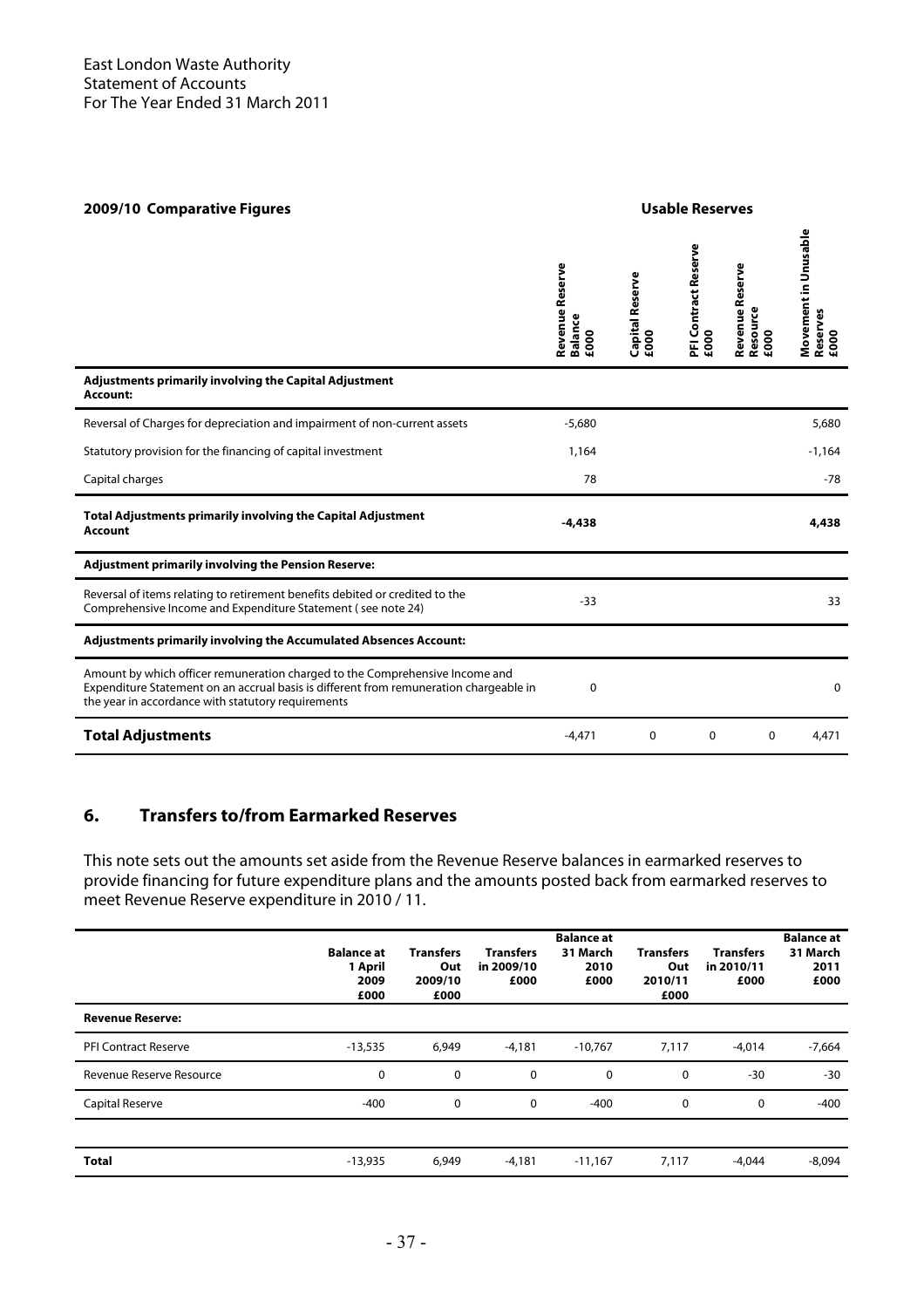## 2009/10 Comparative Figures

| | Usable Reserves | | | | |
|---|---|---|---|---|---|
| | Revenue Reserve Balance £000 | Capital Reserve £000 | PFI Contract Reserve £000 | Revenue Reserve Resource £000 | Movement in Unusable Reserves £000 |
| **Adjustments primarily involving the Capital Adjustment Account:** | | | | | |
| Reversal of Charges for depreciation and impairment of non-current assets | -5,680 | | | | 5,680 |
| Statutory provision for the financing of capital investment | 1,164 | | | | -1,164 |
| Capital charges | 78 | | | | -78 |
| **Total Adjustments primarily involving the Capital Adjustment Account** | **-4,438** | | | | **4,438** |
| **Adjustment primarily involving the Pension Reserve:** | | | | | |
| Reversal of items relating to retirement benefits debited or credited to the Comprehensive Income and Expenditure Statement ( see note 24) | -33 | | | | 33 |
| **Adjustments primarily involving the Accumulated Absences Account:** | | | | | |
| Amount by which officer remuneration charged to the Comprehensive Income and Expenditure Statement on an accrual basis is different from remuneration chargeable in the year in accordance with statutory requirements | 0 | | | | 0 |
| **Total Adjustments** | -4,471 | 0 | 0 | 0 | 4,471 |

## 6. Transfers to/from Earmarked Reserves

This note sets out the amounts set aside from the Revenue Reserve balances in earmarked reserves to provide financing for future expenditure plans and the amounts posted back from earmarked reserves to meet Revenue Reserve expenditure in 2010 / 11.

| | Balance at 1 April 2009 £000 | Transfers Out 2009/10 £000 | Transfers in 2009/10 £000 | Balance at 31 March 2010 £000 | Transfers Out 2010/11 £000 | Transfers in 2010/11 £000 | Balance at 31 March 2011 £000 |
|---|---|---|---|---|---|---|---|
| **Revenue Reserve:** | | | | | | | |
| PFI Contract Reserve | -13,535 | 6,949 | -4,181 | -10,767 | 7,117 | -4,014 | -7,664 |
| Revenue Reserve Resource | 0 | 0 | 0 | 0 | 0 | -30 | -30 |
| Capital Reserve | -400 | 0 | 0 | -400 | 0 | 0 | -400 |
| **Total** | -13,935 | 6,949 | -4,181 | -11,167 | 7,117 | -4,044 | -8,094 |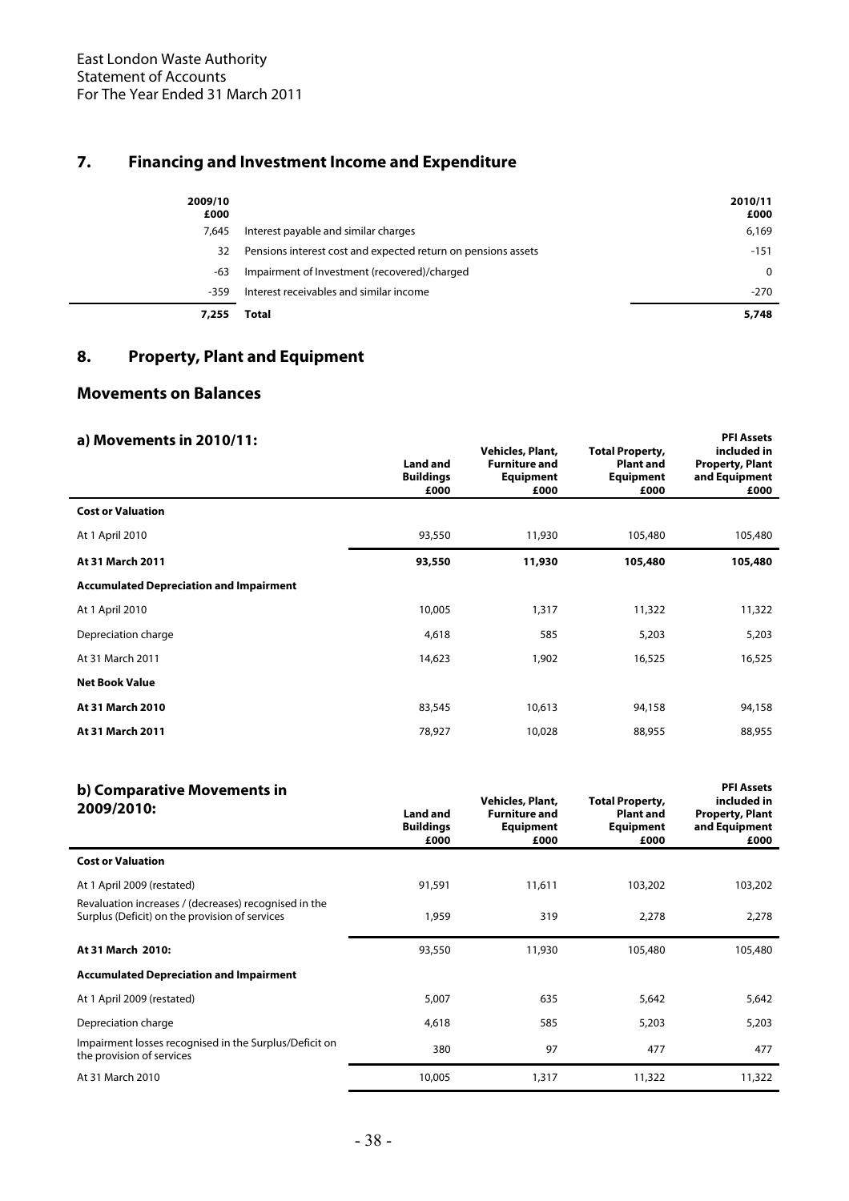East London Waste Authority
Statement of Accounts
For The Year Ended 31 March 2011

## 7. Financing and Investment Income and Expenditure

| 2009/10 £000 | | 2010/11 £000 |
|---|---|---|
| 7,645 | Interest payable and similar charges | 6,169 |
| 32 | Pensions interest cost and expected return on pensions assets | -151 |
| -63 | Impairment of Investment (recovered)/charged | 0 |
| -359 | Interest receivables and similar income | -270 |
| **7,255** | **Total** | **5,748** |

## 8. Property, Plant and Equipment

### Movements on Balances

| **a) Movements in 2010/11:** | Land and Buildings £000 | Vehicles, Plant, Furniture and Equipment £000 | Total Property, Plant and Equipment £000 | PFI Assets included in Property, Plant and Equipment £000 |
|---|---|---|---|---|
| **Cost or Valuation** | | | | |
| At 1 April 2010 | 93,550 | 11,930 | 105,480 | 105,480 |
| **At 31 March 2011** | **93,550** | **11,930** | **105,480** | **105,480** |
| **Accumulated Depreciation and Impairment** | | | | |
| At 1 April 2010 | 10,005 | 1,317 | 11,322 | 11,322 |
| Depreciation charge | 4,618 | 585 | 5,203 | 5,203 |
| At 31 March 2011 | 14,623 | 1,902 | 16,525 | 16,525 |
| **Net Book Value** | | | | |
| **At 31 March 2010** | 83,545 | 10,613 | 94,158 | 94,158 |
| **At 31 March 2011** | 78,927 | 10,028 | 88,955 | 88,955 |

| **b) Comparative Movements in 2009/2010:** | Land and Buildings £000 | Vehicles, Plant, Furniture and Equipment £000 | Total Property, Plant and Equipment £000 | PFI Assets included in Property, Plant and Equipment £000 |
|---|---|---|---|---|
| **Cost or Valuation** | | | | |
| At 1 April 2009 (restated) | 91,591 | 11,611 | 103,202 | 103,202 |
| Revaluation increases / (decreases) recognised in the Surplus (Deficit) on the provision of services | 1,959 | 319 | 2,278 | 2,278 |
| **At 31 March 2010:** | 93,550 | 11,930 | 105,480 | 105,480 |
| **Accumulated Depreciation and Impairment** | | | | |
| At 1 April 2009 (restated) | 5,007 | 635 | 5,642 | 5,642 |
| Depreciation charge | 4,618 | 585 | 5,203 | 5,203 |
| Impairment losses recognised in the Surplus/Deficit on the provision of services | 380 | 97 | 477 | 477 |
| At 31 March 2010 | 10,005 | 1,317 | 11,322 | 11,322 |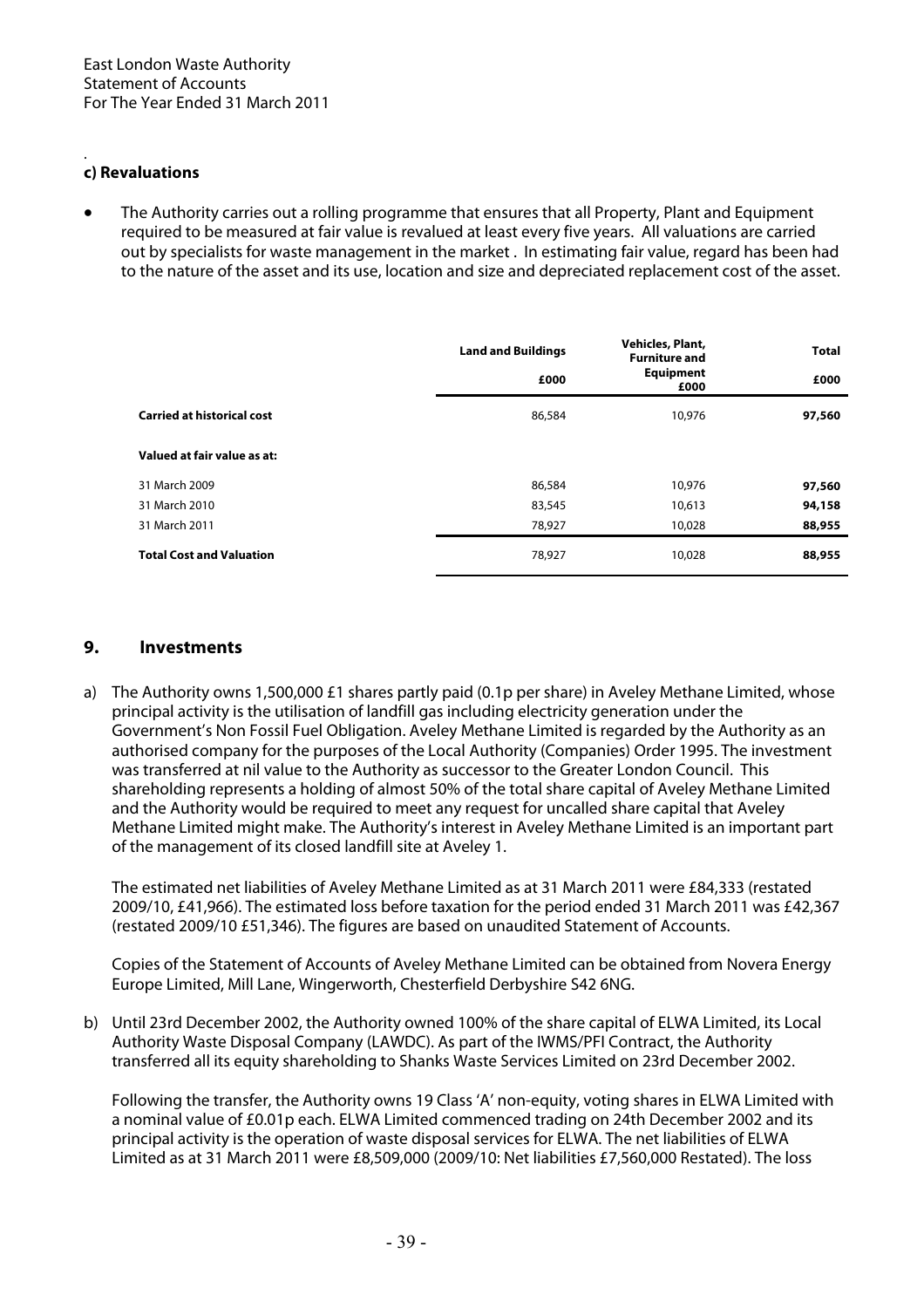### c) Revaluations

- The Authority carries out a rolling programme that ensures that all Property, Plant and Equipment required to be measured at fair value is revalued at least every five years. All valuations are carried out by specialists for waste management in the market . In estimating fair value, regard has been had to the nature of the asset and its use, location and size and depreciated replacement cost of the asset.

| | Land and Buildings £000 | Vehicles, Plant, Furniture and Equipment £000 | Total £000 |
|---|---|---|---|
| **Carried at historical cost** | 86,584 | 10,976 | **97,560** |
| **Valued at fair value as at:** | | | |
| 31 March 2009 | 86,584 | 10,976 | **97,560** |
| 31 March 2010 | 83,545 | 10,613 | **94,158** |
| 31 March 2011 | 78,927 | 10,028 | **88,955** |
| **Total Cost and Valuation** | 78,927 | 10,028 | **88,955** |

## 9. Investments

a) The Authority owns 1,500,000 £1 shares partly paid (0.1p per share) in Aveley Methane Limited, whose principal activity is the utilisation of landfill gas including electricity generation under the Government's Non Fossil Fuel Obligation. Aveley Methane Limited is regarded by the Authority as an authorised company for the purposes of the Local Authority (Companies) Order 1995. The investment was transferred at nil value to the Authority as successor to the Greater London Council. This shareholding represents a holding of almost 50% of the total share capital of Aveley Methane Limited and the Authority would be required to meet any request for uncalled share capital that Aveley Methane Limited might make. The Authority's interest in Aveley Methane Limited is an important part of the management of its closed landfill site at Aveley 1.

The estimated net liabilities of Aveley Methane Limited as at 31 March 2011 were £84,333 (restated 2009/10, £41,966). The estimated loss before taxation for the period ended 31 March 2011 was £42,367 (restated 2009/10 £51,346). The figures are based on unaudited Statement of Accounts.

Copies of the Statement of Accounts of Aveley Methane Limited can be obtained from Novera Energy Europe Limited, Mill Lane, Wingerworth, Chesterfield Derbyshire S42 6NG.

b) Until 23rd December 2002, the Authority owned 100% of the share capital of ELWA Limited, its Local Authority Waste Disposal Company (LAWDC). As part of the IWMS/PFI Contract, the Authority transferred all its equity shareholding to Shanks Waste Services Limited on 23rd December 2002.

Following the transfer, the Authority owns 19 Class 'A' non-equity, voting shares in ELWA Limited with a nominal value of £0.01p each. ELWA Limited commenced trading on 24th December 2002 and its principal activity is the operation of waste disposal services for ELWA. The net liabilities of ELWA Limited as at 31 March 2011 were £8,509,000 (2009/10: Net liabilities £7,560,000 Restated). The loss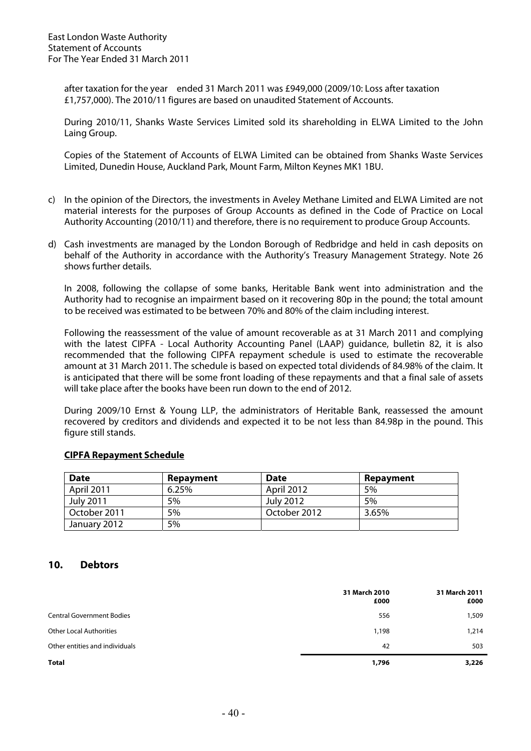after taxation for the year ended 31 March 2011 was £949,000 (2009/10: Loss after taxation £1,757,000). The 2010/11 figures are based on unaudited Statement of Accounts.

During 2010/11, Shanks Waste Services Limited sold its shareholding in ELWA Limited to the John Laing Group.

Copies of the Statement of Accounts of ELWA Limited can be obtained from Shanks Waste Services Limited, Dunedin House, Auckland Park, Mount Farm, Milton Keynes MK1 1BU.

c) In the opinion of the Directors, the investments in Aveley Methane Limited and ELWA Limited are not material interests for the purposes of Group Accounts as defined in the Code of Practice on Local Authority Accounting (2010/11) and therefore, there is no requirement to produce Group Accounts.

d) Cash investments are managed by the London Borough of Redbridge and held in cash deposits on behalf of the Authority in accordance with the Authority's Treasury Management Strategy. Note 26 shows further details.

In 2008, following the collapse of some banks, Heritable Bank went into administration and the Authority had to recognise an impairment based on it recovering 80p in the pound; the total amount to be received was estimated to be between 70% and 80% of the claim including interest.

Following the reassessment of the value of amount recoverable as at 31 March 2011 and complying with the latest CIPFA - Local Authority Accounting Panel (LAAP) guidance, bulletin 82, it is also recommended that the following CIPFA repayment schedule is used to estimate the recoverable amount at 31 March 2011. The schedule is based on expected total dividends of 84.98% of the claim. It is anticipated that there will be some front loading of these repayments and that a final sale of assets will take place after the books have been run down to the end of 2012.

During 2009/10 Ernst & Young LLP, the administrators of Heritable Bank, reassessed the amount recovered by creditors and dividends and expected it to be not less than 84.98p in the pound. This figure still stands.

**CIPFA Repayment Schedule**

| Date | Repayment | Date | Repayment |
|---|---|---|---|
| April 2011 | 6.25% | April 2012 | 5% |
| July 2011 | 5% | July 2012 | 5% |
| October 2011 | 5% | October 2012 | 3.65% |
| January 2012 | 5% | | |

## 10. Debtors

| | 31 March 2010 £000 | 31 March 2011 £000 |
|---|---|---|
| Central Government Bodies | 556 | 1,509 |
| Other Local Authorities | 1,198 | 1,214 |
| Other entities and individuals | 42 | 503 |
| **Total** | **1,796** | **3,226** |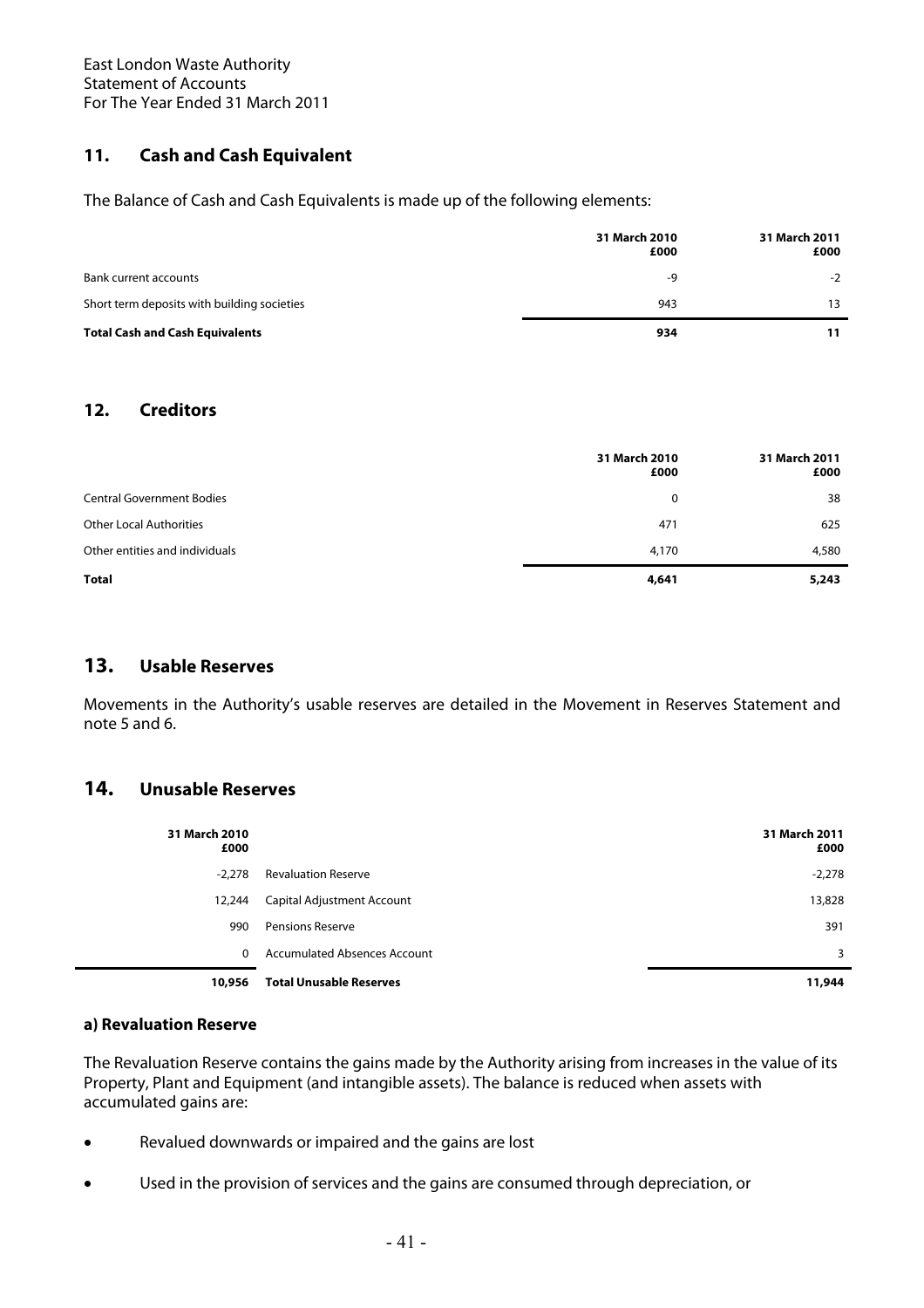## 11. Cash and Cash Equivalent

The Balance of Cash and Cash Equivalents is made up of the following elements:

| | 31 March 2010 £000 | 31 March 2011 £000 |
|---|---|---|
| Bank current accounts | -9 | -2 |
| Short term deposits with building societies | 943 | 13 |
| **Total Cash and Cash Equivalents** | **934** | **11** |

## 12. Creditors

| | 31 March 2010 £000 | 31 March 2011 £000 |
|---|---|---|
| Central Government Bodies | 0 | 38 |
| Other Local Authorities | 471 | 625 |
| Other entities and individuals | 4,170 | 4,580 |
| **Total** | **4,641** | **5,243** |

## 13. Usable Reserves

Movements in the Authority's usable reserves are detailed in the Movement in Reserves Statement and note 5 and 6.

## 14. Unusable Reserves

| 31 March 2010 £000 | | 31 March 2011 £000 |
|---|---|---|
| -2,278 | Revaluation Reserve | -2,278 |
| 12,244 | Capital Adjustment Account | 13,828 |
| 990 | Pensions Reserve | 391 |
| 0 | Accumulated Absences Account | 3 |
| **10,956** | **Total Unusable Reserves** | **11,944** |

### a) Revaluation Reserve

The Revaluation Reserve contains the gains made by the Authority arising from increases in the value of its Property, Plant and Equipment (and intangible assets). The balance is reduced when assets with accumulated gains are:

- Revalued downwards or impaired and the gains are lost
- Used in the provision of services and the gains are consumed through depreciation, or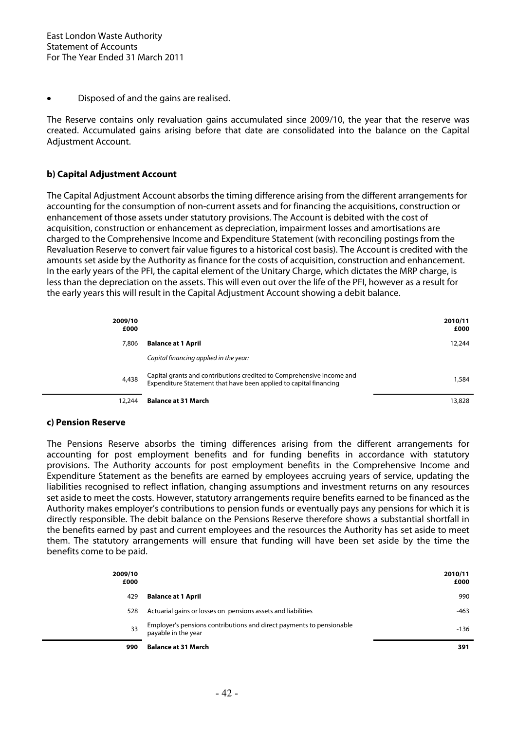- Disposed of and the gains are realised.

The Reserve contains only revaluation gains accumulated since 2009/10, the year that the reserve was created. Accumulated gains arising before that date are consolidated into the balance on the Capital Adjustment Account.

**b) Capital Adjustment Account**

The Capital Adjustment Account absorbs the timing difference arising from the different arrangements for accounting for the consumption of non-current assets and for financing the acquisitions, construction or enhancement of those assets under statutory provisions. The Account is debited with the cost of acquisition, construction or enhancement as depreciation, impairment losses and amortisations are charged to the Comprehensive Income and Expenditure Statement (with reconciling postings from the Revaluation Reserve to convert fair value figures to a historical cost basis). The Account is credited with the amounts set aside by the Authority as finance for the costs of acquisition, construction and enhancement. In the early years of the PFI, the capital element of the Unitary Charge, which dictates the MRP charge, is less than the depreciation on the assets. This will even out over the life of the PFI, however as a result for the early years this will result in the Capital Adjustment Account showing a debit balance.

| 2009/10 £000 | | 2010/11 £000 |
|---|---|---|
| 7,806 | **Balance at 1 April** | 12,244 |
| | *Capital financing applied in the year:* | |
| 4,438 | Capital grants and contributions credited to Comprehensive Income and Expenditure Statement that have been applied to capital financing | 1,584 |
| 12,244 | **Balance at 31 March** | 13,828 |

**c) Pension Reserve**

The Pensions Reserve absorbs the timing differences arising from the different arrangements for accounting for post employment benefits and for funding benefits in accordance with statutory provisions. The Authority accounts for post employment benefits in the Comprehensive Income and Expenditure Statement as the benefits are earned by employees accruing years of service, updating the liabilities recognised to reflect inflation, changing assumptions and investment returns on any resources set aside to meet the costs. However, statutory arrangements require benefits earned to be financed as the Authority makes employer's contributions to pension funds or eventually pays any pensions for which it is directly responsible. The debit balance on the Pensions Reserve therefore shows a substantial shortfall in the benefits earned by past and current employees and the resources the Authority has set aside to meet them. The statutory arrangements will ensure that funding will have been set aside by the time the benefits come to be paid.

| 2009/10 £000 | | 2010/11 £000 |
|---|---|---|
| 429 | **Balance at 1 April** | 990 |
| 528 | Actuarial gains or losses on pensions assets and liabilities | -463 |
| 33 | Employer's pensions contributions and direct payments to pensionable payable in the year | -136 |
| **990** | **Balance at 31 March** | **391** |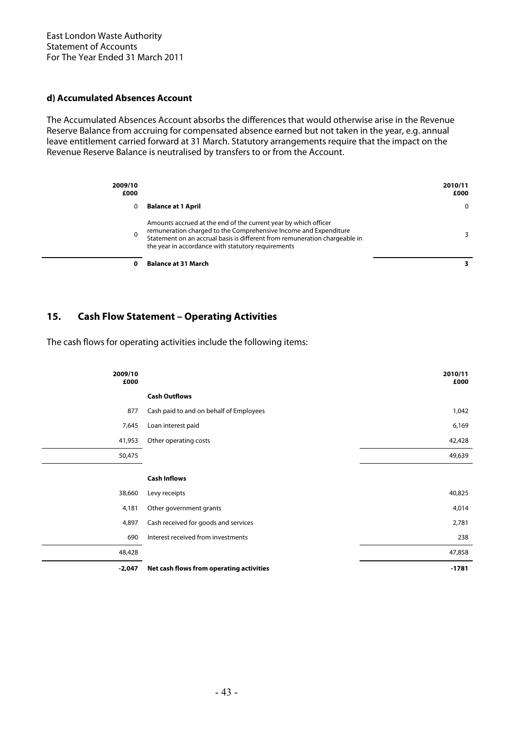### d) Accumulated Absences Account

The Accumulated Absences Account absorbs the differences that would otherwise arise in the Revenue Reserve Balance from accruing for compensated absence earned but not taken in the year, e.g. annual leave entitlement carried forward at 31 March. Statutory arrangements require that the impact on the Revenue Reserve Balance is neutralised by transfers to or from the Account.

| 2009/10 £000 | | 2010/11 £000 |
|---|---|---|
| 0 | **Balance at 1 April** | 0 |
| 0 | Amounts accrued at the end of the current year by which officer remuneration charged to the Comprehensive Income and Expenditure Statement on an accrual basis is different from remuneration chargeable in the year in accordance with statutory requirements | 3 |
| **0** | **Balance at 31 March** | **3** |

## 15. Cash Flow Statement – Operating Activities

The cash flows for operating activities include the following items:

| 2009/10 £000 | | 2010/11 £000 |
|---|---|---|
| | **Cash Outflows** | |
| 877 | Cash paid to and on behalf of Employees | 1,042 |
| 7,645 | Loan interest paid | 6,169 |
| 41,953 | Other operating costs | 42,428 |
| 50,475 | | 49,639 |
| | **Cash Inflows** | |
| 38,660 | Levy receipts | 40,825 |
| 4,181 | Other government grants | 4,014 |
| 4,897 | Cash received for goods and services | 2,781 |
| 690 | Interest received from investments | 238 |
| 48,428 | | 47,858 |
| **-2,047** | **Net cash flows from operating activities** | **-1781** |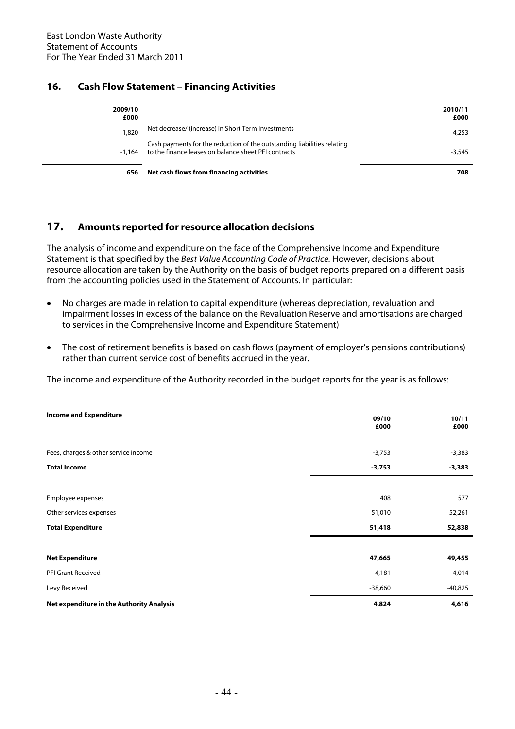## 16. Cash Flow Statement – Financing Activities

| 2009/10 £000 | | 2010/11 £000 |
|---|---|---|
| 1,820 | Net decrease/ (increase) in Short Term Investments | 4,253 |
| -1,164 | Cash payments for the reduction of the outstanding liabilities relating to the finance leases on balance sheet PFI contracts | -3,545 |
| **656** | **Net cash flows from financing activities** | **708** |

## 17. Amounts reported for resource allocation decisions

The analysis of income and expenditure on the face of the Comprehensive Income and Expenditure Statement is that specified by the *Best Value Accounting Code of Practice*. However, decisions about resource allocation are taken by the Authority on the basis of budget reports prepared on a different basis from the accounting policies used in the Statement of Accounts. In particular:

- No charges are made in relation to capital expenditure (whereas depreciation, revaluation and impairment losses in excess of the balance on the Revaluation Reserve and amortisations are charged to services in the Comprehensive Income and Expenditure Statement)
- The cost of retirement benefits is based on cash flows (payment of employer's pensions contributions) rather than current service cost of benefits accrued in the year.

The income and expenditure of the Authority recorded in the budget reports for the year is as follows:

| **Income and Expenditure** | 09/10 £000 | 10/11 £000 |
|---|---|---|
| Fees, charges & other service income | -3,753 | -3,383 |
| **Total Income** | **-3,753** | **-3,383** |
| Employee expenses | 408 | 577 |
| Other services expenses | 51,010 | 52,261 |
| **Total Expenditure** | **51,418** | **52,838** |
| **Net Expenditure** | **47,665** | **49,455** |
| PFI Grant Received | -4,181 | -4,014 |
| Levy Received | -38,660 | -40,825 |
| **Net expenditure in the Authority Analysis** | **4,824** | **4,616** |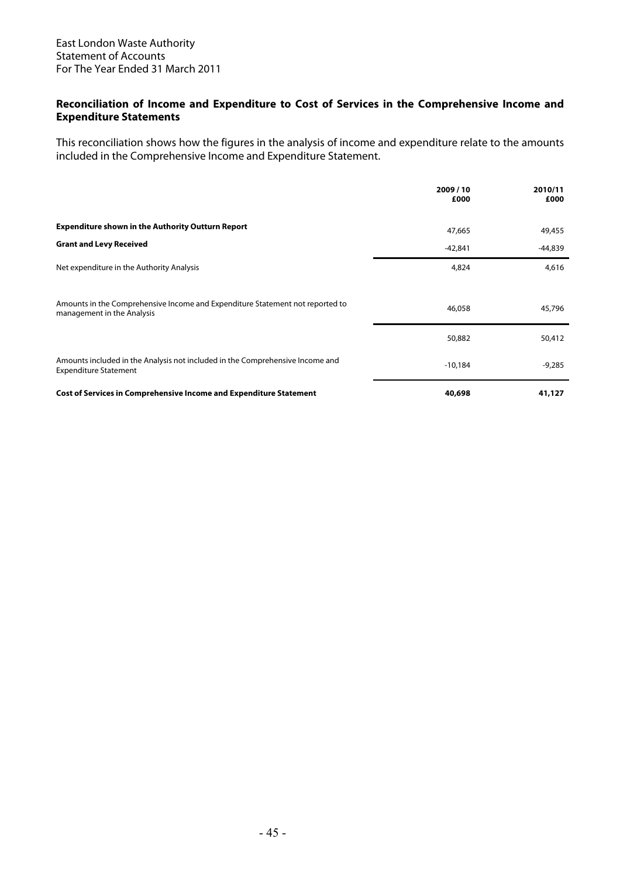East London Waste Authority
Statement of Accounts
For The Year Ended 31 March 2011

## Reconciliation of Income and Expenditure to Cost of Services in the Comprehensive Income and Expenditure Statements

This reconciliation shows how the figures in the analysis of income and expenditure relate to the amounts included in the Comprehensive Income and Expenditure Statement.

| | 2009 / 10<br>£000 | 2010/11<br>£000 |
|---|---|---|
| **Expenditure shown in the Authority Outturn Report** | 47,665 | 49,455 |
| **Grant and Levy Received** | -42,841 | -44,839 |
| Net expenditure in the Authority Analysis | 4,824 | 4,616 |
| Amounts in the Comprehensive Income and Expenditure Statement not reported to management in the Analysis | 46,058 | 45,796 |
| | 50,882 | 50,412 |
| Amounts included in the Analysis not included in the Comprehensive Income and Expenditure Statement | -10,184 | -9,285 |
| **Cost of Services in Comprehensive Income and Expenditure Statement** | **40,698** | **41,127** |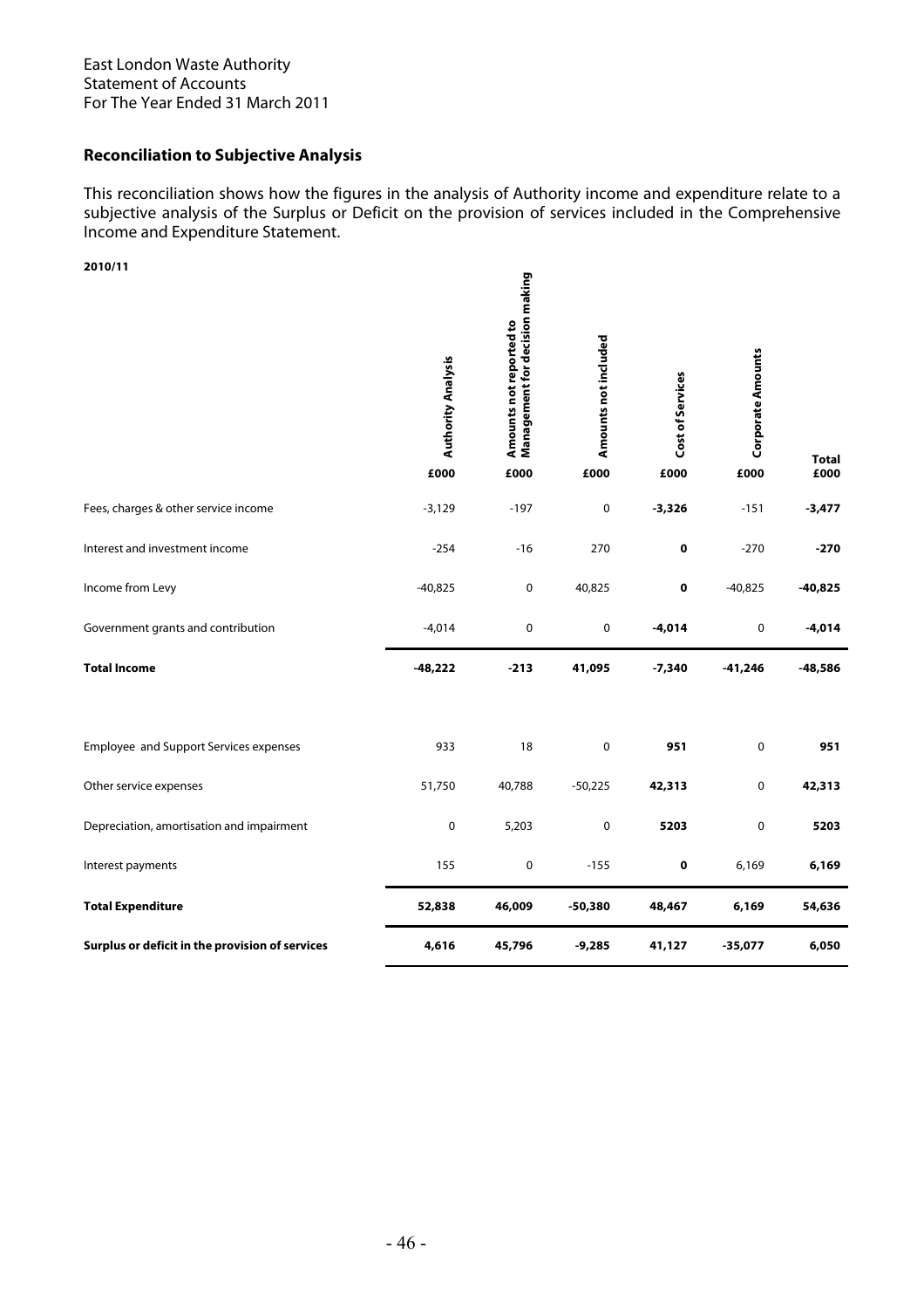East London Waste Authority
Statement of Accounts
For The Year Ended 31 March 2011

## Reconciliation to Subjective Analysis

This reconciliation shows how the figures in the analysis of Authority income and expenditure relate to a subjective analysis of the Surplus or Deficit on the provision of services included in the Comprehensive Income and Expenditure Statement.

**2010/11**

| | **Authority Analysis** | **Amounts not reported to Management for decision making** | **Amounts not included** | **Cost of Services** | **Corporate Amounts** | **Total** |
|---|---|---|---|---|---|---|
| | **£000** | **£000** | **£000** | **£000** | **£000** | **£000** |
| Fees, charges & other service income | -3,129 | -197 | 0 | **-3,326** | -151 | **-3,477** |
| Interest and investment income | -254 | -16 | 270 | **0** | -270 | **-270** |
| Income from Levy | -40,825 | 0 | 40,825 | **0** | -40,825 | **-40,825** |
| Government grants and contribution | -4,014 | 0 | 0 | **-4,014** | 0 | **-4,014** |
| **Total Income** | **-48,222** | **-213** | **41,095** | **-7,340** | **-41,246** | **-48,586** |
| | | | | | | |
| Employee and Support Services expenses | 933 | 18 | 0 | **951** | 0 | **951** |
| Other service expenses | 51,750 | 40,788 | -50,225 | **42,313** | 0 | **42,313** |
| Depreciation, amortisation and impairment | 0 | 5,203 | 0 | **5203** | 0 | **5203** |
| Interest payments | 155 | 0 | -155 | **0** | 6,169 | **6,169** |
| **Total Expenditure** | **52,838** | **46,009** | **-50,380** | **48,467** | **6,169** | **54,636** |
| **Surplus or deficit in the provision of services** | **4,616** | **45,796** | **-9,285** | **41,127** | **-35,077** | **6,050** |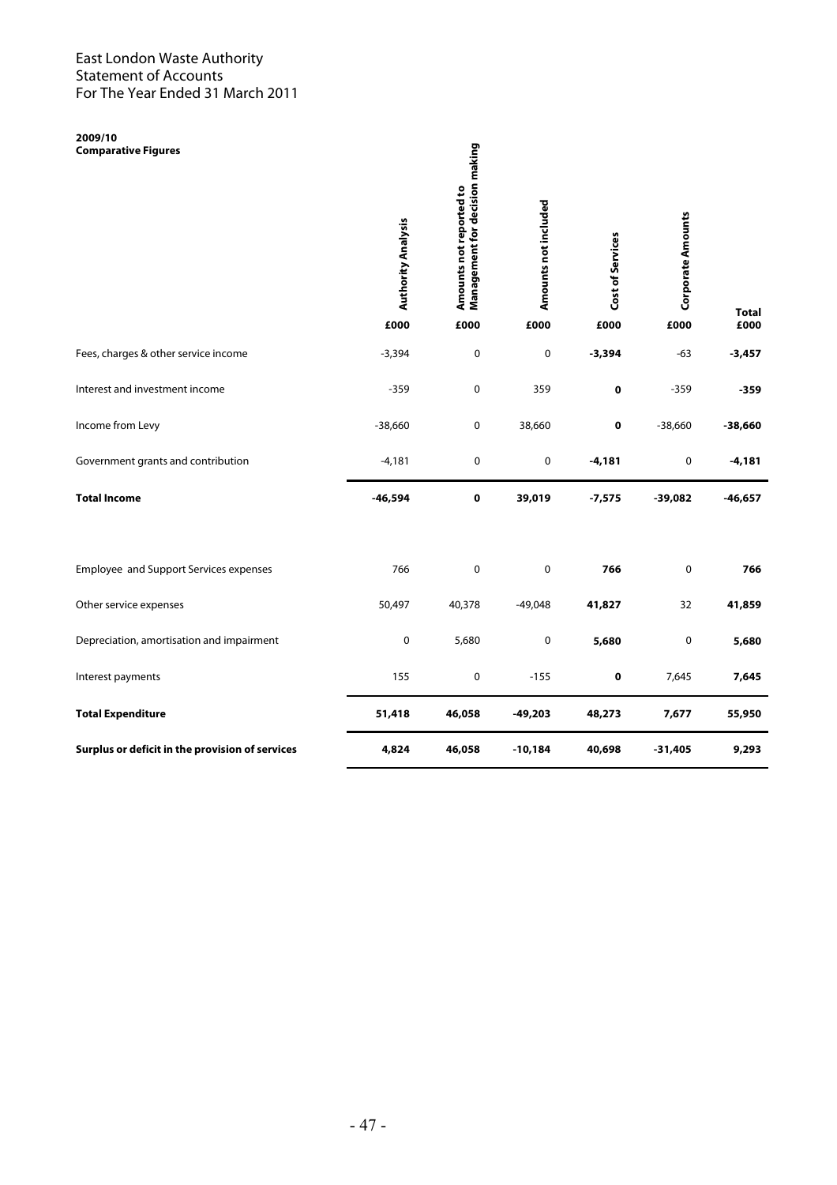East London Waste Authority
Statement of Accounts
For The Year Ended 31 March 2011

**2009/10**
**Comparative Figures**

| | Authority Analysis | Amounts not reported to Management for decision making | Amounts not included | Cost of Services | Corporate Amounts | Total |
|---|---|---|---|---|---|---|
| | £000 | £000 | £000 | £000 | £000 | £000 |
| Fees, charges & other service income | -3,394 | 0 | 0 | **-3,394** | -63 | **-3,457** |
| Interest and investment income | -359 | 0 | 359 | **0** | -359 | **-359** |
| Income from Levy | -38,660 | 0 | 38,660 | **0** | -38,660 | **-38,660** |
| Government grants and contribution | -4,181 | 0 | 0 | **-4,181** | 0 | **-4,181** |
| **Total Income** | **-46,594** | **0** | **39,019** | **-7,575** | **-39,082** | **-46,657** |
| Employee and Support Services expenses | 766 | 0 | 0 | **766** | 0 | **766** |
| Other service expenses | 50,497 | 40,378 | -49,048 | **41,827** | 32 | **41,859** |
| Depreciation, amortisation and impairment | 0 | 5,680 | 0 | **5,680** | 0 | **5,680** |
| Interest payments | 155 | 0 | -155 | **0** | 7,645 | **7,645** |
| **Total Expenditure** | **51,418** | **46,058** | **-49,203** | **48,273** | **7,677** | **55,950** |
| **Surplus or deficit in the provision of services** | **4,824** | **46,058** | **-10,184** | **40,698** | **-31,405** | **9,293** |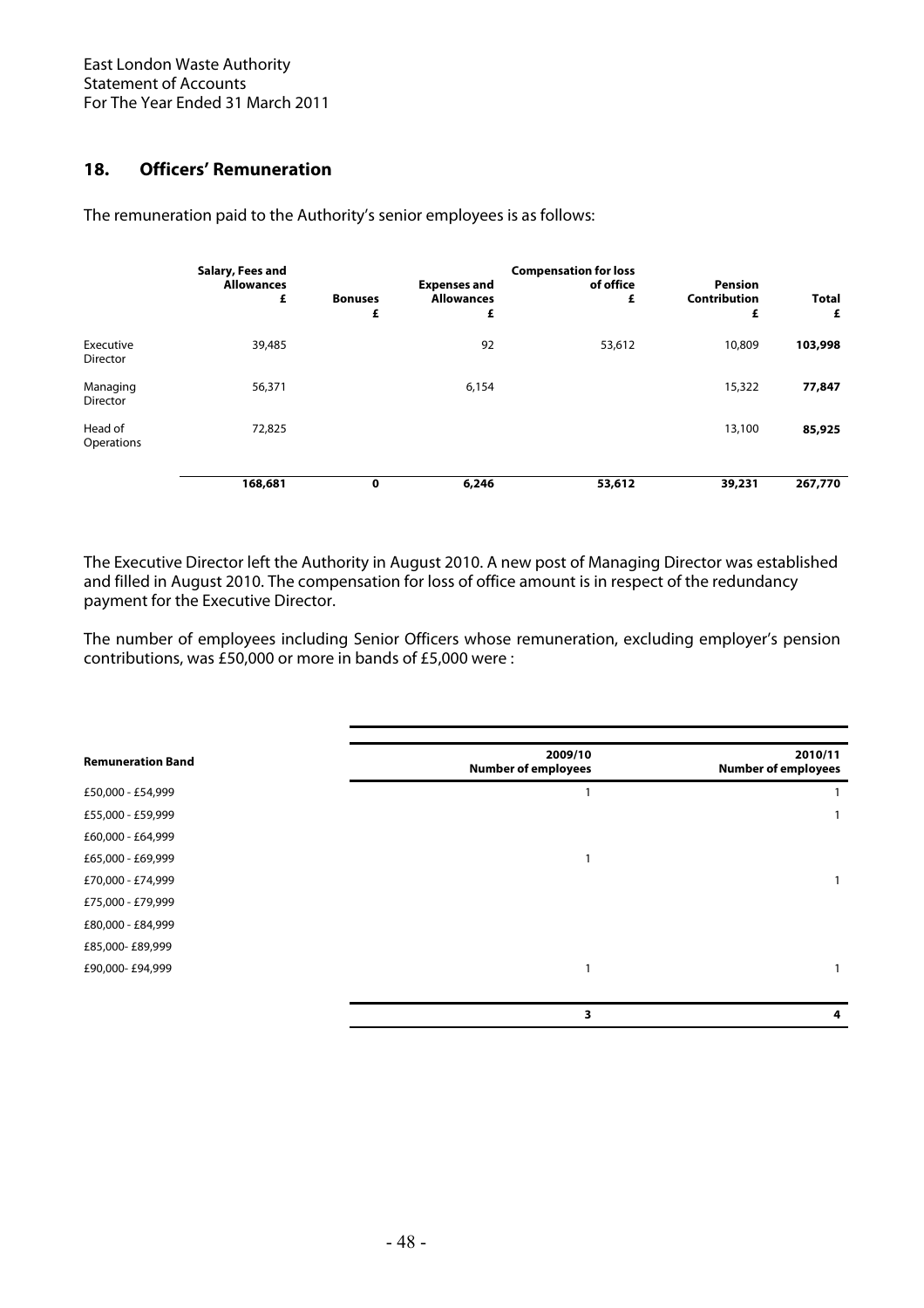## 18. Officers' Remuneration

The remuneration paid to the Authority's senior employees is as follows:

| | Salary, Fees and Allowances £ | Bonuses £ | Expenses and Allowances £ | Compensation for loss of office £ | Pension Contribution £ | Total £ |
|---|---|---|---|---|---|---|
| Executive Director | 39,485 | | 92 | 53,612 | 10,809 | **103,998** |
| Managing Director | 56,371 | | 6,154 | | 15,322 | **77,847** |
| Head of Operations | 72,825 | | | | 13,100 | **85,925** |
| | **168,681** | **0** | **6,246** | **53,612** | **39,231** | **267,770** |

The Executive Director left the Authority in August 2010. A new post of Managing Director was established and filled in August 2010. The compensation for loss of office amount is in respect of the redundancy payment for the Executive Director.

The number of employees including Senior Officers whose remuneration, excluding employer's pension contributions, was £50,000 or more in bands of £5,000 were :

| Remuneration Band | 2009/10 Number of employees | 2010/11 Number of employees |
|---|---|---|
| £50,000 - £54,999 | 1 | 1 |
| £55,000 - £59,999 | | 1 |
| £60,000 - £64,999 | | |
| £65,000 - £69,999 | 1 | |
| £70,000 - £74,999 | | 1 |
| £75,000 - £79,999 | | |
| £80,000 - £84,999 | | |
| £85,000- £89,999 | | |
| £90,000- £94,999 | 1 | 1 |
| | **3** | **4** |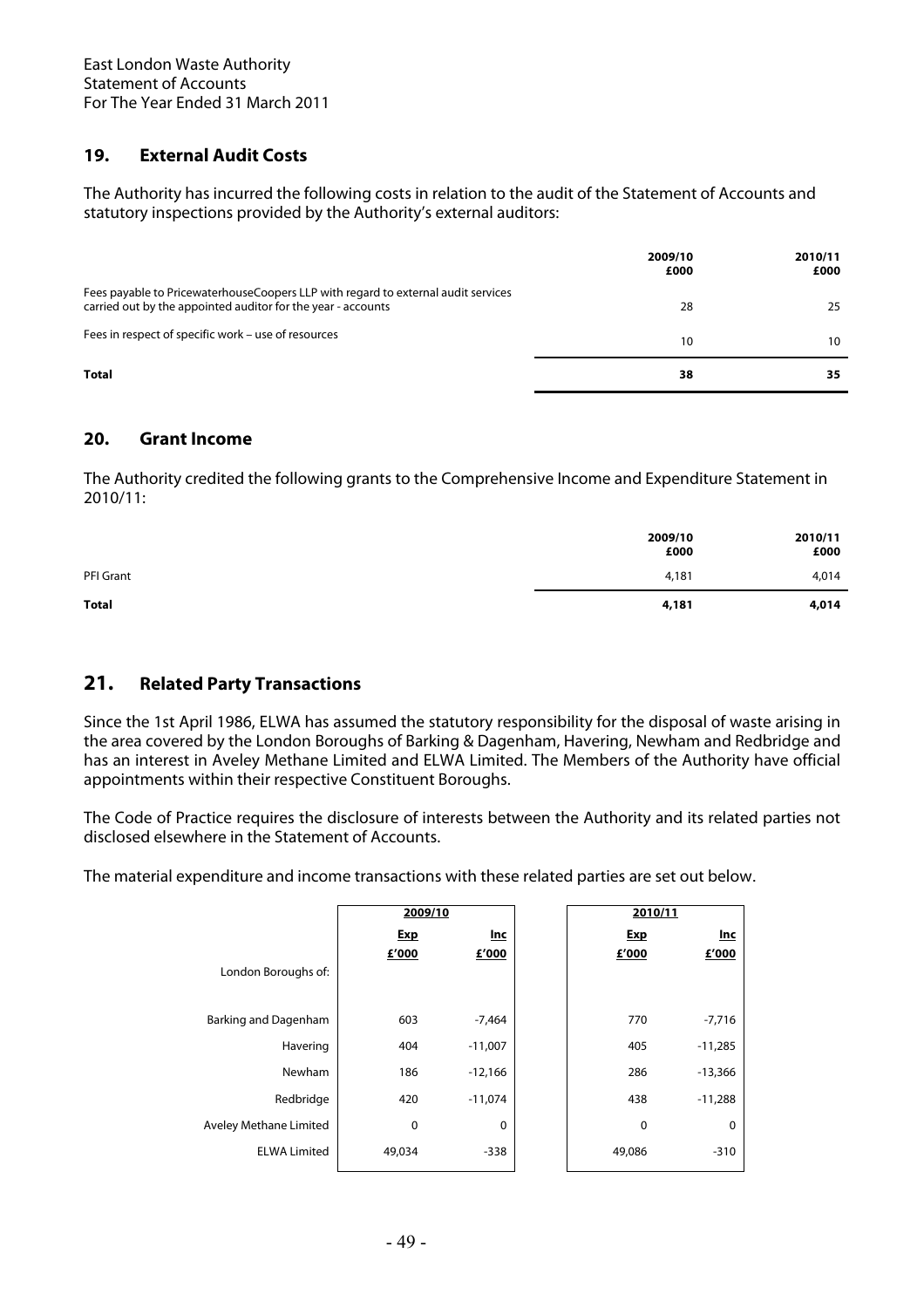## 19. External Audit Costs

The Authority has incurred the following costs in relation to the audit of the Statement of Accounts and statutory inspections provided by the Authority's external auditors:

| | 2009/10 £000 | 2010/11 £000 |
|---|---|---|
| Fees payable to PricewaterhouseCoopers LLP with regard to external audit services carried out by the appointed auditor for the year - accounts | 28 | 25 |
| Fees in respect of specific work – use of resources | 10 | 10 |
| **Total** | **38** | **35** |

## 20. Grant Income

The Authority credited the following grants to the Comprehensive Income and Expenditure Statement in 2010/11:

| | 2009/10 £000 | 2010/11 £000 |
|---|---|---|
| PFI Grant | 4,181 | 4,014 |
| **Total** | **4,181** | **4,014** |

## 21. Related Party Transactions

Since the 1st April 1986, ELWA has assumed the statutory responsibility for the disposal of waste arising in the area covered by the London Boroughs of Barking & Dagenham, Havering, Newham and Redbridge and has an interest in Aveley Methane Limited and ELWA Limited. The Members of the Authority have official appointments within their respective Constituent Boroughs.

The Code of Practice requires the disclosure of interests between the Authority and its related parties not disclosed elsewhere in the Statement of Accounts.

The material expenditure and income transactions with these related parties are set out below.

| | 2009/10 | | 2010/11 | |
|---|---|---|---|---|
| | Exp £'000 | Inc £'000 | Exp £'000 | Inc £'000 |
| London Boroughs of: | | | | |
| Barking and Dagenham | 603 | -7,464 | 770 | -7,716 |
| Havering | 404 | -11,007 | 405 | -11,285 |
| Newham | 186 | -12,166 | 286 | -13,366 |
| Redbridge | 420 | -11,074 | 438 | -11,288 |
| Aveley Methane Limited | 0 | 0 | 0 | 0 |
| ELWA Limited | 49,034 | -338 | 49,086 | -310 |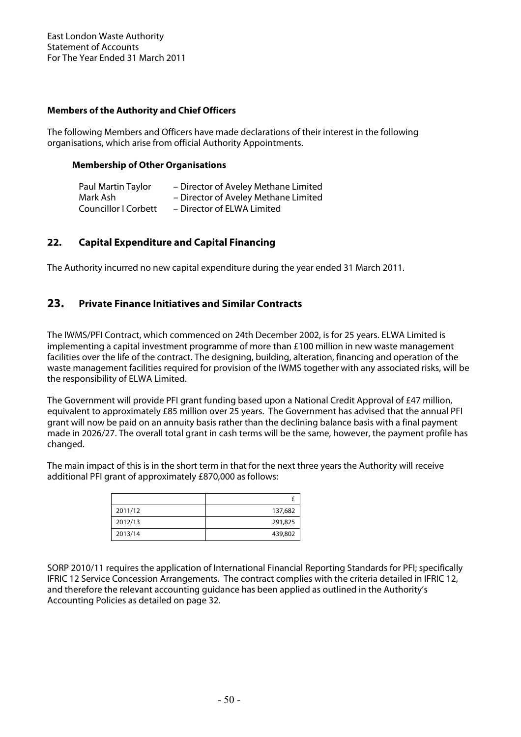**Members of the Authority and Chief Officers**

The following Members and Officers have made declarations of their interest in the following organisations, which arise from official Authority Appointments.

**Membership of Other Organisations**

| | |
|---|---|
| Paul Martin Taylor | – Director of Aveley Methane Limited |
| Mark Ash | – Director of Aveley Methane Limited |
| Councillor I Corbett | – Director of ELWA Limited |

## 22. Capital Expenditure and Capital Financing

The Authority incurred no new capital expenditure during the year ended 31 March 2011.

## 23. Private Finance Initiatives and Similar Contracts

The IWMS/PFI Contract, which commenced on 24th December 2002, is for 25 years. ELWA Limited is implementing a capital investment programme of more than £100 million in new waste management facilities over the life of the contract. The designing, building, alteration, financing and operation of the waste management facilities required for provision of the IWMS together with any associated risks, will be the responsibility of ELWA Limited.

The Government will provide PFI grant funding based upon a National Credit Approval of £47 million, equivalent to approximately £85 million over 25 years. The Government has advised that the annual PFI grant will now be paid on an annuity basis rather than the declining balance basis with a final payment made in 2026/27. The overall total grant in cash terms will be the same, however, the payment profile has changed.

The main impact of this is in the short term in that for the next three years the Authority will receive additional PFI grant of approximately £870,000 as follows:

| | £ |
|---|---|
| 2011/12 | 137,682 |
| 2012/13 | 291,825 |
| 2013/14 | 439,802 |

SORP 2010/11 requires the application of International Financial Reporting Standards for PFI; specifically IFRIC 12 Service Concession Arrangements. The contract complies with the criteria detailed in IFRIC 12, and therefore the relevant accounting guidance has been applied as outlined in the Authority's Accounting Policies as detailed on page 32.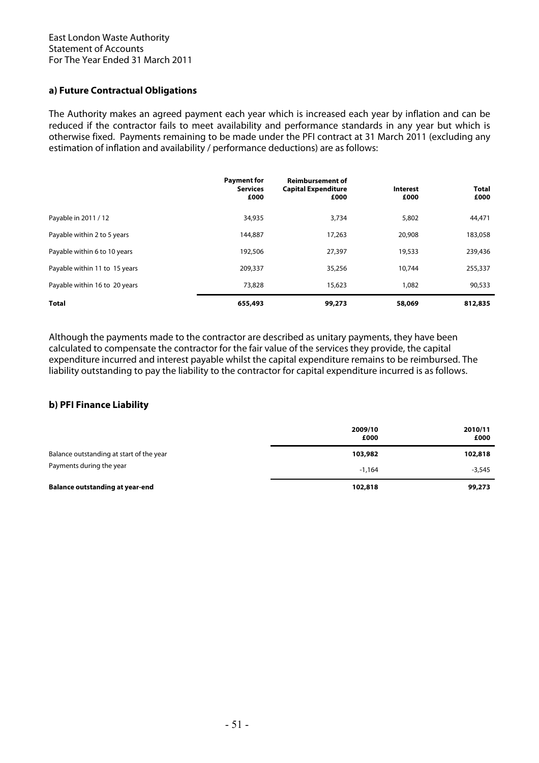### a) Future Contractual Obligations

The Authority makes an agreed payment each year which is increased each year by inflation and can be reduced if the contractor fails to meet availability and performance standards in any year but which is otherwise fixed. Payments remaining to be made under the PFI contract at 31 March 2011 (excluding any estimation of inflation and availability / performance deductions) are as follows:

| | Payment for Services £000 | Reimbursement of Capital Expenditure £000 | Interest £000 | Total £000 |
|---|---|---|---|---|
| Payable in 2011 / 12 | 34,935 | 3,734 | 5,802 | 44,471 |
| Payable within 2 to 5 years | 144,887 | 17,263 | 20,908 | 183,058 |
| Payable within 6 to 10 years | 192,506 | 27,397 | 19,533 | 239,436 |
| Payable within 11 to 15 years | 209,337 | 35,256 | 10,744 | 255,337 |
| Payable within 16 to 20 years | 73,828 | 15,623 | 1,082 | 90,533 |
| **Total** | **655,493** | **99,273** | **58,069** | **812,835** |

Although the payments made to the contractor are described as unitary payments, they have been calculated to compensate the contractor for the fair value of the services they provide, the capital expenditure incurred and interest payable whilst the capital expenditure remains to be reimbursed. The liability outstanding to pay the liability to the contractor for capital expenditure incurred is as follows.

### b) PFI Finance Liability

| | 2009/10 £000 | 2010/11 £000 |
|---|---|---|
| Balance outstanding at start of the year | **103,982** | **102,818** |
| Payments during the year | -1,164 | -3,545 |
| **Balance outstanding at year-end** | **102,818** | **99,273** |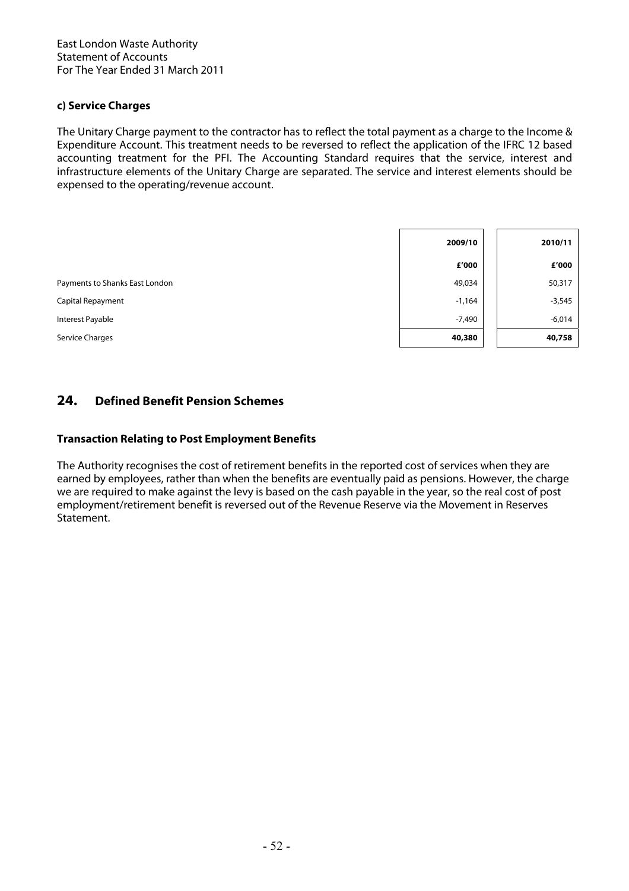### c) Service Charges

The Unitary Charge payment to the contractor has to reflect the total payment as a charge to the Income & Expenditure Account. This treatment needs to be reversed to reflect the application of the IFRC 12 based accounting treatment for the PFI. The Accounting Standard requires that the service, interest and infrastructure elements of the Unitary Charge are separated. The service and interest elements should be expensed to the operating/revenue account.

| | 2009/10 | 2010/11 |
|---|---|---|
| | £'000 | £'000 |
| Payments to Shanks East London | 49,034 | 50,317 |
| Capital Repayment | -1,164 | -3,545 |
| Interest Payable | -7,490 | -6,014 |
| Service Charges | **40,380** | **40,758** |

## 24. Defined Benefit Pension Schemes

### Transaction Relating to Post Employment Benefits

The Authority recognises the cost of retirement benefits in the reported cost of services when they are earned by employees, rather than when the benefits are eventually paid as pensions. However, the charge we are required to make against the levy is based on the cash payable in the year, so the real cost of post employment/retirement benefit is reversed out of the Revenue Reserve via the Movement in Reserves Statement.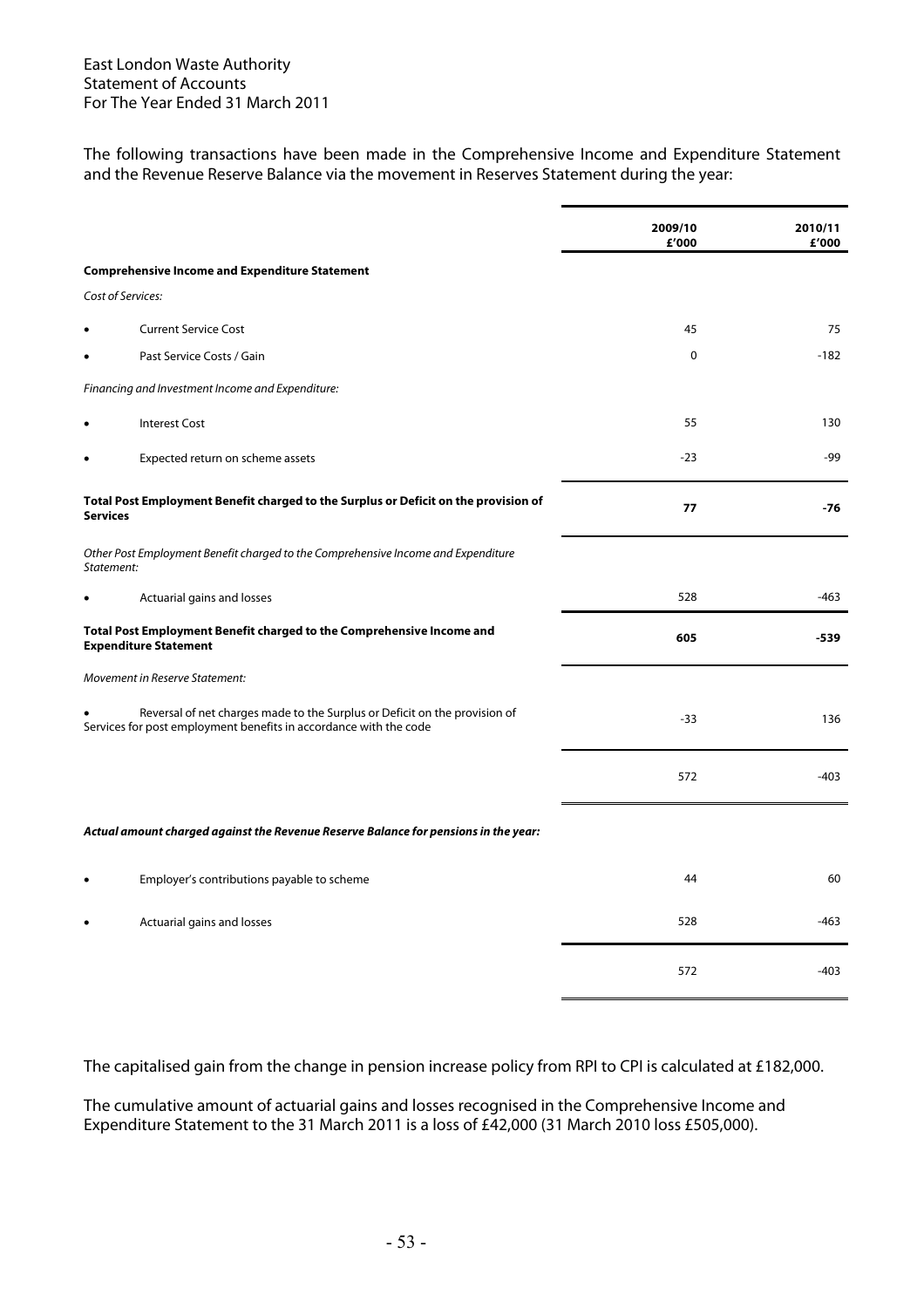The following transactions have been made in the Comprehensive Income and Expenditure Statement and the Revenue Reserve Balance via the movement in Reserves Statement during the year:

| | 2009/10 £'000 | 2010/11 £'000 |
|---|---|---|
| **Comprehensive Income and Expenditure Statement** | | |
| *Cost of Services:* | | |
| • Current Service Cost | 45 | 75 |
| • Past Service Costs / Gain | 0 | -182 |
| *Financing and Investment Income and Expenditure:* | | |
| • Interest Cost | 55 | 130 |
| • Expected return on scheme assets | -23 | -99 |
| **Total Post Employment Benefit charged to the Surplus or Deficit on the provision of Services** | **77** | **-76** |
| *Other Post Employment Benefit charged to the Comprehensive Income and Expenditure Statement:* | | |
| • Actuarial gains and losses | 528 | -463 |
| **Total Post Employment Benefit charged to the Comprehensive Income and Expenditure Statement** | **605** | **-539** |
| *Movement in Reserve Statement:* | | |
| • Reversal of net charges made to the Surplus or Deficit on the provision of Services for post employment benefits in accordance with the code | -33 | 136 |
| | 572 | -403 |
| ***Actual amount charged against the Revenue Reserve Balance for pensions in the year:*** | | |
| • Employer's contributions payable to scheme | 44 | 60 |
| • Actuarial gains and losses | 528 | -463 |
| | 572 | -403 |

The capitalised gain from the change in pension increase policy from RPI to CPI is calculated at £182,000.

The cumulative amount of actuarial gains and losses recognised in the Comprehensive Income and Expenditure Statement to the 31 March 2011 is a loss of £42,000 (31 March 2010 loss £505,000).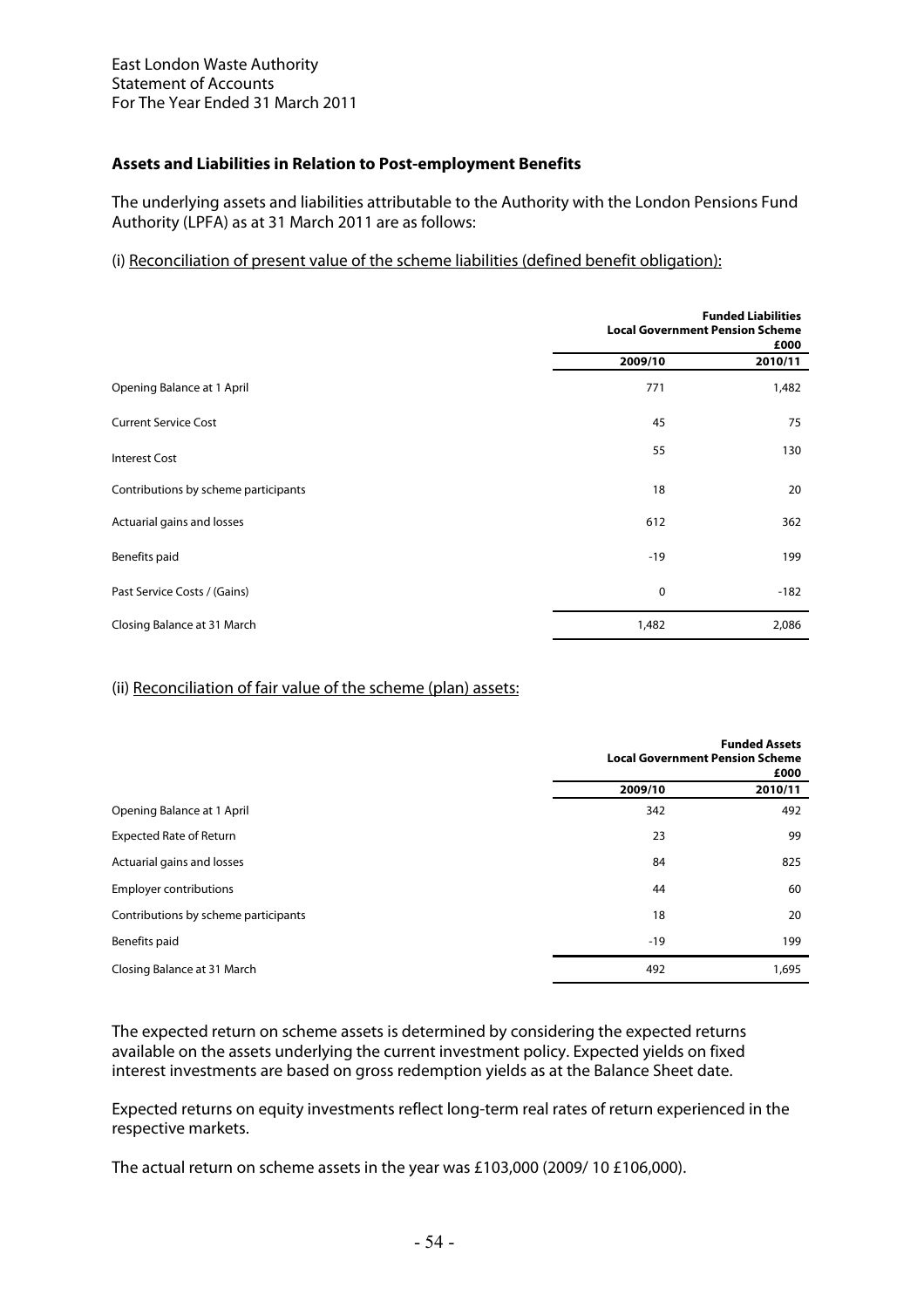East London Waste Authority
Statement of Accounts
For The Year Ended 31 March 2011

### Assets and Liabilities in Relation to Post-employment Benefits

The underlying assets and liabilities attributable to the Authority with the London Pensions Fund Authority (LPFA) as at 31 March 2011 are as follows:

(i) Reconciliation of present value of the scheme liabilities (defined benefit obligation):

| | Funded Liabilities Local Government Pension Scheme £000 | |
|---|---|---|
| | 2009/10 | 2010/11 |
| Opening Balance at 1 April | 771 | 1,482 |
| Current Service Cost | 45 | 75 |
| Interest Cost | 55 | 130 |
| Contributions by scheme participants | 18 | 20 |
| Actuarial gains and losses | 612 | 362 |
| Benefits paid | -19 | 199 |
| Past Service Costs / (Gains) | 0 | -182 |
| Closing Balance at 31 March | 1,482 | 2,086 |

(ii) Reconciliation of fair value of the scheme (plan) assets:

| | Funded Assets Local Government Pension Scheme £000 | |
|---|---|---|
| | 2009/10 | 2010/11 |
| Opening Balance at 1 April | 342 | 492 |
| Expected Rate of Return | 23 | 99 |
| Actuarial gains and losses | 84 | 825 |
| Employer contributions | 44 | 60 |
| Contributions by scheme participants | 18 | 20 |
| Benefits paid | -19 | 199 |
| Closing Balance at 31 March | 492 | 1,695 |

The expected return on scheme assets is determined by considering the expected returns available on the assets underlying the current investment policy. Expected yields on fixed interest investments are based on gross redemption yields as at the Balance Sheet date.

Expected returns on equity investments reflect long-term real rates of return experienced in the respective markets.

The actual return on scheme assets in the year was £103,000 (2009/ 10 £106,000).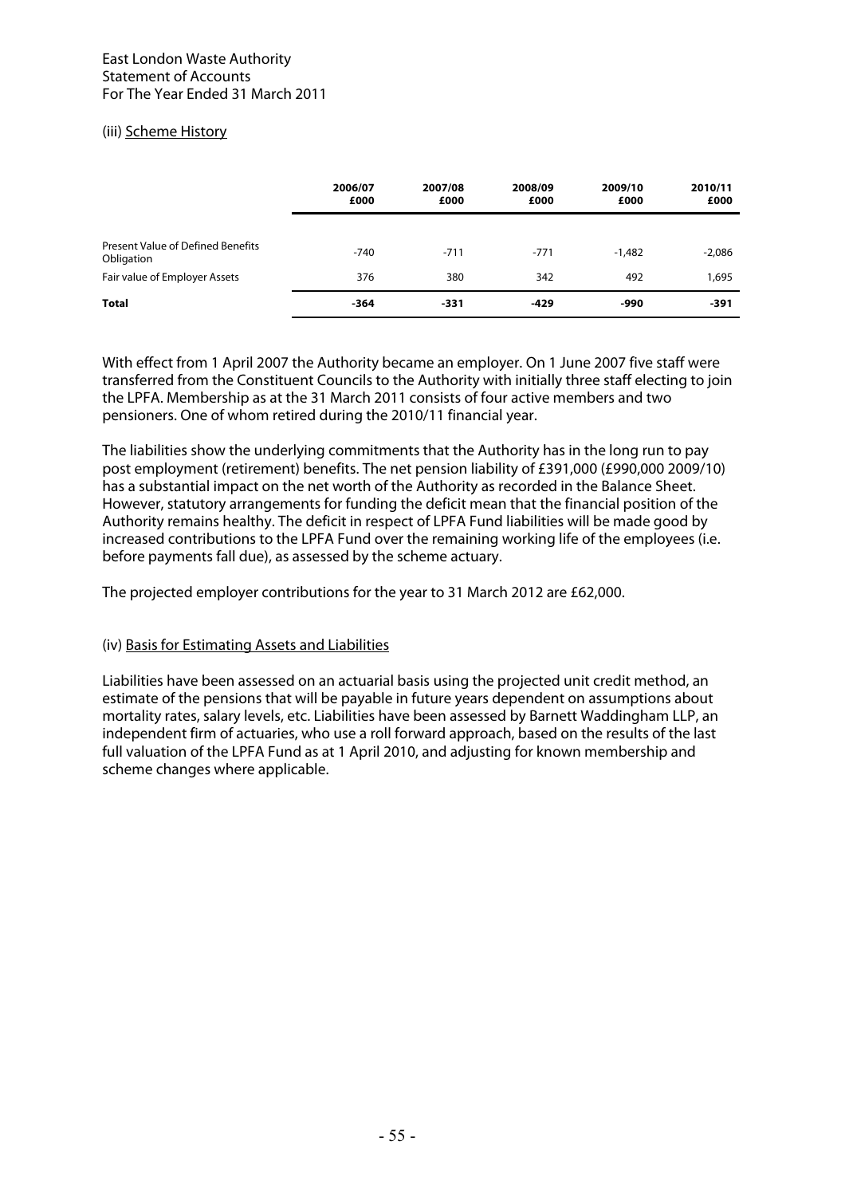(iii) Scheme History

| | 2006/07 £000 | 2007/08 £000 | 2008/09 £000 | 2009/10 £000 | 2010/11 £000 |
|---|---|---|---|---|---|
| Present Value of Defined Benefits Obligation | -740 | -711 | -771 | -1,482 | -2,086 |
| Fair value of Employer Assets | 376 | 380 | 342 | 492 | 1,695 |
| **Total** | **-364** | **-331** | **-429** | **-990** | **-391** |

With effect from 1 April 2007 the Authority became an employer. On 1 June 2007 five staff were transferred from the Constituent Councils to the Authority with initially three staff electing to join the LPFA. Membership as at the 31 March 2011 consists of four active members and two pensioners. One of whom retired during the 2010/11 financial year.

The liabilities show the underlying commitments that the Authority has in the long run to pay post employment (retirement) benefits. The net pension liability of £391,000 (£990,000 2009/10) has a substantial impact on the net worth of the Authority as recorded in the Balance Sheet. However, statutory arrangements for funding the deficit mean that the financial position of the Authority remains healthy. The deficit in respect of LPFA Fund liabilities will be made good by increased contributions to the LPFA Fund over the remaining working life of the employees (i.e. before payments fall due), as assessed by the scheme actuary.

The projected employer contributions for the year to 31 March 2012 are £62,000.

(iv) Basis for Estimating Assets and Liabilities

Liabilities have been assessed on an actuarial basis using the projected unit credit method, an estimate of the pensions that will be payable in future years dependent on assumptions about mortality rates, salary levels, etc. Liabilities have been assessed by Barnett Waddingham LLP, an independent firm of actuaries, who use a roll forward approach, based on the results of the last full valuation of the LPFA Fund as at 1 April 2010, and adjusting for known membership and scheme changes where applicable.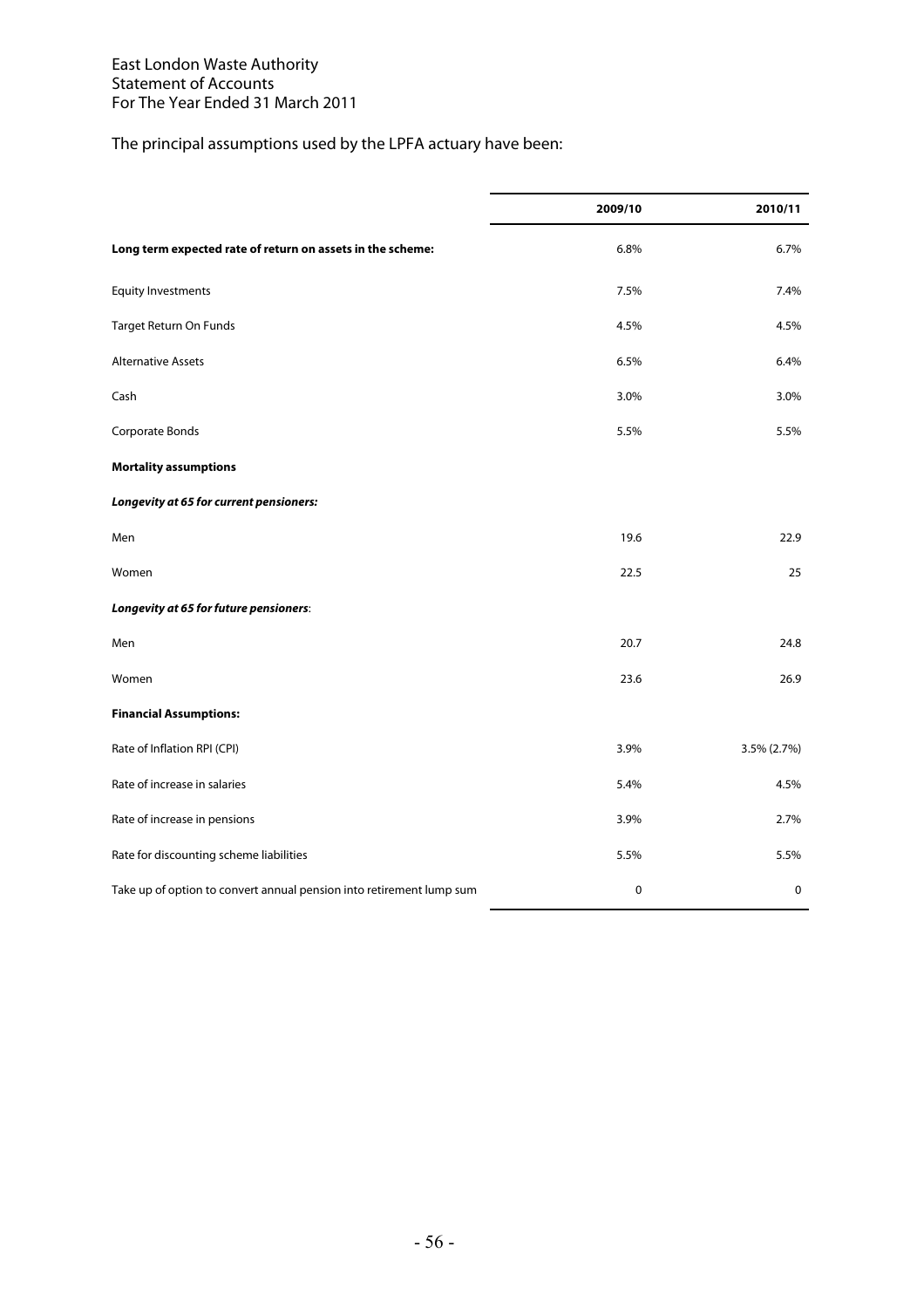The principal assumptions used by the LPFA actuary have been:

| | 2009/10 | 2010/11 |
|---|---|---|
| **Long term expected rate of return on assets in the scheme:** | 6.8% | 6.7% |
| Equity Investments | 7.5% | 7.4% |
| Target Return On Funds | 4.5% | 4.5% |
| Alternative Assets | 6.5% | 6.4% |
| Cash | 3.0% | 3.0% |
| Corporate Bonds | 5.5% | 5.5% |
| **Mortality assumptions** | | |
| ***Longevity at 65 for current pensioners:*** | | |
| Men | 19.6 | 22.9 |
| Women | 22.5 | 25 |
| ***Longevity at 65 for future pensioners*:** | | |
| Men | 20.7 | 24.8 |
| Women | 23.6 | 26.9 |
| **Financial Assumptions:** | | |
| Rate of Inflation RPI (CPI) | 3.9% | 3.5% (2.7%) |
| Rate of increase in salaries | 5.4% | 4.5% |
| Rate of increase in pensions | 3.9% | 2.7% |
| Rate for discounting scheme liabilities | 5.5% | 5.5% |
| Take up of option to convert annual pension into retirement lump sum | 0 | 0 |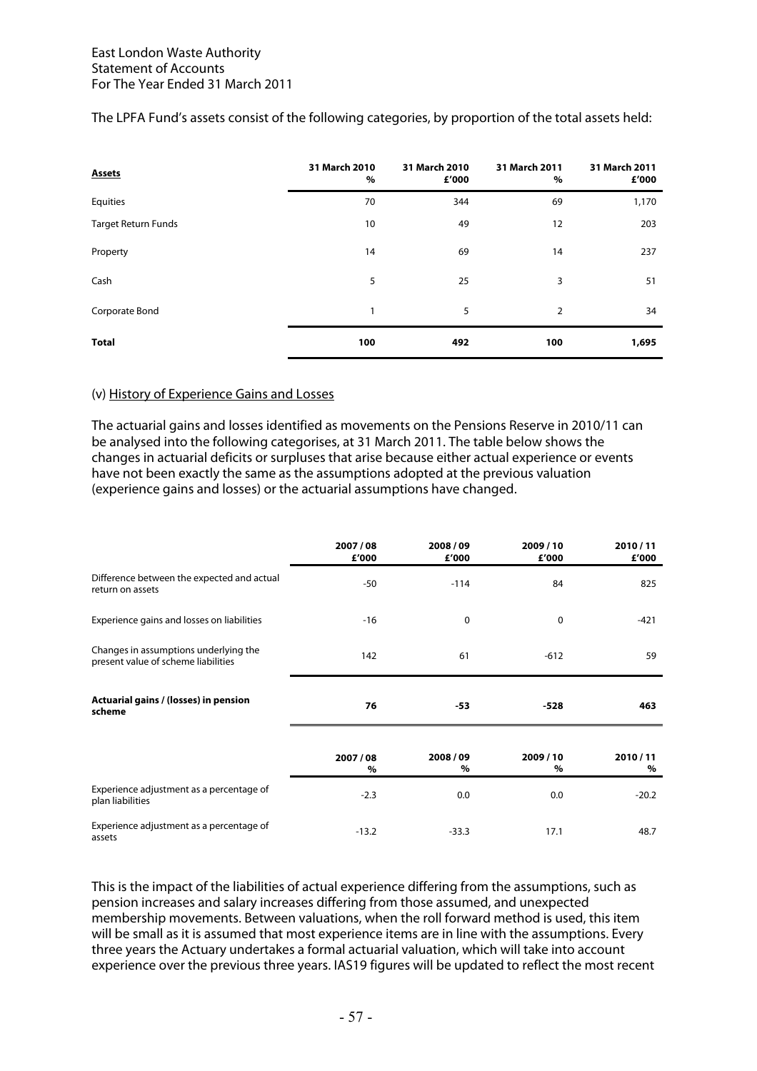The LPFA Fund's assets consist of the following categories, by proportion of the total assets held:

| **Assets** | **31 March 2010 %** | **31 March 2010 £'000** | **31 March 2011 %** | **31 March 2011 £'000** |
|---|---|---|---|---|
| Equities | 70 | 344 | 69 | 1,170 |
| Target Return Funds | 10 | 49 | 12 | 203 |
| Property | 14 | 69 | 14 | 237 |
| Cash | 5 | 25 | 3 | 51 |
| Corporate Bond | 1 | 5 | 2 | 34 |
| **Total** | **100** | **492** | **100** | **1,695** |

(v) History of Experience Gains and Losses

The actuarial gains and losses identified as movements on the Pensions Reserve in 2010/11 can be analysed into the following categorises, at 31 March 2011. The table below shows the changes in actuarial deficits or surpluses that arise because either actual experience or events have not been exactly the same as the assumptions adopted at the previous valuation (experience gains and losses) or the actuarial assumptions have changed.

| | **2007 / 08 £'000** | **2008 / 09 £'000** | **2009 / 10 £'000** | **2010 / 11 £'000** |
|---|---|---|---|---|
| Difference between the expected and actual return on assets | -50 | -114 | 84 | 825 |
| Experience gains and losses on liabilities | -16 | 0 | 0 | -421 |
| Changes in assumptions underlying the present value of scheme liabilities | 142 | 61 | -612 | 59 |
| **Actuarial gains / (losses) in pension scheme** | **76** | **-53** | **-528** | **463** |

| | **2007 / 08 %** | **2008 / 09 %** | **2009 / 10 %** | **2010 / 11 %** |
|---|---|---|---|---|
| Experience adjustment as a percentage of plan liabilities | -2.3 | 0.0 | 0.0 | -20.2 |
| Experience adjustment as a percentage of assets | -13.2 | -33.3 | 17.1 | 48.7 |

This is the impact of the liabilities of actual experience differing from the assumptions, such as pension increases and salary increases differing from those assumed, and unexpected membership movements. Between valuations, when the roll forward method is used, this item will be small as it is assumed that most experience items are in line with the assumptions. Every three years the Actuary undertakes a formal actuarial valuation, which will take into account experience over the previous three years. IAS19 figures will be updated to reflect the most recent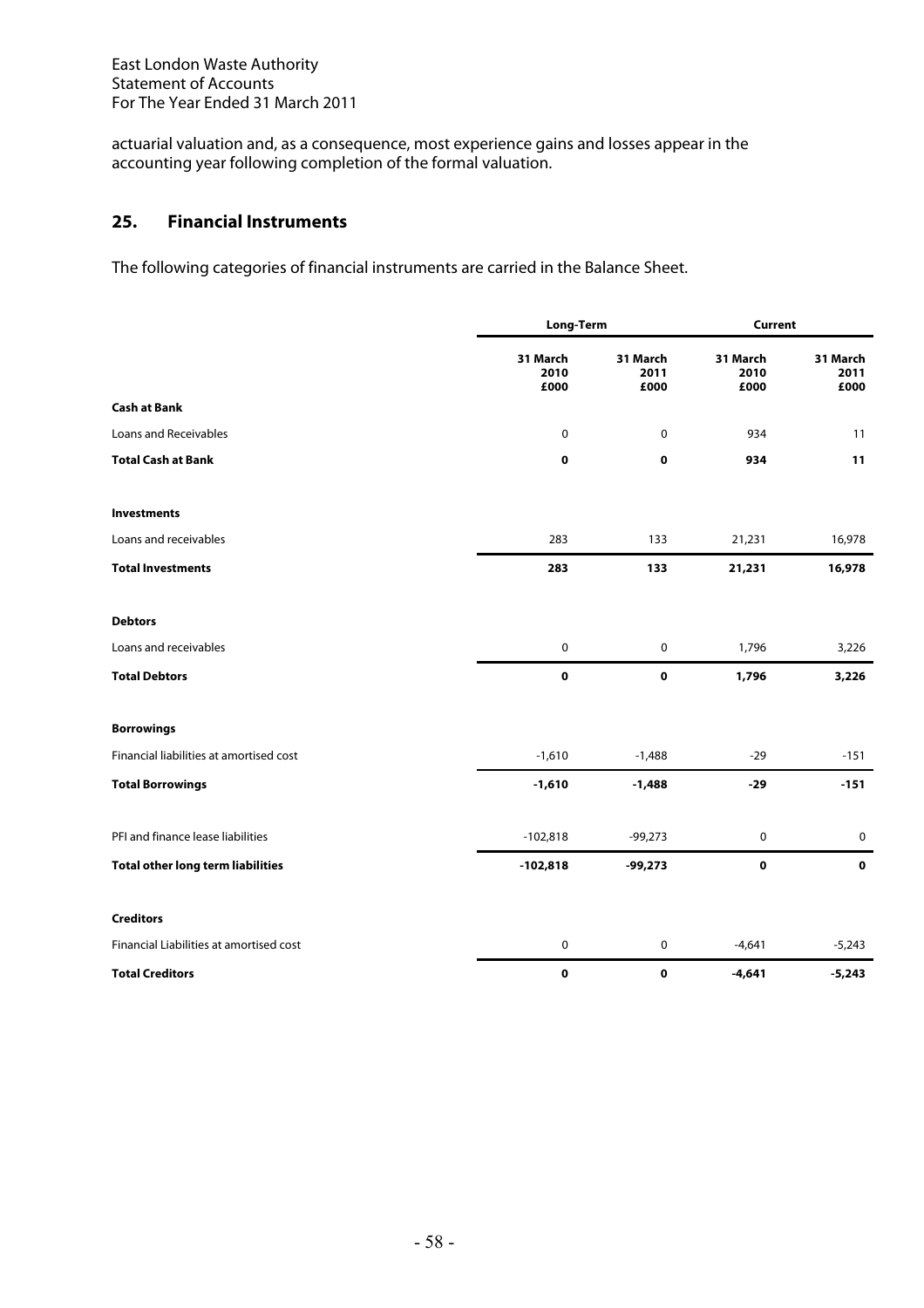actuarial valuation and, as a consequence, most experience gains and losses appear in the accounting year following completion of the formal valuation.

## 25. Financial Instruments

The following categories of financial instruments are carried in the Balance Sheet.

| | Long-Term | | Current | |
|---|---|---|---|---|
| | 31 March 2010 £000 | 31 March 2011 £000 | 31 March 2010 £000 | 31 March 2011 £000 |
| **Cash at Bank** | | | | |
| Loans and Receivables | 0 | 0 | 934 | 11 |
| **Total Cash at Bank** | **0** | **0** | **934** | **11** |
| **Investments** | | | | |
| Loans and receivables | 283 | 133 | 21,231 | 16,978 |
| **Total Investments** | **283** | **133** | **21,231** | **16,978** |
| **Debtors** | | | | |
| Loans and receivables | 0 | 0 | 1,796 | 3,226 |
| **Total Debtors** | **0** | **0** | **1,796** | **3,226** |
| **Borrowings** | | | | |
| Financial liabilities at amortised cost | -1,610 | -1,488 | -29 | -151 |
| **Total Borrowings** | **-1,610** | **-1,488** | **-29** | **-151** |
| PFI and finance lease liabilities | -102,818 | -99,273 | 0 | 0 |
| **Total other long term liabilities** | **-102,818** | **-99,273** | **0** | **0** |
| **Creditors** | | | | |
| Financial Liabilities at amortised cost | 0 | 0 | -4,641 | -5,243 |
| **Total Creditors** | **0** | **0** | **-4,641** | **-5,243** |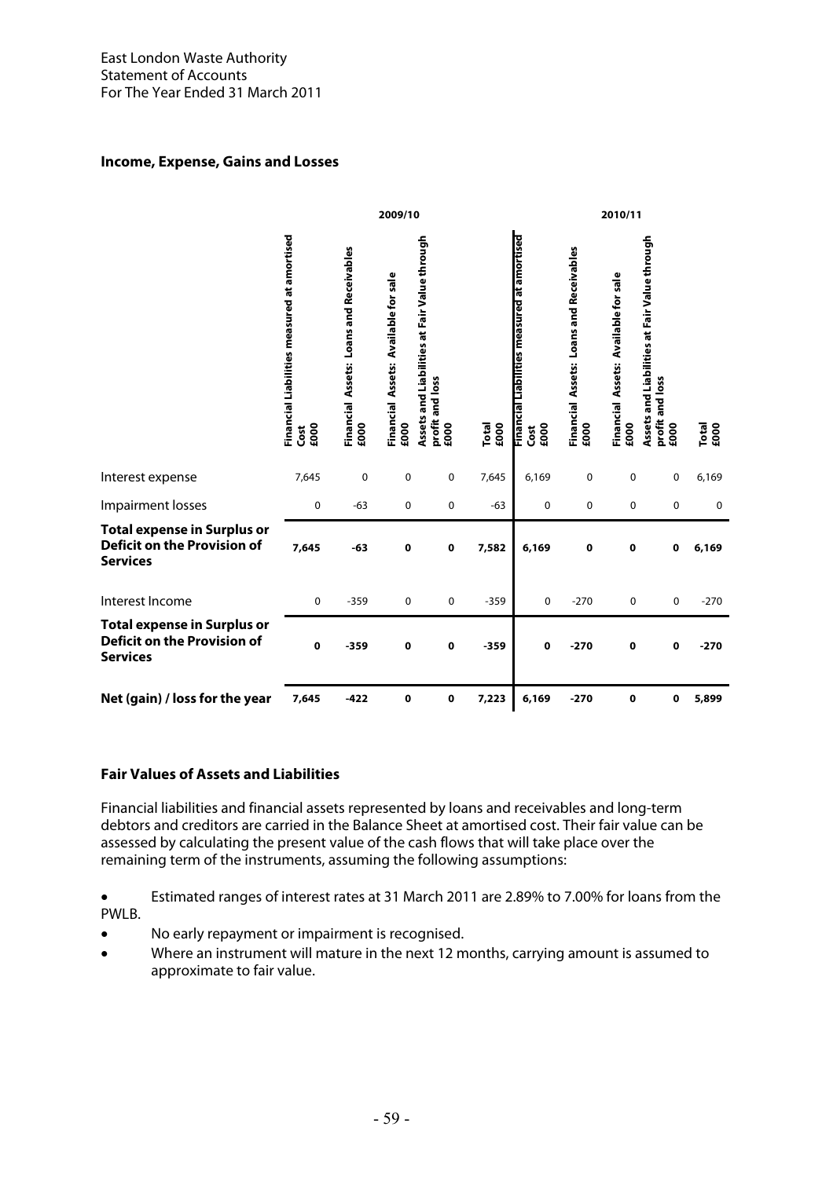East London Waste Authority
Statement of Accounts
For The Year Ended 31 March 2011

### Income, Expense, Gains and Losses

| | 2009/10 | | | | | 2010/11 | | | | |
|---|---|---|---|---|---|---|---|---|---|---|
| | Financial Liabilities measured at amortised Cost £000 | Financial Assets: Loans and Receivables £000 | Financial Assets: Available for sale £000 | Assets and Liabilities at Fair Value through profit and loss £000 | Total £000 | Financial Liabilities measured at amortised Cost £000 | Financial Assets: Loans and Receivables £000 | Financial Assets: Available for sale £000 | Assets and Liabilities at Fair Value through profit and loss £000 | Total £000 |
| Interest expense | 7,645 | 0 | 0 | 0 | 7,645 | 6,169 | 0 | 0 | 0 | 6,169 |
| Impairment losses | 0 | -63 | 0 | 0 | -63 | 0 | 0 | 0 | 0 | 0 |
| **Total expense in Surplus or Deficit on the Provision of Services** | **7,645** | **-63** | **0** | **0** | **7,582** | **6,169** | **0** | **0** | **0** | **6,169** |
| Interest Income | 0 | -359 | 0 | 0 | -359 | 0 | -270 | 0 | 0 | -270 |
| **Total expense in Surplus or Deficit on the Provision of Services** | **0** | **-359** | **0** | **0** | **-359** | **0** | **-270** | **0** | **0** | **-270** |
| **Net (gain) / loss for the year** | **7,645** | **-422** | **0** | **0** | **7,223** | **6,169** | **-270** | **0** | **0** | **5,899** |

### Fair Values of Assets and Liabilities

Financial liabilities and financial assets represented by loans and receivables and long-term debtors and creditors are carried in the Balance Sheet at amortised cost. Their fair value can be assessed by calculating the present value of the cash flows that will take place over the remaining term of the instruments, assuming the following assumptions:

- Estimated ranges of interest rates at 31 March 2011 are 2.89% to 7.00% for loans from the PWLB.
- No early repayment or impairment is recognised.
- Where an instrument will mature in the next 12 months, carrying amount is assumed to approximate to fair value.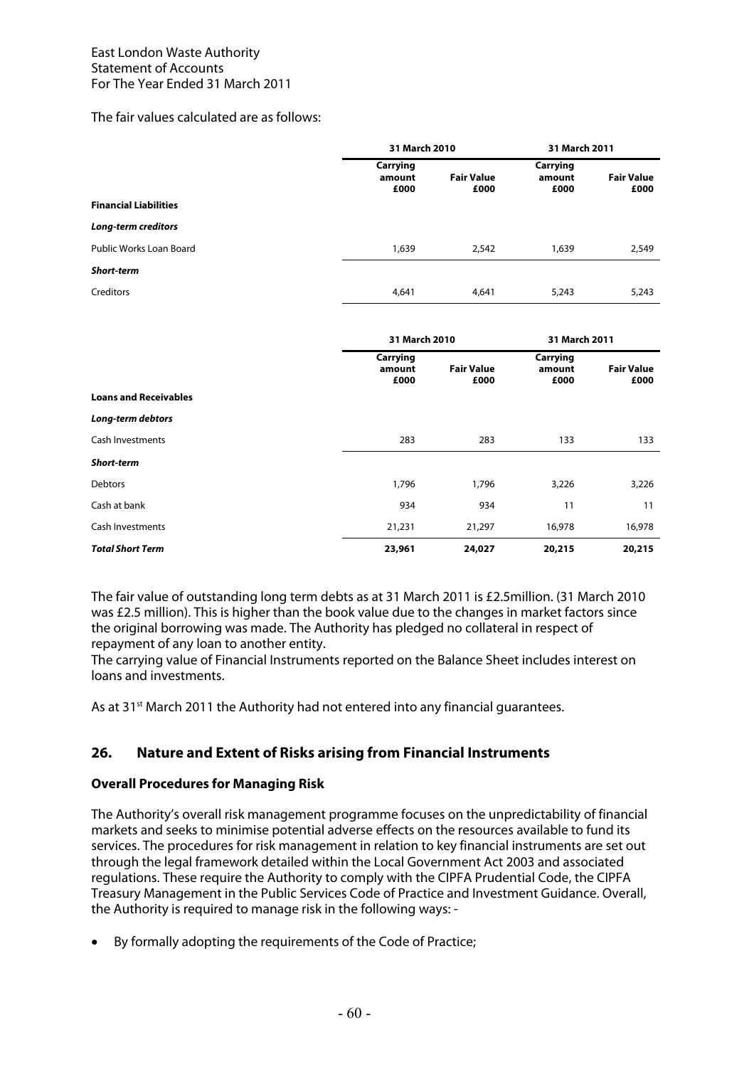The fair values calculated are as follows:

| | 31 March 2010 | | 31 March 2011 | |
|---|---|---|---|---|
| | Carrying amount £000 | Fair Value £000 | Carrying amount £000 | Fair Value £000 |
| **Financial Liabilities** | | | | |
| ***Long-term creditors*** | | | | |
| Public Works Loan Board | 1,639 | 2,542 | 1,639 | 2,549 |
| ***Short-term*** | | | | |
| Creditors | 4,641 | 4,641 | 5,243 | 5,243 |

| | 31 March 2010 | | 31 March 2011 | |
|---|---|---|---|---|
| | Carrying amount £000 | Fair Value £000 | Carrying amount £000 | Fair Value £000 |
| **Loans and Receivables** | | | | |
| ***Long-term debtors*** | | | | |
| Cash Investments | 283 | 283 | 133 | 133 |
| ***Short-term*** | | | | |
| Debtors | 1,796 | 1,796 | 3,226 | 3,226 |
| Cash at bank | 934 | 934 | 11 | 11 |
| Cash Investments | 21,231 | 21,297 | 16,978 | 16,978 |
| ***Total Short Term*** | **23,961** | **24,027** | **20,215** | **20,215** |

The fair value of outstanding long term debts as at 31 March 2011 is £2.5million. (31 March 2010 was £2.5 million). This is higher than the book value due to the changes in market factors since the original borrowing was made. The Authority has pledged no collateral in respect of repayment of any loan to another entity.
The carrying value of Financial Instruments reported on the Balance Sheet includes interest on loans and investments.

As at 31st March 2011 the Authority had not entered into any financial guarantees.

## 26. Nature and Extent of Risks arising from Financial Instruments

### Overall Procedures for Managing Risk

The Authority's overall risk management programme focuses on the unpredictability of financial markets and seeks to minimise potential adverse effects on the resources available to fund its services. The procedures for risk management in relation to key financial instruments are set out through the legal framework detailed within the Local Government Act 2003 and associated regulations. These require the Authority to comply with the CIPFA Prudential Code, the CIPFA Treasury Management in the Public Services Code of Practice and Investment Guidance. Overall, the Authority is required to manage risk in the following ways: -

- By formally adopting the requirements of the Code of Practice;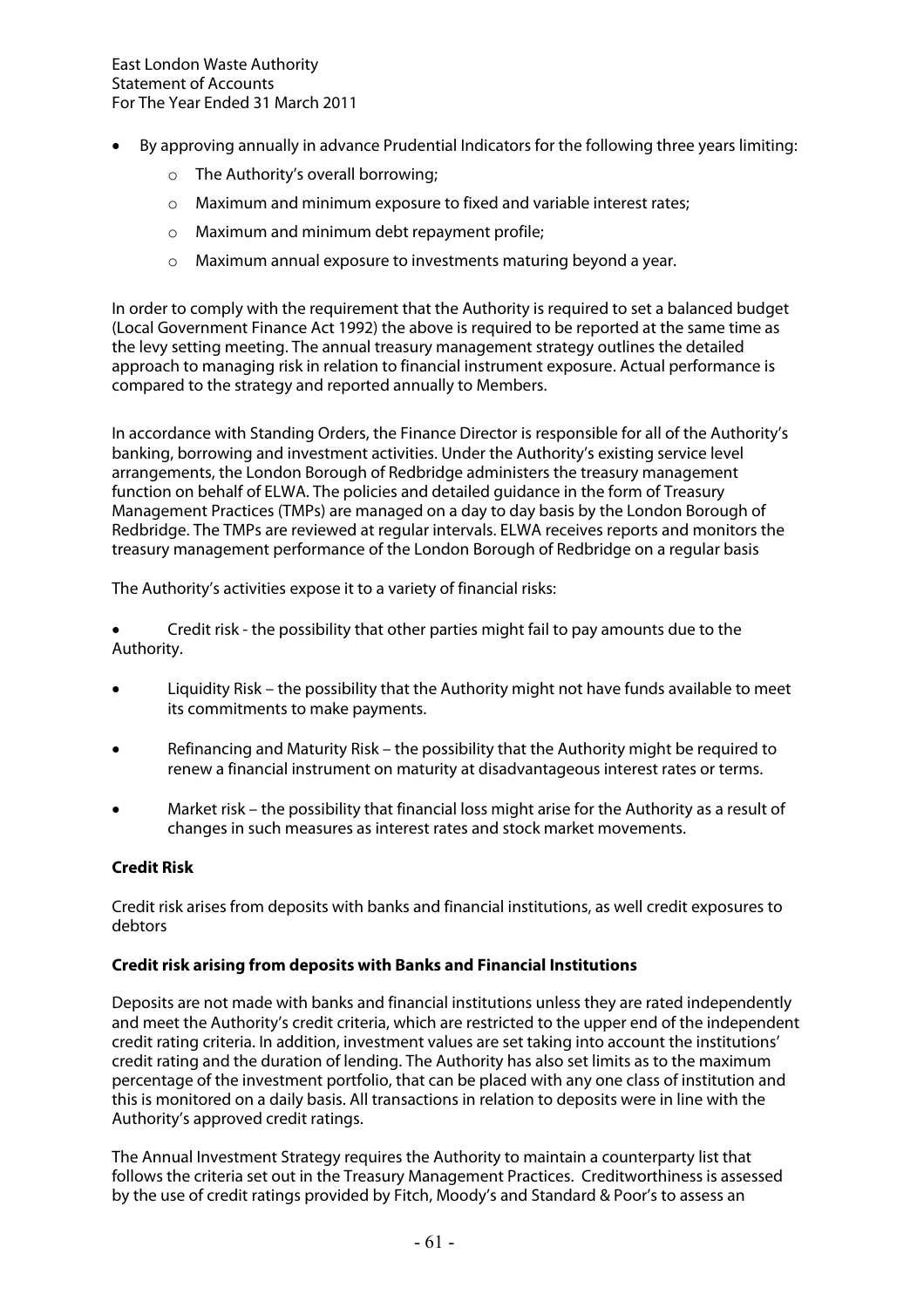- By approving annually in advance Prudential Indicators for the following three years limiting:
  - The Authority's overall borrowing;
  - Maximum and minimum exposure to fixed and variable interest rates;
  - Maximum and minimum debt repayment profile;
  - Maximum annual exposure to investments maturing beyond a year.

In order to comply with the requirement that the Authority is required to set a balanced budget (Local Government Finance Act 1992) the above is required to be reported at the same time as the levy setting meeting. The annual treasury management strategy outlines the detailed approach to managing risk in relation to financial instrument exposure. Actual performance is compared to the strategy and reported annually to Members.

In accordance with Standing Orders, the Finance Director is responsible for all of the Authority's banking, borrowing and investment activities. Under the Authority's existing service level arrangements, the London Borough of Redbridge administers the treasury management function on behalf of ELWA. The policies and detailed guidance in the form of Treasury Management Practices (TMPs) are managed on a day to day basis by the London Borough of Redbridge. The TMPs are reviewed at regular intervals. ELWA receives reports and monitors the treasury management performance of the London Borough of Redbridge on a regular basis

The Authority's activities expose it to a variety of financial risks:

- Credit risk - the possibility that other parties might fail to pay amounts due to the Authority.
- Liquidity Risk – the possibility that the Authority might not have funds available to meet its commitments to make payments.
- Refinancing and Maturity Risk – the possibility that the Authority might be required to renew a financial instrument on maturity at disadvantageous interest rates or terms.
- Market risk – the possibility that financial loss might arise for the Authority as a result of changes in such measures as interest rates and stock market movements.

**Credit Risk**

Credit risk arises from deposits with banks and financial institutions, as well credit exposures to debtors

**Credit risk arising from deposits with Banks and Financial Institutions**

Deposits are not made with banks and financial institutions unless they are rated independently and meet the Authority's credit criteria, which are restricted to the upper end of the independent credit rating criteria. In addition, investment values are set taking into account the institutions' credit rating and the duration of lending. The Authority has also set limits as to the maximum percentage of the investment portfolio, that can be placed with any one class of institution and this is monitored on a daily basis. All transactions in relation to deposits were in line with the Authority's approved credit ratings.

The Annual Investment Strategy requires the Authority to maintain a counterparty list that follows the criteria set out in the Treasury Management Practices. Creditworthiness is assessed by the use of credit ratings provided by Fitch, Moody's and Standard & Poor's to assess an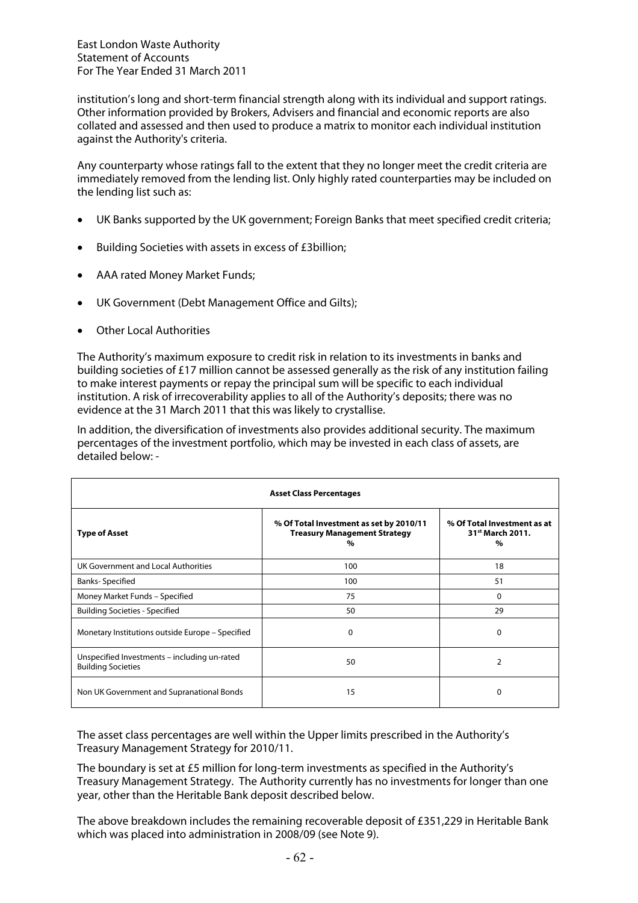institution's long and short-term financial strength along with its individual and support ratings. Other information provided by Brokers, Advisers and financial and economic reports are also collated and assessed and then used to produce a matrix to monitor each individual institution against the Authority's criteria.

Any counterparty whose ratings fall to the extent that they no longer meet the credit criteria are immediately removed from the lending list. Only highly rated counterparties may be included on the lending list such as:

- UK Banks supported by the UK government; Foreign Banks that meet specified credit criteria;
- Building Societies with assets in excess of £3billion;
- AAA rated Money Market Funds;
- UK Government (Debt Management Office and Gilts);
- Other Local Authorities

The Authority's maximum exposure to credit risk in relation to its investments in banks and building societies of £17 million cannot be assessed generally as the risk of any institution failing to make interest payments or repay the principal sum will be specific to each individual institution. A risk of irrecoverability applies to all of the Authority's deposits; there was no evidence at the 31 March 2011 that this was likely to crystallise.

In addition, the diversification of investments also provides additional security. The maximum percentages of the investment portfolio, which may be invested in each class of assets, are detailed below: -

| **Asset Class Percentages** | | |
|---|---|---|
| **Type of Asset** | **% Of Total Investment as set by 2010/11 Treasury Management Strategy %** | **% Of Total Investment as at 31st March 2011. %** |
| UK Government and Local Authorities | 100 | 18 |
| Banks- Specified | 100 | 51 |
| Money Market Funds – Specified | 75 | 0 |
| Building Societies - Specified | 50 | 29 |
| Monetary Institutions outside Europe – Specified | 0 | 0 |
| Unspecified Investments – including un-rated Building Societies | 50 | 2 |
| Non UK Government and Supranational Bonds | 15 | 0 |

The asset class percentages are well within the Upper limits prescribed in the Authority's Treasury Management Strategy for 2010/11.

The boundary is set at £5 million for long-term investments as specified in the Authority's Treasury Management Strategy. The Authority currently has no investments for longer than one year, other than the Heritable Bank deposit described below.

The above breakdown includes the remaining recoverable deposit of £351,229 in Heritable Bank which was placed into administration in 2008/09 (see Note 9).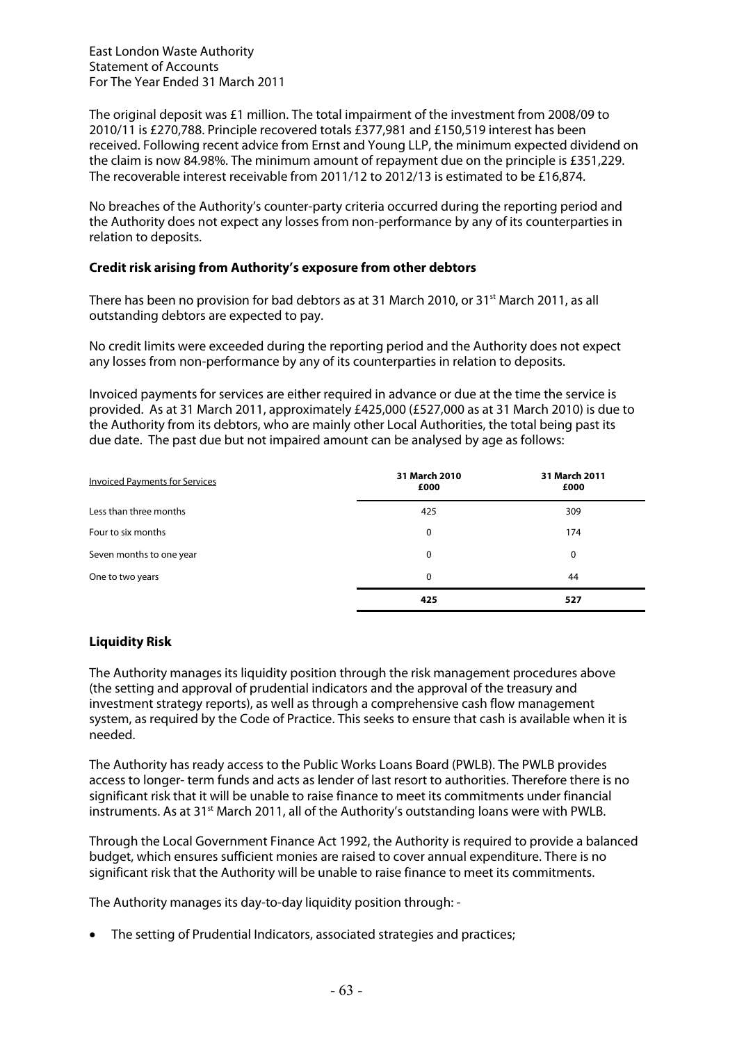The original deposit was £1 million. The total impairment of the investment from 2008/09 to 2010/11 is £270,788. Principle recovered totals £377,981 and £150,519 interest has been received. Following recent advice from Ernst and Young LLP, the minimum expected dividend on the claim is now 84.98%. The minimum amount of repayment due on the principle is £351,229. The recoverable interest receivable from 2011/12 to 2012/13 is estimated to be £16,874.

No breaches of the Authority's counter-party criteria occurred during the reporting period and the Authority does not expect any losses from non-performance by any of its counterparties in relation to deposits.

**Credit risk arising from Authority's exposure from other debtors**

There has been no provision for bad debtors as at 31 March 2010, or 31st March 2011, as all outstanding debtors are expected to pay.

No credit limits were exceeded during the reporting period and the Authority does not expect any losses from non-performance by any of its counterparties in relation to deposits.

Invoiced payments for services are either required in advance or due at the time the service is provided. As at 31 March 2011, approximately £425,000 (£527,000 as at 31 March 2010) is due to the Authority from its debtors, who are mainly other Local Authorities, the total being past its due date. The past due but not impaired amount can be analysed by age as follows:

| Invoiced Payments for Services | 31 March 2010 £000 | 31 March 2011 £000 |
|---|---|---|
| Less than three months | 425 | 309 |
| Four to six months | 0 | 174 |
| Seven months to one year | 0 | 0 |
| One to two years | 0 | 44 |
| | **425** | **527** |

**Liquidity Risk**

The Authority manages its liquidity position through the risk management procedures above (the setting and approval of prudential indicators and the approval of the treasury and investment strategy reports), as well as through a comprehensive cash flow management system, as required by the Code of Practice. This seeks to ensure that cash is available when it is needed.

The Authority has ready access to the Public Works Loans Board (PWLB). The PWLB provides access to longer- term funds and acts as lender of last resort to authorities. Therefore there is no significant risk that it will be unable to raise finance to meet its commitments under financial instruments. As at 31st March 2011, all of the Authority's outstanding loans were with PWLB.

Through the Local Government Finance Act 1992, the Authority is required to provide a balanced budget, which ensures sufficient monies are raised to cover annual expenditure. There is no significant risk that the Authority will be unable to raise finance to meet its commitments.

The Authority manages its day-to-day liquidity position through: -

- The setting of Prudential Indicators, associated strategies and practices;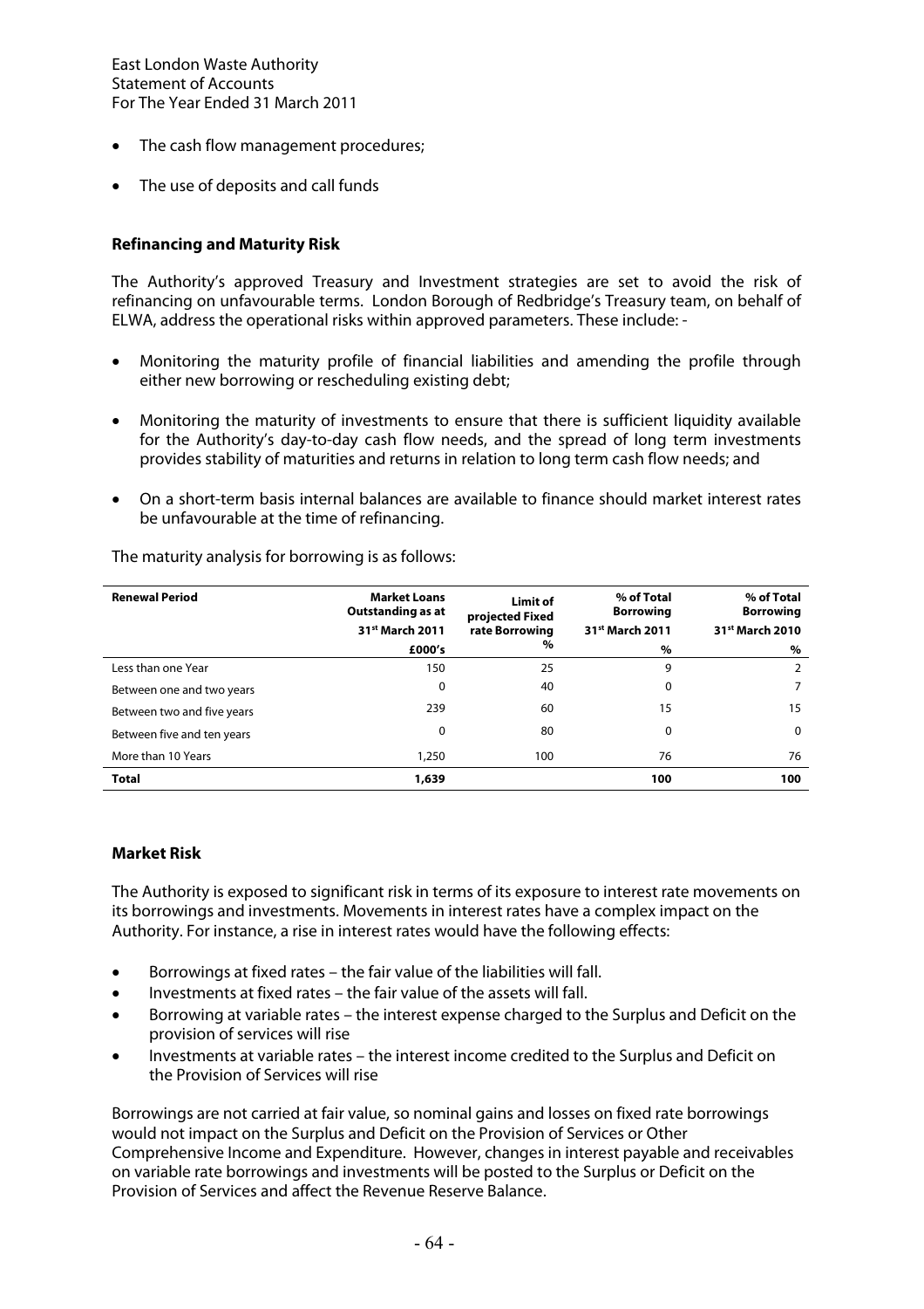- The cash flow management procedures;
- The use of deposits and call funds

**Refinancing and Maturity Risk**

The Authority's approved Treasury and Investment strategies are set to avoid the risk of refinancing on unfavourable terms. London Borough of Redbridge's Treasury team, on behalf of ELWA, address the operational risks within approved parameters. These include: -

- Monitoring the maturity profile of financial liabilities and amending the profile through either new borrowing or rescheduling existing debt;
- Monitoring the maturity of investments to ensure that there is sufficient liquidity available for the Authority's day-to-day cash flow needs, and the spread of long term investments provides stability of maturities and returns in relation to long term cash flow needs; and
- On a short-term basis internal balances are available to finance should market interest rates be unfavourable at the time of refinancing.

The maturity analysis for borrowing is as follows:

| Renewal Period | Market Loans Outstanding as at 31st March 2011 £000's | Limit of projected Fixed rate Borrowing % | % of Total Borrowing 31st March 2011 % | % of Total Borrowing 31st March 2010 % |
|---|---|---|---|---|
| Less than one Year | 150 | 25 | 9 | 2 |
| Between one and two years | 0 | 40 | 0 | 7 |
| Between two and five years | 239 | 60 | 15 | 15 |
| Between five and ten years | 0 | 80 | 0 | 0 |
| More than 10 Years | 1,250 | 100 | 76 | 76 |
| **Total** | **1,639** | | **100** | **100** |

**Market Risk**

The Authority is exposed to significant risk in terms of its exposure to interest rate movements on its borrowings and investments. Movements in interest rates have a complex impact on the Authority. For instance, a rise in interest rates would have the following effects:

- Borrowings at fixed rates – the fair value of the liabilities will fall.
- Investments at fixed rates – the fair value of the assets will fall.
- Borrowing at variable rates – the interest expense charged to the Surplus and Deficit on the provision of services will rise
- Investments at variable rates – the interest income credited to the Surplus and Deficit on the Provision of Services will rise

Borrowings are not carried at fair value, so nominal gains and losses on fixed rate borrowings would not impact on the Surplus and Deficit on the Provision of Services or Other Comprehensive Income and Expenditure. However, changes in interest payable and receivables on variable rate borrowings and investments will be posted to the Surplus or Deficit on the Provision of Services and affect the Revenue Reserve Balance.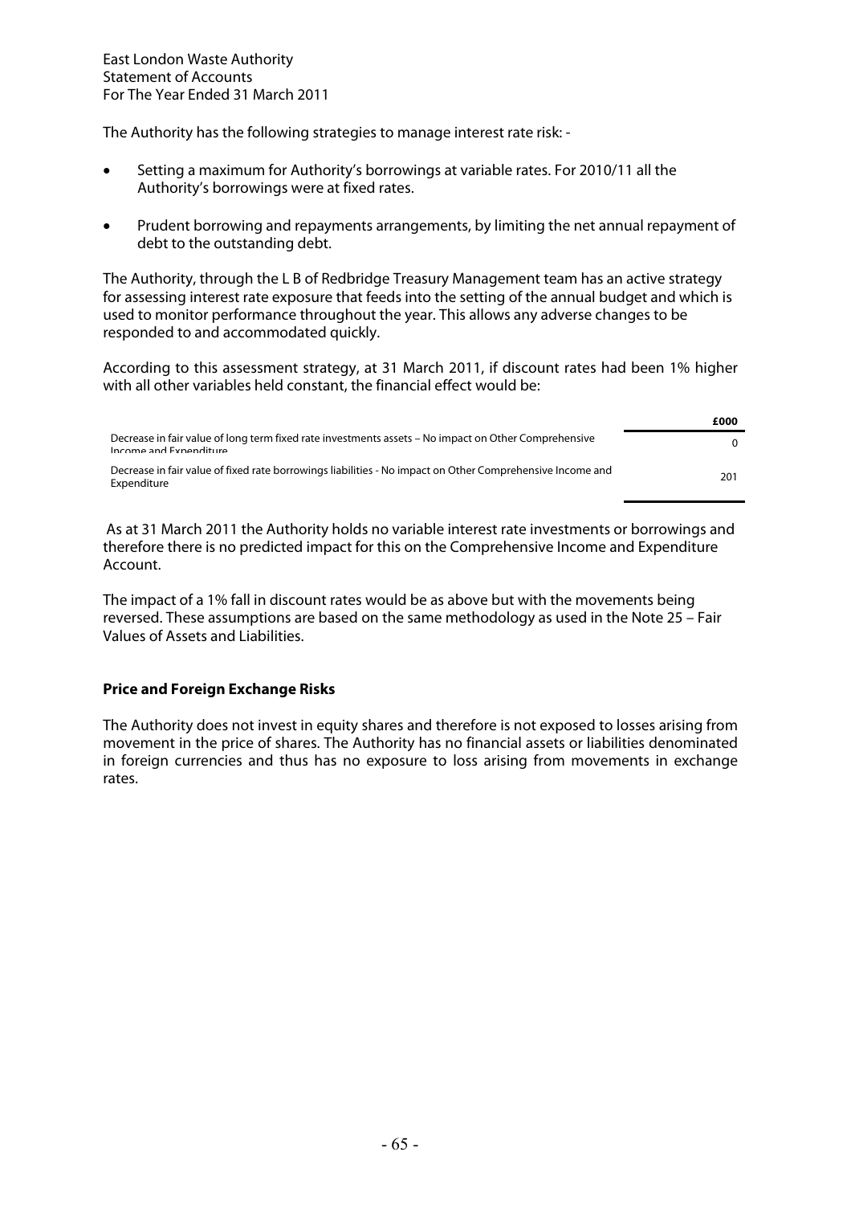The Authority has the following strategies to manage interest rate risk: -

- Setting a maximum for Authority's borrowings at variable rates. For 2010/11 all the Authority's borrowings were at fixed rates.
- Prudent borrowing and repayments arrangements, by limiting the net annual repayment of debt to the outstanding debt.

The Authority, through the L B of Redbridge Treasury Management team has an active strategy for assessing interest rate exposure that feeds into the setting of the annual budget and which is used to monitor performance throughout the year. This allows any adverse changes to be responded to and accommodated quickly.

According to this assessment strategy, at 31 March 2011, if discount rates had been 1% higher with all other variables held constant, the financial effect would be:

| | £000 |
|---|---|
| Decrease in fair value of long term fixed rate investments assets – No impact on Other Comprehensive Income and Expenditure | 0 |
| Decrease in fair value of fixed rate borrowings liabilities - No impact on Other Comprehensive Income and Expenditure | 201 |

As at 31 March 2011 the Authority holds no variable interest rate investments or borrowings and therefore there is no predicted impact for this on the Comprehensive Income and Expenditure Account.

The impact of a 1% fall in discount rates would be as above but with the movements being reversed. These assumptions are based on the same methodology as used in the Note 25 – Fair Values of Assets and Liabilities.

**Price and Foreign Exchange Risks**

The Authority does not invest in equity shares and therefore is not exposed to losses arising from movement in the price of shares. The Authority has no financial assets or liabilities denominated in foreign currencies and thus has no exposure to loss arising from movements in exchange rates.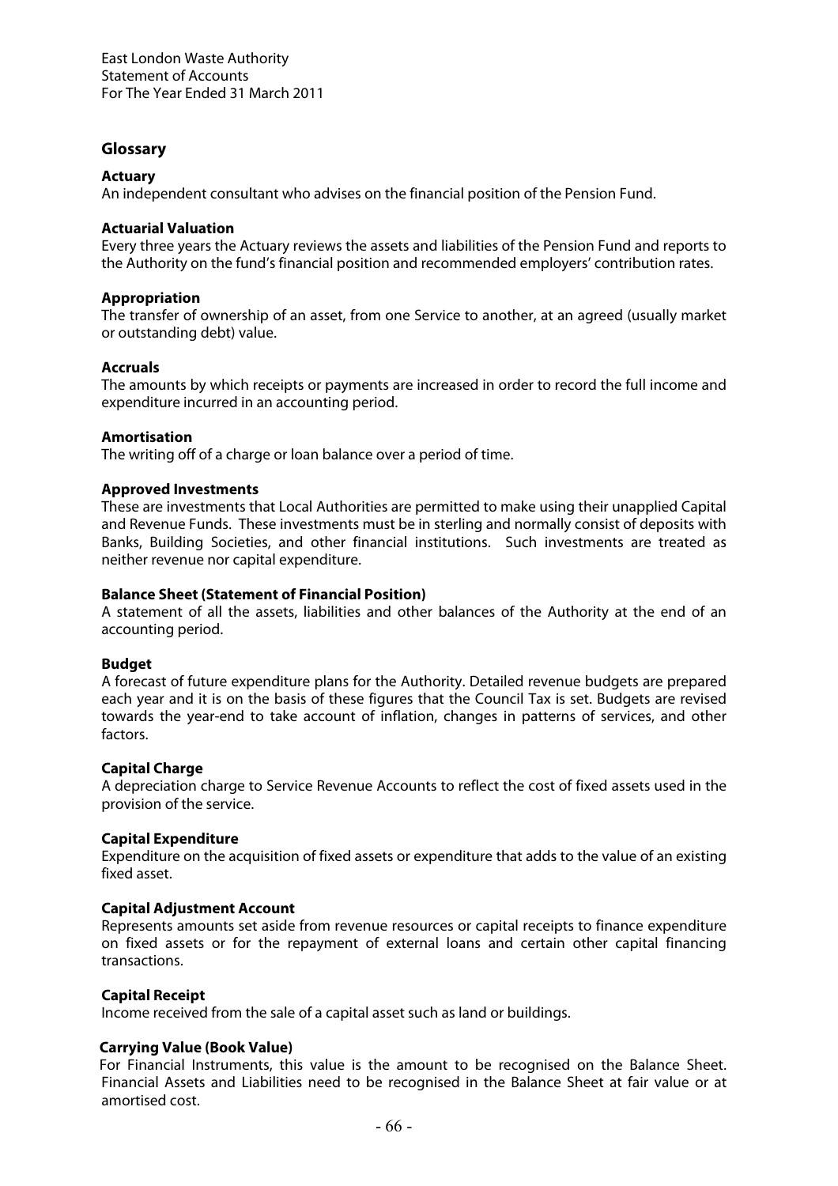## Glossary

**Actuary**
An independent consultant who advises on the financial position of the Pension Fund.

**Actuarial Valuation**
Every three years the Actuary reviews the assets and liabilities of the Pension Fund and reports to the Authority on the fund's financial position and recommended employers' contribution rates.

**Appropriation**
The transfer of ownership of an asset, from one Service to another, at an agreed (usually market or outstanding debt) value.

**Accruals**
The amounts by which receipts or payments are increased in order to record the full income and expenditure incurred in an accounting period.

**Amortisation**
The writing off of a charge or loan balance over a period of time.

**Approved Investments**
These are investments that Local Authorities are permitted to make using their unapplied Capital and Revenue Funds. These investments must be in sterling and normally consist of deposits with Banks, Building Societies, and other financial institutions. Such investments are treated as neither revenue nor capital expenditure.

**Balance Sheet (Statement of Financial Position)**
A statement of all the assets, liabilities and other balances of the Authority at the end of an accounting period.

**Budget**
A forecast of future expenditure plans for the Authority. Detailed revenue budgets are prepared each year and it is on the basis of these figures that the Council Tax is set. Budgets are revised towards the year-end to take account of inflation, changes in patterns of services, and other factors.

**Capital Charge**
A depreciation charge to Service Revenue Accounts to reflect the cost of fixed assets used in the provision of the service.

**Capital Expenditure**
Expenditure on the acquisition of fixed assets or expenditure that adds to the value of an existing fixed asset.

**Capital Adjustment Account**
Represents amounts set aside from revenue resources or capital receipts to finance expenditure on fixed assets or for the repayment of external loans and certain other capital financing transactions.

**Capital Receipt**
Income received from the sale of a capital asset such as land or buildings.

**Carrying Value (Book Value)**
For Financial Instruments, this value is the amount to be recognised on the Balance Sheet. Financial Assets and Liabilities need to be recognised in the Balance Sheet at fair value or at amortised cost.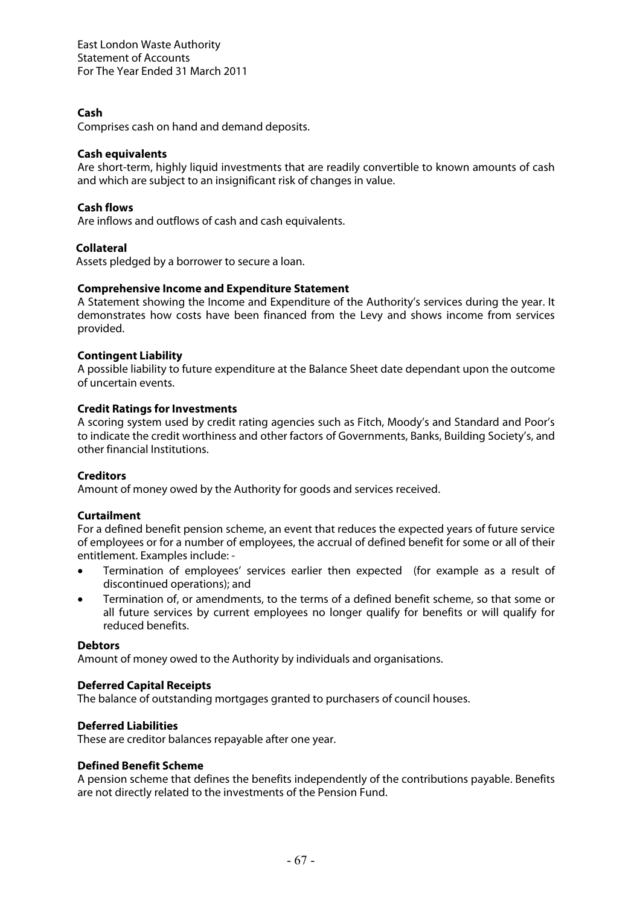**Cash**
Comprises cash on hand and demand deposits.

**Cash equivalents**
Are short-term, highly liquid investments that are readily convertible to known amounts of cash and which are subject to an insignificant risk of changes in value.

**Cash flows**
Are inflows and outflows of cash and cash equivalents.

**Collateral**
Assets pledged by a borrower to secure a loan.

**Comprehensive Income and Expenditure Statement**
A Statement showing the Income and Expenditure of the Authority's services during the year. It demonstrates how costs have been financed from the Levy and shows income from services provided.

**Contingent Liability**
A possible liability to future expenditure at the Balance Sheet date dependant upon the outcome of uncertain events.

**Credit Ratings for Investments**
A scoring system used by credit rating agencies such as Fitch, Moody's and Standard and Poor's to indicate the credit worthiness and other factors of Governments, Banks, Building Society's, and other financial Institutions.

**Creditors**
Amount of money owed by the Authority for goods and services received.

**Curtailment**
For a defined benefit pension scheme, an event that reduces the expected years of future service of employees or for a number of employees, the accrual of defined benefit for some or all of their entitlement. Examples include: -

- Termination of employees' services earlier then expected (for example as a result of discontinued operations); and
- Termination of, or amendments, to the terms of a defined benefit scheme, so that some or all future services by current employees no longer qualify for benefits or will qualify for reduced benefits.

**Debtors**
Amount of money owed to the Authority by individuals and organisations.

**Deferred Capital Receipts**
The balance of outstanding mortgages granted to purchasers of council houses.

**Deferred Liabilities**
These are creditor balances repayable after one year.

**Defined Benefit Scheme**
A pension scheme that defines the benefits independently of the contributions payable. Benefits are not directly related to the investments of the Pension Fund.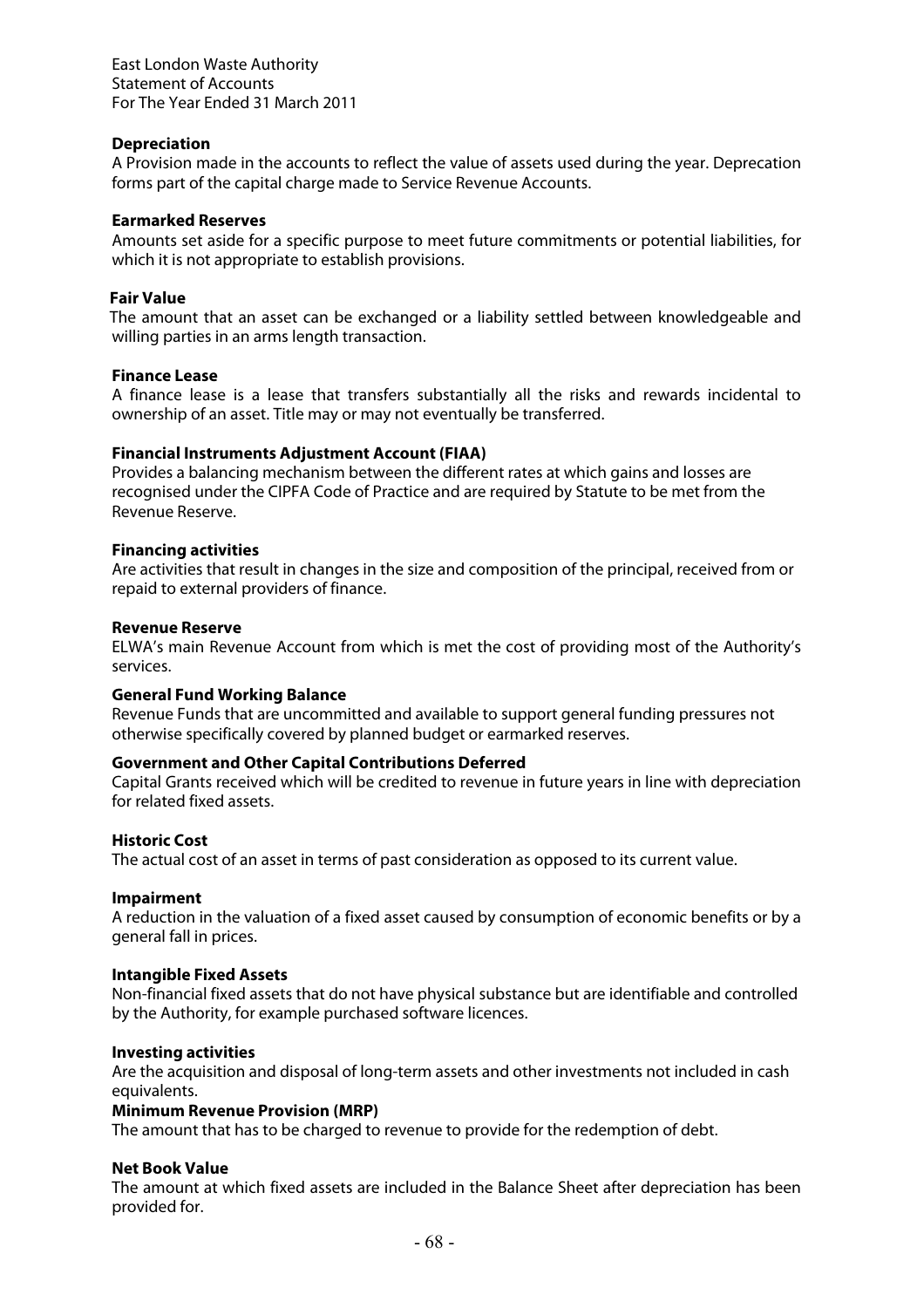**Depreciation**
A Provision made in the accounts to reflect the value of assets used during the year. Deprecation forms part of the capital charge made to Service Revenue Accounts.

**Earmarked Reserves**
Amounts set aside for a specific purpose to meet future commitments or potential liabilities, for which it is not appropriate to establish provisions.

**Fair Value**
The amount that an asset can be exchanged or a liability settled between knowledgeable and willing parties in an arms length transaction.

**Finance Lease**
A finance lease is a lease that transfers substantially all the risks and rewards incidental to ownership of an asset. Title may or may not eventually be transferred.

**Financial Instruments Adjustment Account (FIAA)**
Provides a balancing mechanism between the different rates at which gains and losses are recognised under the CIPFA Code of Practice and are required by Statute to be met from the Revenue Reserve.

**Financing activities**
Are activities that result in changes in the size and composition of the principal, received from or repaid to external providers of finance.

**Revenue Reserve**
ELWA's main Revenue Account from which is met the cost of providing most of the Authority's services.

**General Fund Working Balance**
Revenue Funds that are uncommitted and available to support general funding pressures not otherwise specifically covered by planned budget or earmarked reserves.

**Government and Other Capital Contributions Deferred**
Capital Grants received which will be credited to revenue in future years in line with depreciation for related fixed assets.

**Historic Cost**
The actual cost of an asset in terms of past consideration as opposed to its current value.

**Impairment**
A reduction in the valuation of a fixed asset caused by consumption of economic benefits or by a general fall in prices.

**Intangible Fixed Assets**
Non-financial fixed assets that do not have physical substance but are identifiable and controlled by the Authority, for example purchased software licences.

**Investing activities**
Are the acquisition and disposal of long-term assets and other investments not included in cash equivalents.

**Minimum Revenue Provision (MRP)**
The amount that has to be charged to revenue to provide for the redemption of debt.

**Net Book Value**
The amount at which fixed assets are included in the Balance Sheet after depreciation has been provided for.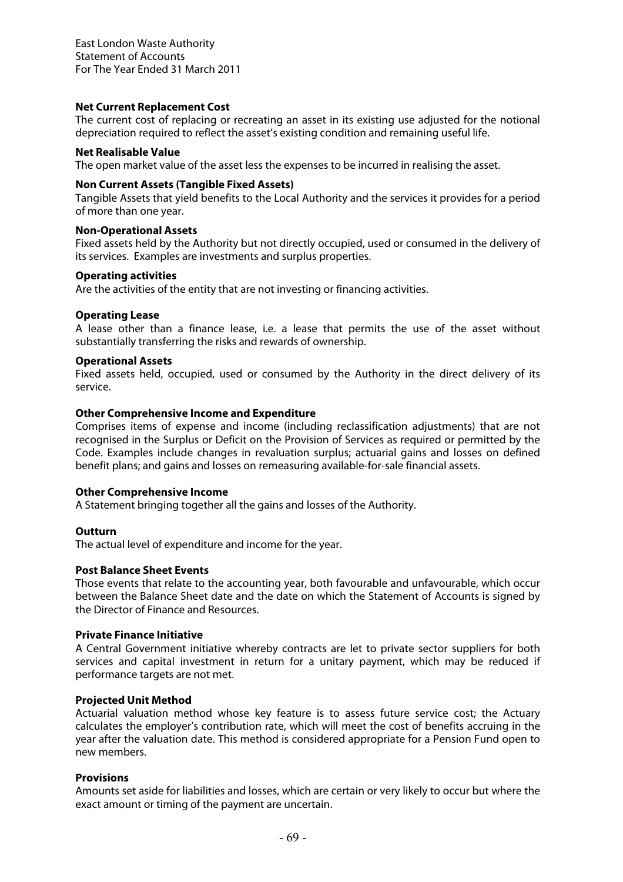**Net Current Replacement Cost**

The current cost of replacing or recreating an asset in its existing use adjusted for the notional depreciation required to reflect the asset's existing condition and remaining useful life.

**Net Realisable Value**

The open market value of the asset less the expenses to be incurred in realising the asset.

**Non Current Assets (Tangible Fixed Assets)**

Tangible Assets that yield benefits to the Local Authority and the services it provides for a period of more than one year.

**Non-Operational Assets**

Fixed assets held by the Authority but not directly occupied, used or consumed in the delivery of its services. Examples are investments and surplus properties.

**Operating activities**

Are the activities of the entity that are not investing or financing activities.

**Operating Lease**

A lease other than a finance lease, i.e. a lease that permits the use of the asset without substantially transferring the risks and rewards of ownership.

**Operational Assets**

Fixed assets held, occupied, used or consumed by the Authority in the direct delivery of its service.

**Other Comprehensive Income and Expenditure**

Comprises items of expense and income (including reclassification adjustments) that are not recognised in the Surplus or Deficit on the Provision of Services as required or permitted by the Code. Examples include changes in revaluation surplus; actuarial gains and losses on defined benefit plans; and gains and losses on remeasuring available-for-sale financial assets.

**Other Comprehensive Income**

A Statement bringing together all the gains and losses of the Authority.

**Outturn**

The actual level of expenditure and income for the year.

**Post Balance Sheet Events**

Those events that relate to the accounting year, both favourable and unfavourable, which occur between the Balance Sheet date and the date on which the Statement of Accounts is signed by the Director of Finance and Resources.

**Private Finance Initiative**

A Central Government initiative whereby contracts are let to private sector suppliers for both services and capital investment in return for a unitary payment, which may be reduced if performance targets are not met.

**Projected Unit Method**

Actuarial valuation method whose key feature is to assess future service cost; the Actuary calculates the employer's contribution rate, which will meet the cost of benefits accruing in the year after the valuation date. This method is considered appropriate for a Pension Fund open to new members.

**Provisions**

Amounts set aside for liabilities and losses, which are certain or very likely to occur but where the exact amount or timing of the payment are uncertain.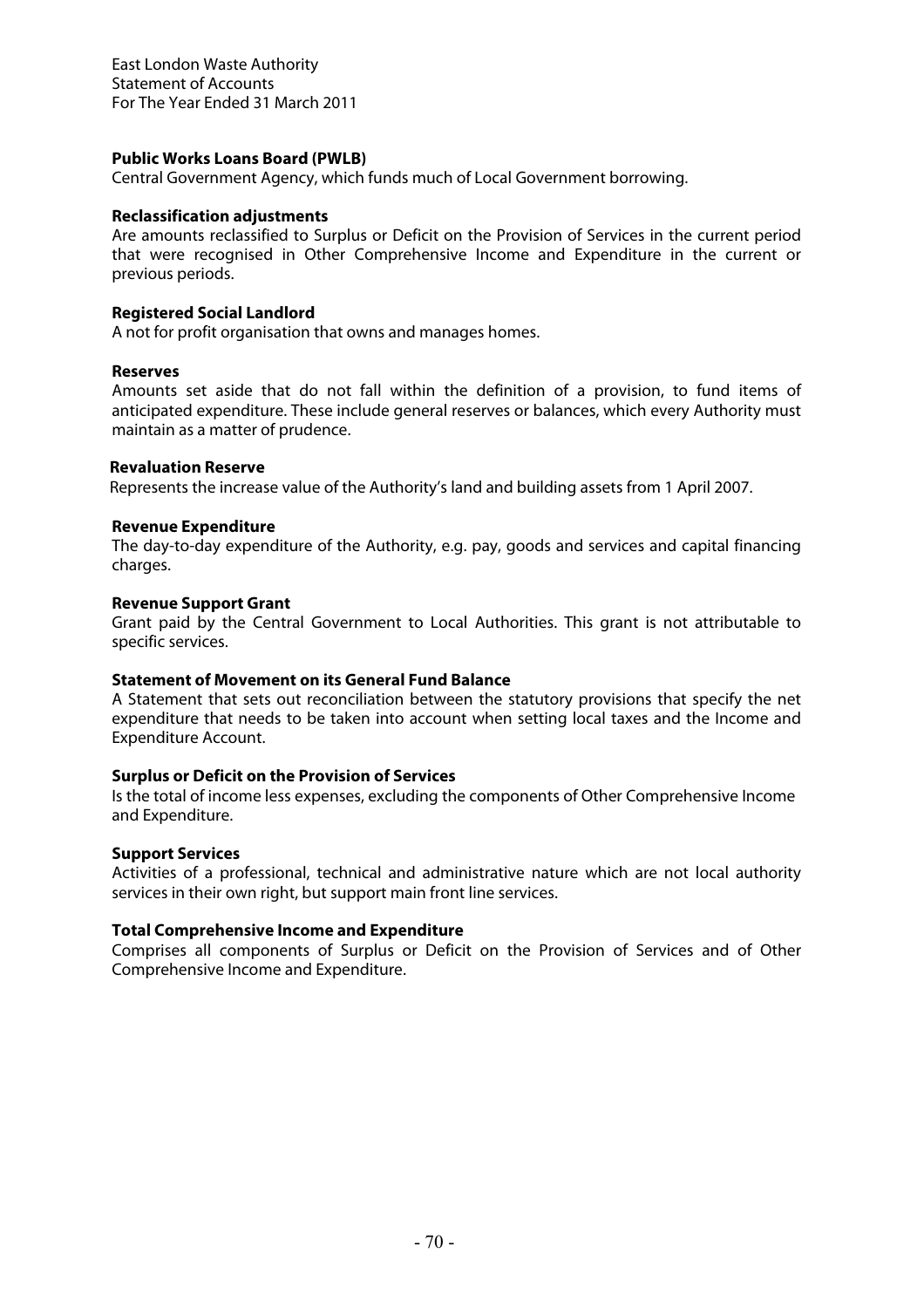**Public Works Loans Board (PWLB)**
Central Government Agency, which funds much of Local Government borrowing.

**Reclassification adjustments**
Are amounts reclassified to Surplus or Deficit on the Provision of Services in the current period that were recognised in Other Comprehensive Income and Expenditure in the current or previous periods.

**Registered Social Landlord**
A not for profit organisation that owns and manages homes.

**Reserves**
Amounts set aside that do not fall within the definition of a provision, to fund items of anticipated expenditure. These include general reserves or balances, which every Authority must maintain as a matter of prudence.

**Revaluation Reserve**
Represents the increase value of the Authority's land and building assets from 1 April 2007.

**Revenue Expenditure**
The day-to-day expenditure of the Authority, e.g. pay, goods and services and capital financing charges.

**Revenue Support Grant**
Grant paid by the Central Government to Local Authorities. This grant is not attributable to specific services.

**Statement of Movement on its General Fund Balance**
A Statement that sets out reconciliation between the statutory provisions that specify the net expenditure that needs to be taken into account when setting local taxes and the Income and Expenditure Account.

**Surplus or Deficit on the Provision of Services**
Is the total of income less expenses, excluding the components of Other Comprehensive Income and Expenditure.

**Support Services**
Activities of a professional, technical and administrative nature which are not local authority services in their own right, but support main front line services.

**Total Comprehensive Income and Expenditure**
Comprises all components of Surplus or Deficit on the Provision of Services and of Other Comprehensive Income and Expenditure.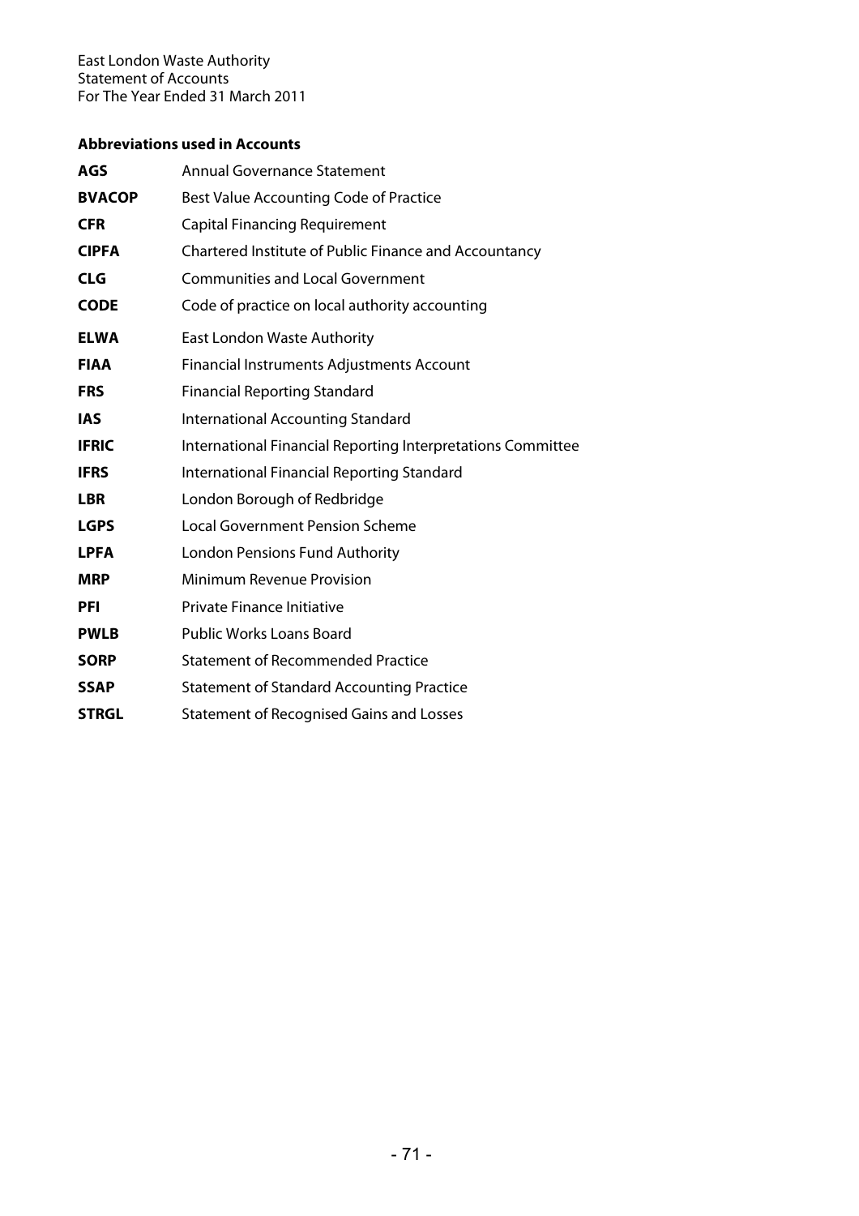## Abbreviations used in Accounts

| | |
|---|---|
| **AGS** | Annual Governance Statement |
| **BVACOP** | Best Value Accounting Code of Practice |
| **CFR** | Capital Financing Requirement |
| **CIPFA** | Chartered Institute of Public Finance and Accountancy |
| **CLG** | Communities and Local Government |
| **CODE** | Code of practice on local authority accounting |
| **ELWA** | East London Waste Authority |
| **FIAA** | Financial Instruments Adjustments Account |
| **FRS** | Financial Reporting Standard |
| **IAS** | International Accounting Standard |
| **IFRIC** | International Financial Reporting Interpretations Committee |
| **IFRS** | International Financial Reporting Standard |
| **LBR** | London Borough of Redbridge |
| **LGPS** | Local Government Pension Scheme |
| **LPFA** | London Pensions Fund Authority |
| **MRP** | Minimum Revenue Provision |
| **PFI** | Private Finance Initiative |
| **PWLB** | Public Works Loans Board |
| **SORP** | Statement of Recommended Practice |
| **SSAP** | Statement of Standard Accounting Practice |
| **STRGL** | Statement of Recognised Gains and Losses |